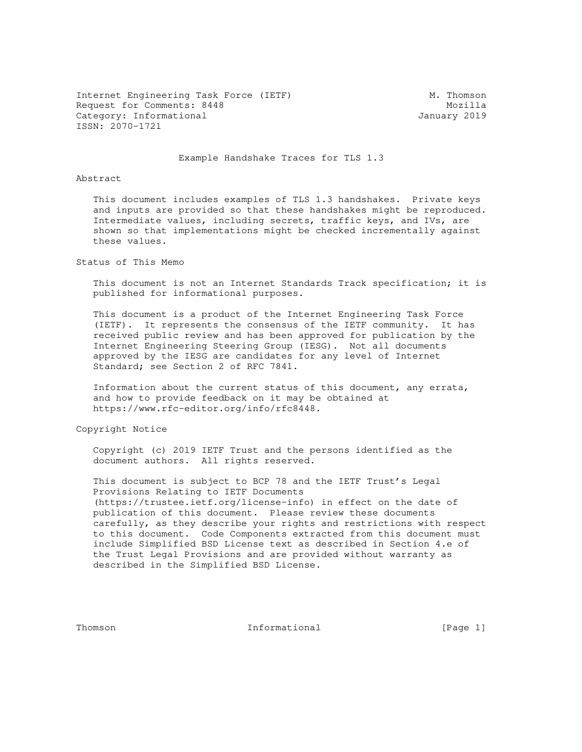Internet Engineering Task Force (IETF) M. Thomson
Request for Comments: 8448 Mozilla
Category: Informational January 2019
ISSN: 2070-1721

# Example Handshake Traces for TLS 1.3

## Abstract

This document includes examples of TLS 1.3 handshakes. Private keys and inputs are provided so that these handshakes might be reproduced. Intermediate values, including secrets, traffic keys, and IVs, are shown so that implementations might be checked incrementally against these values.

## Status of This Memo

This document is not an Internet Standards Track specification; it is published for informational purposes.

This document is a product of the Internet Engineering Task Force (IETF). It represents the consensus of the IETF community. It has received public review and has been approved for publication by the Internet Engineering Steering Group (IESG). Not all documents approved by the IESG are candidates for any level of Internet Standard; see Section 2 of RFC 7841.

Information about the current status of this document, any errata, and how to provide feedback on it may be obtained at https://www.rfc-editor.org/info/rfc8448.

## Copyright Notice

Copyright (c) 2019 IETF Trust and the persons identified as the document authors. All rights reserved.

This document is subject to BCP 78 and the IETF Trust's Legal Provisions Relating to IETF Documents (https://trustee.ietf.org/license-info) in effect on the date of publication of this document. Please review these documents carefully, as they describe your rights and restrictions with respect to this document. Code Components extracted from this document must include Simplified BSD License text as described in Section 4.e of the Trust Legal Provisions and are provided without warranty as described in the Simplified BSD License.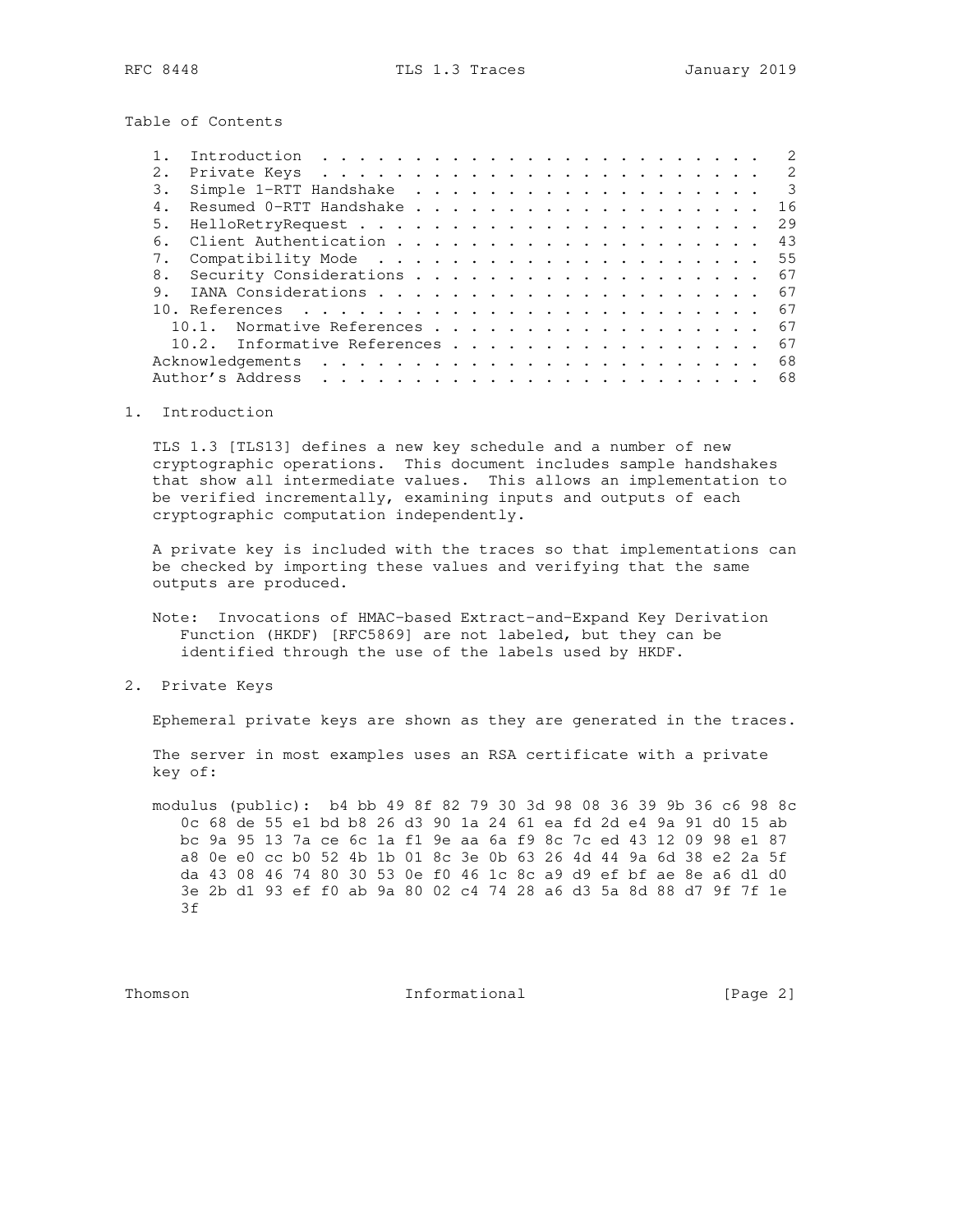Table of Contents

```
   1.  Introduction  . . . . . . . . . . . . . . . . . . . . . . . .   2
   2.  Private Keys  . . . . . . . . . . . . . . . . . . . . . . . .   2
   3.  Simple 1-RTT Handshake  . . . . . . . . . . . . . . . . . . .   3
   4.  Resumed 0-RTT Handshake . . . . . . . . . . . . . . . . . . .  16
   5.  HelloRetryRequest . . . . . . . . . . . . . . . . . . . . . .  29
   6.  Client Authentication . . . . . . . . . . . . . . . . . . . .  43
   7.  Compatibility Mode  . . . . . . . . . . . . . . . . . . . . .  55
   8.  Security Considerations . . . . . . . . . . . . . . . . . . .  67
   9.  IANA Considerations . . . . . . . . . . . . . . . . . . . . .  67
   10. References  . . . . . . . . . . . . . . . . . . . . . . . . .  67
     10.1.  Normative References . . . . . . . . . . . . . . . . . .  67
     10.2.  Informative References . . . . . . . . . . . . . . . . .  67
   Acknowledgements  . . . . . . . . . . . . . . . . . . . . . . . .  68
   Author's Address  . . . . . . . . . . . . . . . . . . . . . . . .  68
```

## 1. Introduction

TLS 1.3 [TLS13] defines a new key schedule and a number of new cryptographic operations. This document includes sample handshakes that show all intermediate values. This allows an implementation to be verified incrementally, examining inputs and outputs of each cryptographic computation independently.

A private key is included with the traces so that implementations can be checked by importing these values and verifying that the same outputs are produced.

Note: Invocations of HMAC-based Extract-and-Expand Key Derivation Function (HKDF) [RFC5869] are not labeled, but they can be identified through the use of the labels used by HKDF.

## 2. Private Keys

Ephemeral private keys are shown as they are generated in the traces.

The server in most examples uses an RSA certificate with a private key of:

```
modulus (public):  b4 bb 49 8f 82 79 30 3d 98 08 36 39 9b 36 c6 98 8c
   0c 68 de 55 e1 bd b8 26 d3 90 1a 24 61 ea fd 2d e4 9a 91 d0 15 ab
   bc 9a 95 13 7a ce 6c 1a f1 9e aa 6a f9 8c 7c ed 43 12 09 98 e1 87
   a8 0e e0 cc b0 52 4b 1b 01 8c 3e 0b 63 26 4d 44 9a 6d 38 e2 2a 5f
   da 43 08 46 74 80 30 53 0e f0 46 1c 8c a9 d9 ef bf ae 8e a6 d1 d0
   3e 2b d1 93 ef f0 ab 9a 80 02 c4 74 28 a6 d3 5a 8d 88 d7 9f 7f 1e
   3f
```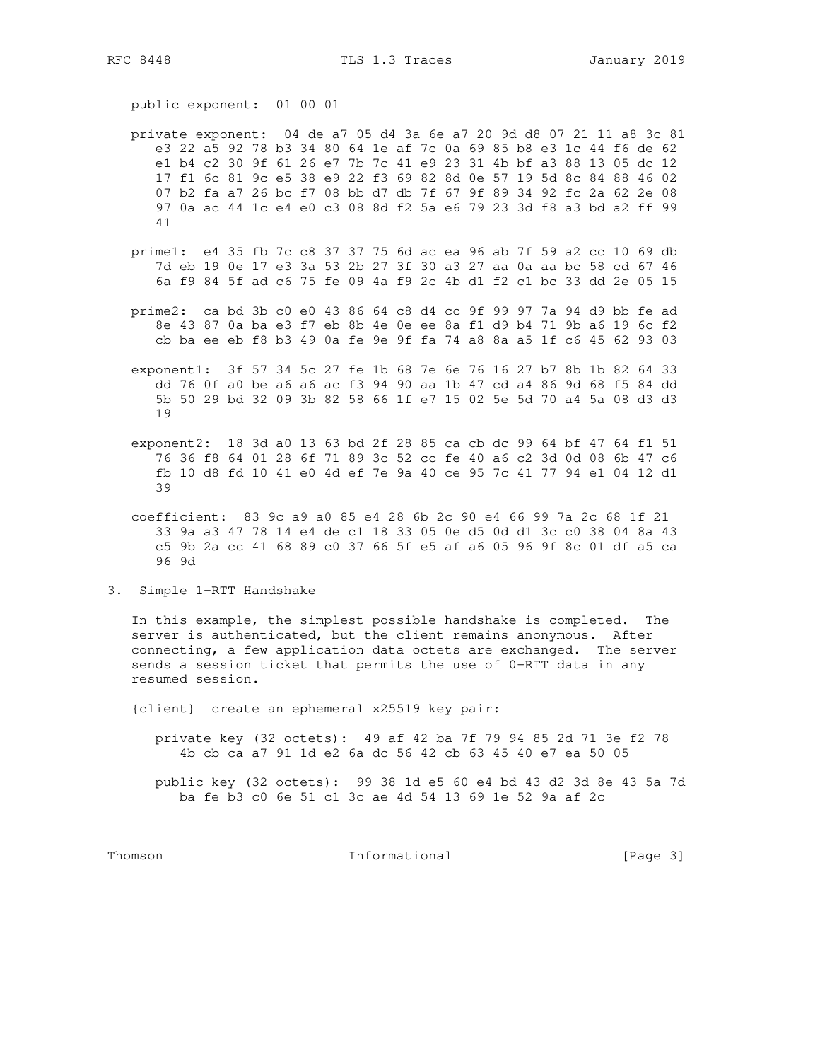public exponent:  01 00 01

```
private exponent:  04 de a7 05 d4 3a 6e a7 20 9d d8 07 21 11 a8 3c 81
   e3 22 a5 92 78 b3 34 80 64 1e af 7c 0a 69 85 b8 e3 1c 44 f6 de 62
   e1 b4 c2 30 9f 61 26 e7 7b 7c 41 e9 23 31 4b bf a3 88 13 05 dc 12
   17 f1 6c 81 9c e5 38 e9 22 f3 69 82 8d 0e 57 19 5d 8c 84 88 46 02
   07 b2 fa a7 26 bc f7 08 bb d7 db 7f 67 9f 89 34 92 fc 2a 62 2e 08
   97 0a ac 44 1c e4 e0 c3 08 8d f2 5a e6 79 23 3d f8 a3 bd a2 ff 99
   41

prime1:  e4 35 fb 7c c8 37 37 75 6d ac ea 96 ab 7f 59 a2 cc 10 69 db
   7d eb 19 0e 17 e3 3a 53 2b 27 3f 30 a3 27 aa 0a aa bc 58 cd 67 46
   6a f9 84 5f ad c6 75 fe 09 4a f9 2c 4b d1 f2 c1 bc 33 dd 2e 05 15

prime2:  ca bd 3b c0 e0 43 86 64 c8 d4 cc 9f 99 97 7a 94 d9 bb fe ad
   8e 43 87 0a ba e3 f7 eb 8b 4e 0e ee 8a f1 d9 b4 71 9b a6 19 6c f2
   cb ba ee eb f8 b3 49 0a fe 9e 9f fa 74 a8 8a a5 1f c6 45 62 93 03

exponent1:  3f 57 34 5c 27 fe 1b 68 7e 6e 76 16 27 b7 8b 1b 82 64 33
   dd 76 0f a0 be a6 a6 ac f3 94 90 aa 1b 47 cd a4 86 9d 68 f5 84 dd
   5b 50 29 bd 32 09 3b 82 58 66 1f e7 15 02 5e 5d 70 a4 5a 08 d3 d3
   19

exponent2:  18 3d a0 13 63 bd 2f 28 85 ca cb dc 99 64 bf 47 64 f1 51
   76 36 f8 64 01 28 6f 71 89 3c 52 cc fe 40 a6 c2 3d 0d 08 6b 47 c6
   fb 10 d8 fd 10 41 e0 4d ef 7e 9a 40 ce 95 7c 41 77 94 e1 04 12 d1
   39

coefficient:  83 9c a9 a0 85 e4 28 6b 2c 90 e4 66 99 7a 2c 68 1f 21
   33 9a a3 47 78 14 e4 de c1 18 33 05 0e d5 0d d1 3c c0 38 04 8a 43
   c5 9b 2a cc 41 68 89 c0 37 66 5f e5 af a6 05 96 9f 8c 01 df a5 ca
   96 9d
```

## 3. Simple 1-RTT Handshake

In this example, the simplest possible handshake is completed. The server is authenticated, but the client remains anonymous. After connecting, a few application data octets are exchanged. The server sends a session ticket that permits the use of 0-RTT data in any resumed session.

{client}  create an ephemeral x25519 key pair:

```
private key (32 octets):  49 af 42 ba 7f 79 94 85 2d 71 3e f2 78
   4b cb ca a7 91 1d e2 6a dc 56 42 cb 63 45 40 e7 ea 50 05

public key (32 octets):  99 38 1d e5 60 e4 bd 43 d2 3d 8e 43 5a 7d
   ba fe b3 c0 6e 51 c1 3c ae 4d 54 13 69 1e 52 9a af 2c
```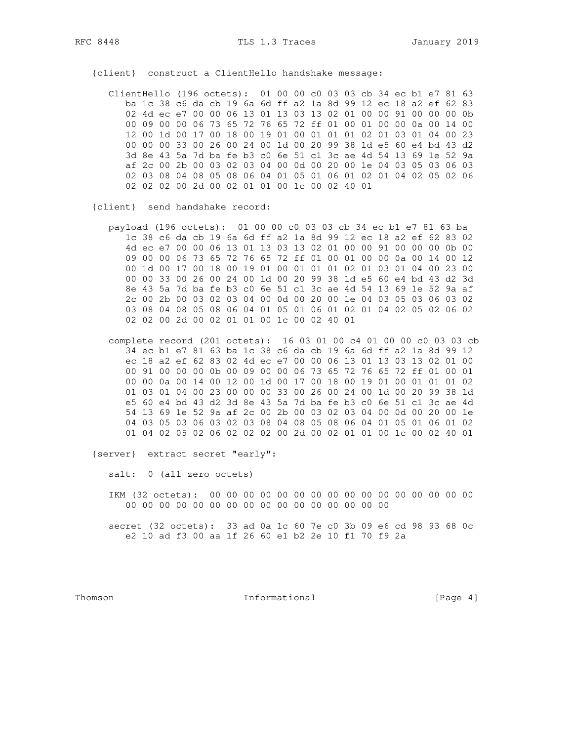{client} construct a ClientHello handshake message:

```
   ClientHello (196 octets):  01 00 00 c0 03 03 cb 34 ec b1 e7 81 63
      ba 1c 38 c6 da cb 19 6a 6d ff a2 1a 8d 99 12 ec 18 a2 ef 62 83
      02 4d ec e7 00 00 06 13 01 13 03 13 02 01 00 00 91 00 00 00 0b
      00 09 00 00 06 73 65 72 76 65 72 ff 01 00 01 00 00 0a 00 14 00
      12 00 1d 00 17 00 18 00 19 01 00 01 01 01 02 01 03 01 04 00 23
      00 00 00 33 00 26 00 24 00 1d 00 20 99 38 1d e5 60 e4 bd 43 d2
      3d 8e 43 5a 7d ba fe b3 c0 6e 51 c1 3c ae 4d 54 13 69 1e 52 9a
      af 2c 00 2b 00 03 02 03 04 00 0d 00 20 00 1e 04 03 05 03 06 03
      02 03 08 04 08 05 08 06 04 01 05 01 06 01 02 01 04 02 05 02 06
      02 02 02 00 2d 00 02 01 01 00 1c 00 02 40 01
```

{client} send handshake record:

```
   payload (196 octets):  01 00 00 c0 03 03 cb 34 ec b1 e7 81 63 ba
      1c 38 c6 da cb 19 6a 6d ff a2 1a 8d 99 12 ec 18 a2 ef 62 83 02
      4d ec e7 00 00 06 13 01 13 03 13 02 01 00 00 91 00 00 00 0b 00
      09 00 00 06 73 65 72 76 65 72 ff 01 00 01 00 00 0a 00 14 00 12
      00 1d 00 17 00 18 00 19 01 00 01 01 01 02 01 03 01 04 00 23 00
      00 00 33 00 26 00 24 00 1d 00 20 99 38 1d e5 60 e4 bd 43 d2 3d
      8e 43 5a 7d ba fe b3 c0 6e 51 c1 3c ae 4d 54 13 69 1e 52 9a af
      2c 00 2b 00 03 02 03 04 00 0d 00 20 00 1e 04 03 05 03 06 03 02
      03 08 04 08 05 08 06 04 01 05 01 06 01 02 01 04 02 05 02 06 02
      02 02 00 2d 00 02 01 01 00 1c 00 02 40 01

   complete record (201 octets):  16 03 01 00 c4 01 00 00 c0 03 03 cb
      34 ec b1 e7 81 63 ba 1c 38 c6 da cb 19 6a 6d ff a2 1a 8d 99 12
      ec 18 a2 ef 62 83 02 4d ec e7 00 00 06 13 01 13 03 13 02 01 00
      00 91 00 00 00 0b 00 09 00 00 06 73 65 72 76 65 72 ff 01 00 01
      00 00 0a 00 14 00 12 00 1d 00 17 00 18 00 19 01 00 01 01 01 02
      01 03 01 04 00 23 00 00 00 33 00 26 00 24 00 1d 00 20 99 38 1d
      e5 60 e4 bd 43 d2 3d 8e 43 5a 7d ba fe b3 c0 6e 51 c1 3c ae 4d
      54 13 69 1e 52 9a af 2c 00 2b 00 03 02 03 04 00 0d 00 20 00 1e
      04 03 05 03 06 03 02 03 08 04 08 05 08 06 04 01 05 01 06 01 02
      01 04 02 05 02 06 02 02 02 00 2d 00 02 01 01 00 1c 00 02 40 01
```

{server} extract secret "early":

```
   salt:  0 (all zero octets)

   IKM (32 octets):  00 00 00 00 00 00 00 00 00 00 00 00 00 00 00 00
      00 00 00 00 00 00 00 00 00 00 00 00 00 00 00 00

   secret (32 octets):  33 ad 0a 1c 60 7e c0 3b 09 e6 cd 98 93 68 0c
      e2 10 ad f3 00 aa 1f 26 60 e1 b2 2e 10 f1 70 f9 2a
```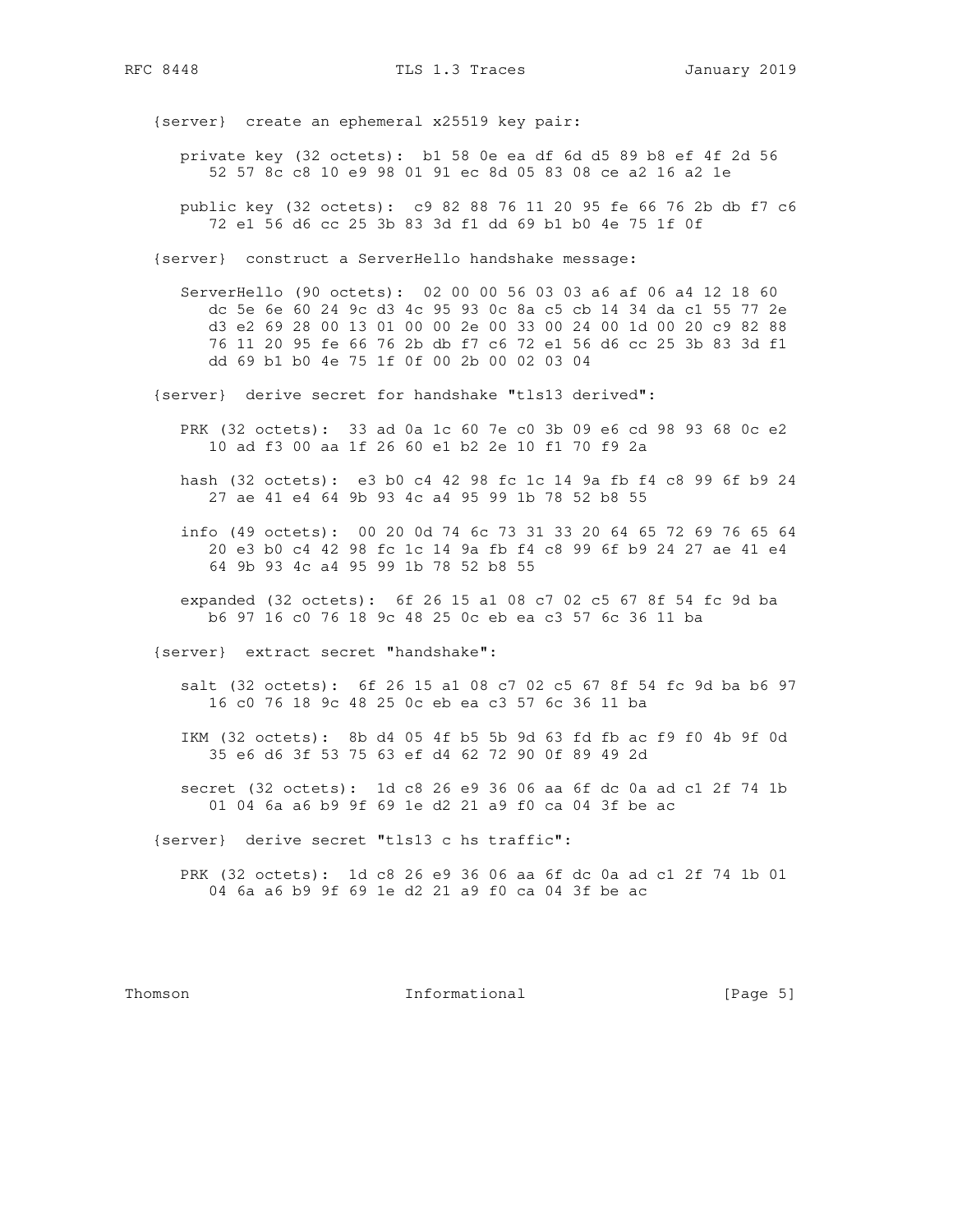```
   {server}  create an ephemeral x25519 key pair:

      private key (32 octets):  b1 58 0e ea df 6d d5 89 b8 ef 4f 2d 56
         52 57 8c c8 10 e9 98 01 91 ec 8d 05 83 08 ce a2 16 a2 1e

      public key (32 octets):  c9 82 88 76 11 20 95 fe 66 76 2b db f7 c6
         72 e1 56 d6 cc 25 3b 83 3d f1 dd 69 b1 b0 4e 75 1f 0f

   {server}  construct a ServerHello handshake message:

      ServerHello (90 octets):  02 00 00 56 03 03 a6 af 06 a4 12 18 60
         dc 5e 6e 60 24 9c d3 4c 95 93 0c 8a c5 cb 14 34 da c1 55 77 2e
         d3 e2 69 28 00 13 01 00 00 2e 00 33 00 24 00 1d 00 20 c9 82 88
         76 11 20 95 fe 66 76 2b db f7 c6 72 e1 56 d6 cc 25 3b 83 3d f1
         dd 69 b1 b0 4e 75 1f 0f 00 2b 00 02 03 04

   {server}  derive secret for handshake "tls13 derived":

      PRK (32 octets):  33 ad 0a 1c 60 7e c0 3b 09 e6 cd 98 93 68 0c e2
         10 ad f3 00 aa 1f 26 60 e1 b2 2e 10 f1 70 f9 2a

      hash (32 octets):  e3 b0 c4 42 98 fc 1c 14 9a fb f4 c8 99 6f b9 24
         27 ae 41 e4 64 9b 93 4c a4 95 99 1b 78 52 b8 55

      info (49 octets):  00 20 0d 74 6c 73 31 33 20 64 65 72 69 76 65 64
         20 e3 b0 c4 42 98 fc 1c 14 9a fb f4 c8 99 6f b9 24 27 ae 41 e4
         64 9b 93 4c a4 95 99 1b 78 52 b8 55

      expanded (32 octets):  6f 26 15 a1 08 c7 02 c5 67 8f 54 fc 9d ba
         b6 97 16 c0 76 18 9c 48 25 0c eb ea c3 57 6c 36 11 ba

   {server}  extract secret "handshake":

      salt (32 octets):  6f 26 15 a1 08 c7 02 c5 67 8f 54 fc 9d ba b6 97
         16 c0 76 18 9c 48 25 0c eb ea c3 57 6c 36 11 ba

      IKM (32 octets):  8b d4 05 4f b5 5b 9d 63 fd fb ac f9 f0 4b 9f 0d
         35 e6 d6 3f 53 75 63 ef d4 62 72 90 0f 89 49 2d

      secret (32 octets):  1d c8 26 e9 36 06 aa 6f dc 0a ad c1 2f 74 1b
         01 04 6a a6 b9 9f 69 1e d2 21 a9 f0 ca 04 3f be ac

   {server}  derive secret "tls13 c hs traffic":

      PRK (32 octets):  1d c8 26 e9 36 06 aa 6f dc 0a ad c1 2f 74 1b 01
         04 6a a6 b9 9f 69 1e d2 21 a9 f0 ca 04 3f be ac
```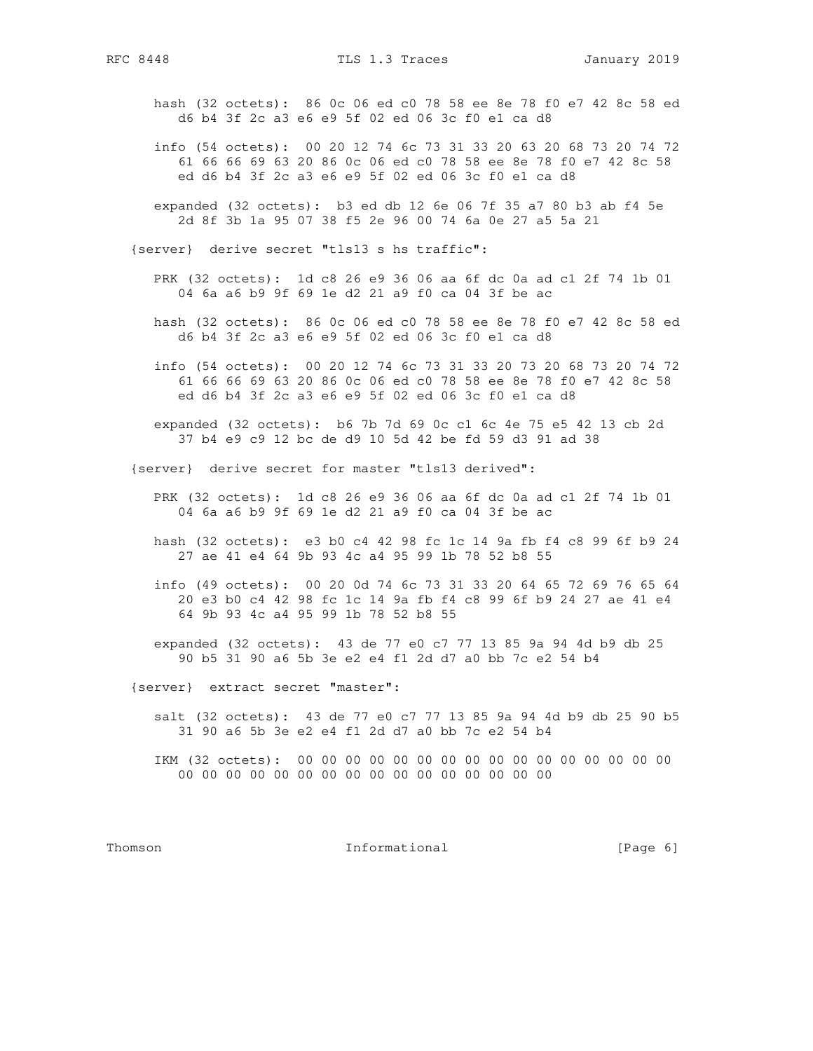```
      hash (32 octets):  86 0c 06 ed c0 78 58 ee 8e 78 f0 e7 42 8c 58 ed
         d6 b4 3f 2c a3 e6 e9 5f 02 ed 06 3c f0 e1 ca d8

      info (54 octets):  00 20 12 74 6c 73 31 33 20 63 20 68 73 20 74 72
         61 66 66 69 63 20 86 0c 06 ed c0 78 58 ee 8e 78 f0 e7 42 8c 58
         ed d6 b4 3f 2c a3 e6 e9 5f 02 ed 06 3c f0 e1 ca d8

      expanded (32 octets):  b3 ed db 12 6e 06 7f 35 a7 80 b3 ab f4 5e
         2d 8f 3b 1a 95 07 38 f5 2e 96 00 74 6a 0e 27 a5 5a 21

   {server}  derive secret "tls13 s hs traffic":

      PRK (32 octets):  1d c8 26 e9 36 06 aa 6f dc 0a ad c1 2f 74 1b 01
         04 6a a6 b9 9f 69 1e d2 21 a9 f0 ca 04 3f be ac

      hash (32 octets):  86 0c 06 ed c0 78 58 ee 8e 78 f0 e7 42 8c 58 ed
         d6 b4 3f 2c a3 e6 e9 5f 02 ed 06 3c f0 e1 ca d8

      info (54 octets):  00 20 12 74 6c 73 31 33 20 73 20 68 73 20 74 72
         61 66 66 69 63 20 86 0c 06 ed c0 78 58 ee 8e 78 f0 e7 42 8c 58
         ed d6 b4 3f 2c a3 e6 e9 5f 02 ed 06 3c f0 e1 ca d8

      expanded (32 octets):  b6 7b 7d 69 0c c1 6c 4e 75 e5 42 13 cb 2d
         37 b4 e9 c9 12 bc de d9 10 5d 42 be fd 59 d3 91 ad 38

   {server}  derive secret for master "tls13 derived":

      PRK (32 octets):  1d c8 26 e9 36 06 aa 6f dc 0a ad c1 2f 74 1b 01
         04 6a a6 b9 9f 69 1e d2 21 a9 f0 ca 04 3f be ac

      hash (32 octets):  e3 b0 c4 42 98 fc 1c 14 9a fb f4 c8 99 6f b9 24
         27 ae 41 e4 64 9b 93 4c a4 95 99 1b 78 52 b8 55

      info (49 octets):  00 20 0d 74 6c 73 31 33 20 64 65 72 69 76 65 64
         20 e3 b0 c4 42 98 fc 1c 14 9a fb f4 c8 99 6f b9 24 27 ae 41 e4
         64 9b 93 4c a4 95 99 1b 78 52 b8 55

      expanded (32 octets):  43 de 77 e0 c7 77 13 85 9a 94 4d b9 db 25
         90 b5 31 90 a6 5b 3e e2 e4 f1 2d d7 a0 bb 7c e2 54 b4

   {server}  extract secret "master":

      salt (32 octets):  43 de 77 e0 c7 77 13 85 9a 94 4d b9 db 25 90 b5
         31 90 a6 5b 3e e2 e4 f1 2d d7 a0 bb 7c e2 54 b4

      IKM (32 octets):  00 00 00 00 00 00 00 00 00 00 00 00 00 00 00 00
         00 00 00 00 00 00 00 00 00 00 00 00 00 00 00 00
```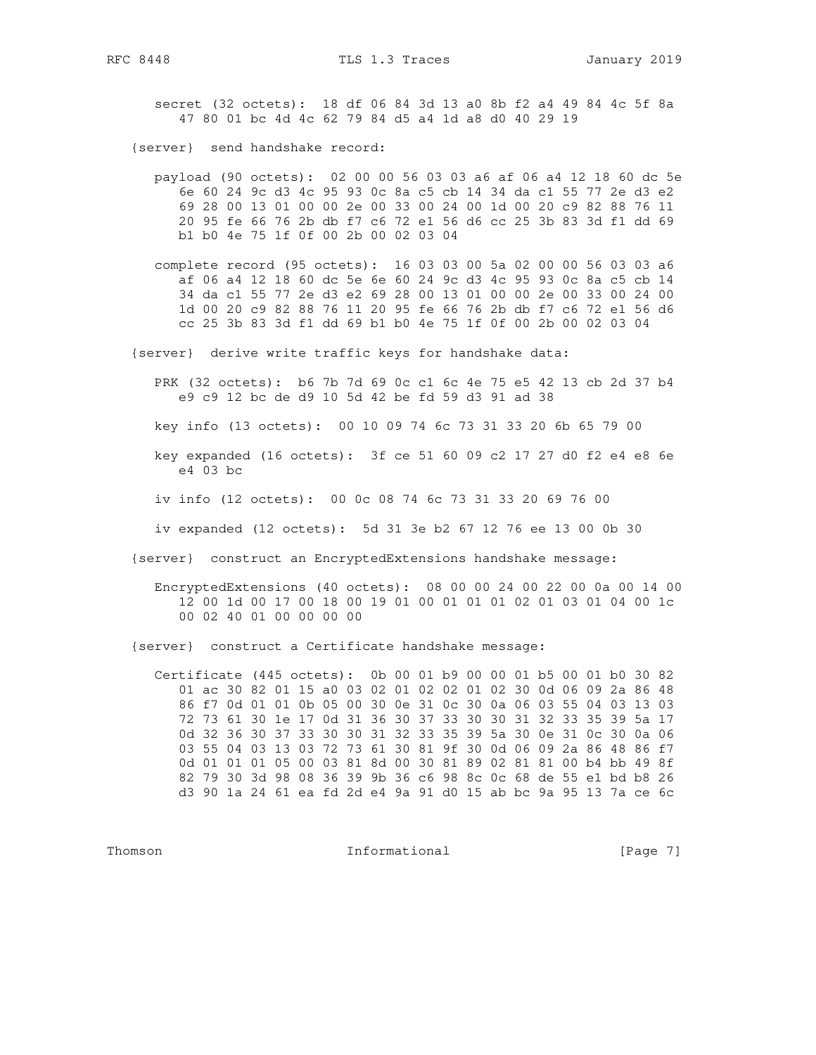```
   secret (32 octets):  18 df 06 84 3d 13 a0 8b f2 a4 49 84 4c 5f 8a
      47 80 01 bc 4d 4c 62 79 84 d5 a4 1d a8 d0 40 29 19

{server}  send handshake record:

   payload (90 octets):  02 00 00 56 03 03 a6 af 06 a4 12 18 60 dc 5e
      6e 60 24 9c d3 4c 95 93 0c 8a c5 cb 14 34 da c1 55 77 2e d3 e2
      69 28 00 13 01 00 00 2e 00 33 00 24 00 1d 00 20 c9 82 88 76 11
      20 95 fe 66 76 2b db f7 c6 72 e1 56 d6 cc 25 3b 83 3d f1 dd 69
      b1 b0 4e 75 1f 0f 00 2b 00 02 03 04

   complete record (95 octets):  16 03 03 00 5a 02 00 00 56 03 03 a6
      af 06 a4 12 18 60 dc 5e 6e 60 24 9c d3 4c 95 93 0c 8a c5 cb 14
      34 da c1 55 77 2e d3 e2 69 28 00 13 01 00 00 2e 00 33 00 24 00
      1d 00 20 c9 82 88 76 11 20 95 fe 66 76 2b db f7 c6 72 e1 56 d6
      cc 25 3b 83 3d f1 dd 69 b1 b0 4e 75 1f 0f 00 2b 00 02 03 04

{server}  derive write traffic keys for handshake data:

   PRK (32 octets):  b6 7b 7d 69 0c c1 6c 4e 75 e5 42 13 cb 2d 37 b4
      e9 c9 12 bc de d9 10 5d 42 be fd 59 d3 91 ad 38

   key info (13 octets):  00 10 09 74 6c 73 31 33 20 6b 65 79 00

   key expanded (16 octets):  3f ce 51 60 09 c2 17 27 d0 f2 e4 e8 6e
      e4 03 bc

   iv info (12 octets):  00 0c 08 74 6c 73 31 33 20 69 76 00

   iv expanded (12 octets):  5d 31 3e b2 67 12 76 ee 13 00 0b 30

{server}  construct an EncryptedExtensions handshake message:

   EncryptedExtensions (40 octets):  08 00 00 24 00 22 00 0a 00 14 00
      12 00 1d 00 17 00 18 00 19 01 00 01 01 01 02 01 03 01 04 00 1c
      00 02 40 01 00 00 00 00

{server}  construct a Certificate handshake message:

   Certificate (445 octets):  0b 00 01 b9 00 00 01 b5 00 01 b0 30 82
      01 ac 30 82 01 15 a0 03 02 01 02 02 01 02 30 0d 06 09 2a 86 48
      86 f7 0d 01 01 0b 05 00 30 0e 31 0c 30 0a 06 03 55 04 03 13 03
      72 73 61 30 1e 17 0d 31 36 30 37 33 30 30 31 32 33 35 39 5a 17
      0d 32 36 30 37 33 30 30 31 32 33 35 39 5a 30 0e 31 0c 30 0a 06
      03 55 04 03 13 03 72 73 61 30 81 9f 30 0d 06 09 2a 86 48 86 f7
      0d 01 01 01 05 00 03 81 8d 00 30 81 89 02 81 81 00 b4 bb 49 8f
      82 79 30 3d 98 08 36 39 9b 36 c6 98 8c 0c 68 de 55 e1 bd b8 26
      d3 90 1a 24 61 ea fd 2d e4 9a 91 d0 15 ab bc 9a 95 13 7a ce 6c
```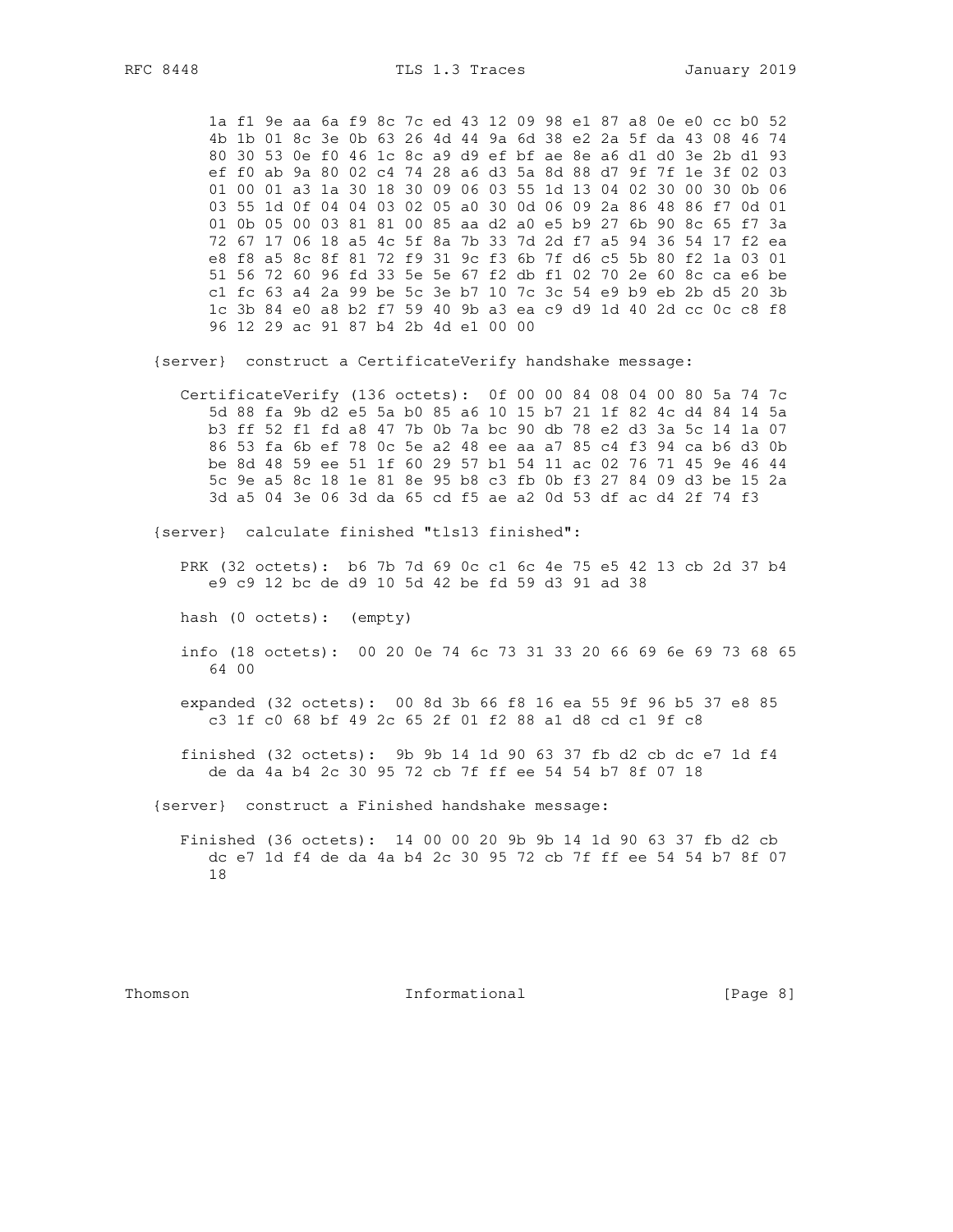```
      1a f1 9e aa 6a f9 8c 7c ed 43 12 09 98 e1 87 a8 0e e0 cc b0 52
      4b 1b 01 8c 3e 0b 63 26 4d 44 9a 6d 38 e2 2a 5f da 43 08 46 74
      80 30 53 0e f0 46 1c 8c a9 d9 ef bf ae 8e a6 d1 d0 3e 2b d1 93
      ef f0 ab 9a 80 02 c4 74 28 a6 d3 5a 8d 88 d7 9f 7f 1e 3f 02 03
      01 00 01 a3 1a 30 18 30 09 06 03 55 1d 13 04 02 30 00 30 0b 06
      03 55 1d 0f 04 04 03 02 05 a0 30 0d 06 09 2a 86 48 86 f7 0d 01
      01 0b 05 00 03 81 81 00 85 aa d2 a0 e5 b9 27 6b 90 8c 65 f7 3a
      72 67 17 06 18 a5 4c 5f 8a 7b 33 7d 2d f7 a5 94 36 54 17 f2 ea
      e8 f8 a5 8c 8f 81 72 f9 31 9c f3 6b 7f d6 c5 5b 80 f2 1a 03 01
      51 56 72 60 96 fd 33 5e 5e 67 f2 db f1 02 70 2e 60 8c ca e6 be
      c1 fc 63 a4 2a 99 be 5c 3e b7 10 7c 3c 54 e9 b9 eb 2b d5 20 3b
      1c 3b 84 e0 a8 b2 f7 59 40 9b a3 ea c9 d9 1d 40 2d cc 0c c8 f8
      96 12 29 ac 91 87 b4 2b 4d e1 00 00

   {server}  construct a CertificateVerify handshake message:

      CertificateVerify (136 octets):  0f 00 00 84 08 04 00 80 5a 74 7c
         5d 88 fa 9b d2 e5 5a b0 85 a6 10 15 b7 21 1f 82 4c d4 84 14 5a
         b3 ff 52 f1 fd a8 47 7b 0b 7a bc 90 db 78 e2 d3 3a 5c 14 1a 07
         86 53 fa 6b ef 78 0c 5e a2 48 ee aa a7 85 c4 f3 94 ca b6 d3 0b
         be 8d 48 59 ee 51 1f 60 29 57 b1 54 11 ac 02 76 71 45 9e 46 44
         5c 9e a5 8c 18 1e 81 8e 95 b8 c3 fb 0b f3 27 84 09 d3 be 15 2a
         3d a5 04 3e 06 3d da 65 cd f5 ae a2 0d 53 df ac d4 2f 74 f3

   {server}  calculate finished "tls13 finished":

      PRK (32 octets):  b6 7b 7d 69 0c c1 6c 4e 75 e5 42 13 cb 2d 37 b4
         e9 c9 12 bc de d9 10 5d 42 be fd 59 d3 91 ad 38

      hash (0 octets):  (empty)

      info (18 octets):  00 20 0e 74 6c 73 31 33 20 66 69 6e 69 73 68 65
         64 00

      expanded (32 octets):  00 8d 3b 66 f8 16 ea 55 9f 96 b5 37 e8 85
         c3 1f c0 68 bf 49 2c 65 2f 01 f2 88 a1 d8 cd c1 9f c8

      finished (32 octets):  9b 9b 14 1d 90 63 37 fb d2 cb dc e7 1d f4
         de da 4a b4 2c 30 95 72 cb 7f ff ee 54 54 b7 8f 07 18

   {server}  construct a Finished handshake message:

      Finished (36 octets):  14 00 00 20 9b 9b 14 1d 90 63 37 fb d2 cb
         dc e7 1d f4 de da 4a b4 2c 30 95 72 cb 7f ff ee 54 54 b7 8f 07
         18
```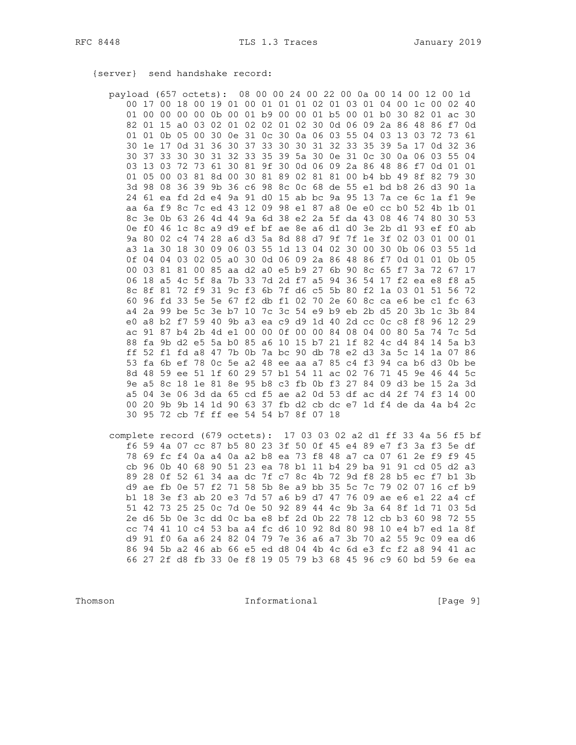{server}  send handshake record:

```
   payload (657 octets):  08 00 00 24 00 22 00 0a 00 14 00 12 00 1d
      00 17 00 18 00 19 01 00 01 01 01 02 01 03 01 04 00 1c 00 02 40
      01 00 00 00 00 0b 00 01 b9 00 00 01 b5 00 01 b0 30 82 01 ac 30
      82 01 15 a0 03 02 01 02 02 01 02 30 0d 06 09 2a 86 48 86 f7 0d
      01 01 0b 05 00 30 0e 31 0c 30 0a 06 03 55 04 03 13 03 72 73 61
      30 1e 17 0d 31 36 30 37 33 30 30 31 32 33 35 39 5a 17 0d 32 36
      30 37 33 30 30 31 32 33 35 39 5a 30 0e 31 0c 30 0a 06 03 55 04
      03 13 03 72 73 61 30 81 9f 30 0d 06 09 2a 86 48 86 f7 0d 01 01
      01 05 00 03 81 8d 00 30 81 89 02 81 81 00 b4 bb 49 8f 82 79 30
      3d 98 08 36 39 9b 36 c6 98 8c 0c 68 de 55 e1 bd b8 26 d3 90 1a
      24 61 ea fd 2d e4 9a 91 d0 15 ab bc 9a 95 13 7a ce 6c 1a f1 9e
      aa 6a f9 8c 7c ed 43 12 09 98 e1 87 a8 0e e0 cc b0 52 4b 1b 01
      8c 3e 0b 63 26 4d 44 9a 6d 38 e2 2a 5f da 43 08 46 74 80 30 53
      0e f0 46 1c 8c a9 d9 ef bf ae 8e a6 d1 d0 3e 2b d1 93 ef f0 ab
      9a 80 02 c4 74 28 a6 d3 5a 8d 88 d7 9f 7f 1e 3f 02 03 01 00 01
      a3 1a 30 18 30 09 06 03 55 1d 13 04 02 30 00 30 0b 06 03 55 1d
      0f 04 04 03 02 05 a0 30 0d 06 09 2a 86 48 86 f7 0d 01 01 0b 05
      00 03 81 81 00 85 aa d2 a0 e5 b9 27 6b 90 8c 65 f7 3a 72 67 17
      06 18 a5 4c 5f 8a 7b 33 7d 2d f7 a5 94 36 54 17 f2 ea e8 f8 a5
      8c 8f 81 72 f9 31 9c f3 6b 7f d6 c5 5b 80 f2 1a 03 01 51 56 72
      60 96 fd 33 5e 5e 67 f2 db f1 02 70 2e 60 8c ca e6 be c1 fc 63
      a4 2a 99 be 5c 3e b7 10 7c 3c 54 e9 b9 eb 2b d5 20 3b 1c 3b 84
      e0 a8 b2 f7 59 40 9b a3 ea c9 d9 1d 40 2d cc 0c c8 f8 96 12 29
      ac 91 87 b4 2b 4d e1 00 00 0f 00 00 84 08 04 00 80 5a 74 7c 5d
      88 fa 9b d2 e5 5a b0 85 a6 10 15 b7 21 1f 82 4c d4 84 14 5a b3
      ff 52 f1 fd a8 47 7b 0b 7a bc 90 db 78 e2 d3 3a 5c 14 1a 07 86
      53 fa 6b ef 78 0c 5e a2 48 ee aa a7 85 c4 f3 94 ca b6 d3 0b be
      8d 48 59 ee 51 1f 60 29 57 b1 54 11 ac 02 76 71 45 9e 46 44 5c
      9e a5 8c 18 1e 81 8e 95 b8 c3 fb 0b f3 27 84 09 d3 be 15 2a 3d
      a5 04 3e 06 3d da 65 cd f5 ae a2 0d 53 df ac d4 2f 74 f3 14 00
      00 20 9b 9b 14 1d 90 63 37 fb d2 cb dc e7 1d f4 de da 4a b4 2c
      30 95 72 cb 7f ff ee 54 54 b7 8f 07 18

   complete record (679 octets):  17 03 03 02 a2 d1 ff 33 4a 56 f5 bf
      f6 59 4a 07 cc 87 b5 80 23 3f 50 0f 45 e4 89 e7 f3 3a f3 5e df
      78 69 fc f4 0a a4 0a a2 b8 ea 73 f8 48 a7 ca 07 61 2e f9 f9 45
      cb 96 0b 40 68 90 51 23 ea 78 b1 11 b4 29 ba 91 91 cd 05 d2 a3
      89 28 0f 52 61 34 aa dc 7f c7 8c 4b 72 9d f8 28 b5 ec f7 b1 3b
      d9 ae fb 0e 57 f2 71 58 5b 8e a9 bb 35 5c 7c 79 02 07 16 cf b9
      b1 18 3e f3 ab 20 e3 7d 57 a6 b9 d7 47 76 09 ae e6 e1 22 a4 cf
      51 42 73 25 25 0c 7d 0e 50 92 89 44 4c 9b 3a 64 8f 1d 71 03 5d
      2e d6 5b 0e 3c dd 0c ba e8 bf 2d 0b 22 78 12 cb b3 60 98 72 55
      cc 74 41 10 c4 53 ba a4 fc d6 10 92 8d 80 98 10 e4 b7 ed 1a 8f
      d9 91 f0 6a a6 24 82 04 79 7e 36 a6 a7 3b 70 a2 55 9c 09 ea d6
      86 94 5b a2 46 ab 66 e5 ed d8 04 4b 4c 6d e3 fc f2 a8 94 41 ac
      66 27 2f d8 fb 33 0e f8 19 05 79 b3 68 45 96 c9 60 bd 59 6e ea
```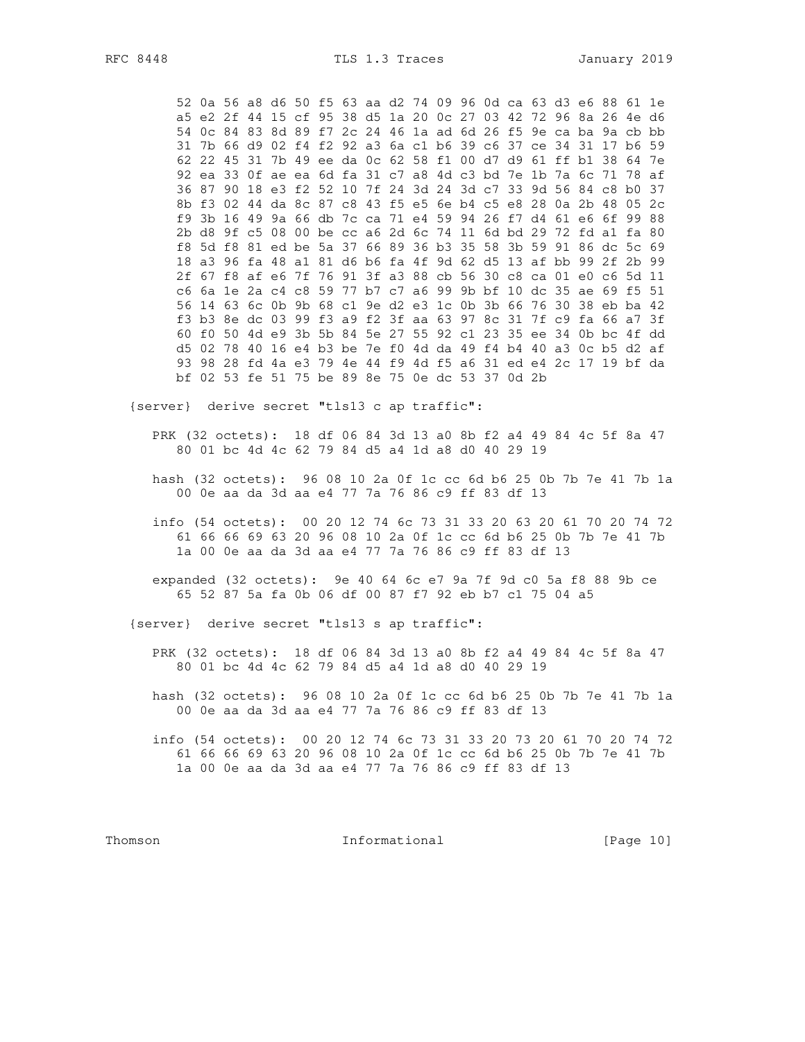```
         52 0a 56 a8 d6 50 f5 63 aa d2 74 09 96 0d ca 63 d3 e6 88 61 1e
         a5 e2 2f 44 15 cf 95 38 d5 1a 20 0c 27 03 42 72 96 8a 26 4e d6
         54 0c 84 83 8d 89 f7 2c 24 46 1a ad 6d 26 f5 9e ca ba 9a cb bb
         31 7b 66 d9 02 f4 f2 92 a3 6a c1 b6 39 c6 37 ce 34 31 17 b6 59
         62 22 45 31 7b 49 ee da 0c 62 58 f1 00 d7 d9 61 ff b1 38 64 7e
         92 ea 33 0f ae ea 6d fa 31 c7 a8 4d c3 bd 7e 1b 7a 6c 71 78 af
         36 87 90 18 e3 f2 52 10 7f 24 3d 24 3d c7 33 9d 56 84 c8 b0 37
         8b f3 02 44 da 8c 87 c8 43 f5 e5 6e b4 c5 e8 28 0a 2b 48 05 2c
         f9 3b 16 49 9a 66 db 7c ca 71 e4 59 94 26 f7 d4 61 e6 6f 99 88
         2b d8 9f c5 08 00 be cc a6 2d 6c 74 11 6d bd 29 72 fd a1 fa 80
         f8 5d f8 81 ed be 5a 37 66 89 36 b3 35 58 3b 59 91 86 dc 5c 69
         18 a3 96 fa 48 a1 81 d6 b6 fa 4f 9d 62 d5 13 af bb 99 2f 2b 99
         2f 67 f8 af e6 7f 76 91 3f a3 88 cb 56 30 c8 ca 01 e0 c6 5d 11
         c6 6a 1e 2a c4 c8 59 77 b7 c7 a6 99 9b bf 10 dc 35 ae 69 f5 51
         56 14 63 6c 0b 9b 68 c1 9e d2 e3 1c 0b 3b 66 76 30 38 eb ba 42
         f3 b3 8e dc 03 99 f3 a9 f2 3f aa 63 97 8c 31 7f c9 fa 66 a7 3f
         60 f0 50 4d e9 3b 5b 84 5e 27 55 92 c1 23 35 ee 34 0b bc 4f dd
         d5 02 78 40 16 e4 b3 be 7e f0 4d da 49 f4 b4 40 a3 0c b5 d2 af
         93 98 28 fd 4a e3 79 4e 44 f9 4d f5 a6 31 ed e4 2c 17 19 bf da
         bf 02 53 fe 51 75 be 89 8e 75 0e dc 53 37 0d 2b

   {server}  derive secret "tls13 c ap traffic":

      PRK (32 octets):  18 df 06 84 3d 13 a0 8b f2 a4 49 84 4c 5f 8a 47
         80 01 bc 4d 4c 62 79 84 d5 a4 1d a8 d0 40 29 19

      hash (32 octets):  96 08 10 2a 0f 1c cc 6d b6 25 0b 7b 7e 41 7b 1a
         00 0e aa da 3d aa e4 77 7a 76 86 c9 ff 83 df 13

      info (54 octets):  00 20 12 74 6c 73 31 33 20 63 20 61 70 20 74 72
         61 66 66 69 63 20 96 08 10 2a 0f 1c cc 6d b6 25 0b 7b 7e 41 7b
         1a 00 0e aa da 3d aa e4 77 7a 76 86 c9 ff 83 df 13

      expanded (32 octets):  9e 40 64 6c e7 9a 7f 9d c0 5a f8 88 9b ce
         65 52 87 5a fa 0b 06 df 00 87 f7 92 eb b7 c1 75 04 a5

   {server}  derive secret "tls13 s ap traffic":

      PRK (32 octets):  18 df 06 84 3d 13 a0 8b f2 a4 49 84 4c 5f 8a 47
         80 01 bc 4d 4c 62 79 84 d5 a4 1d a8 d0 40 29 19

      hash (32 octets):  96 08 10 2a 0f 1c cc 6d b6 25 0b 7b 7e 41 7b 1a
         00 0e aa da 3d aa e4 77 7a 76 86 c9 ff 83 df 13

      info (54 octets):  00 20 12 74 6c 73 31 33 20 73 20 61 70 20 74 72
         61 66 66 69 63 20 96 08 10 2a 0f 1c cc 6d b6 25 0b 7b 7e 41 7b
         1a 00 0e aa da 3d aa e4 77 7a 76 86 c9 ff 83 df 13
```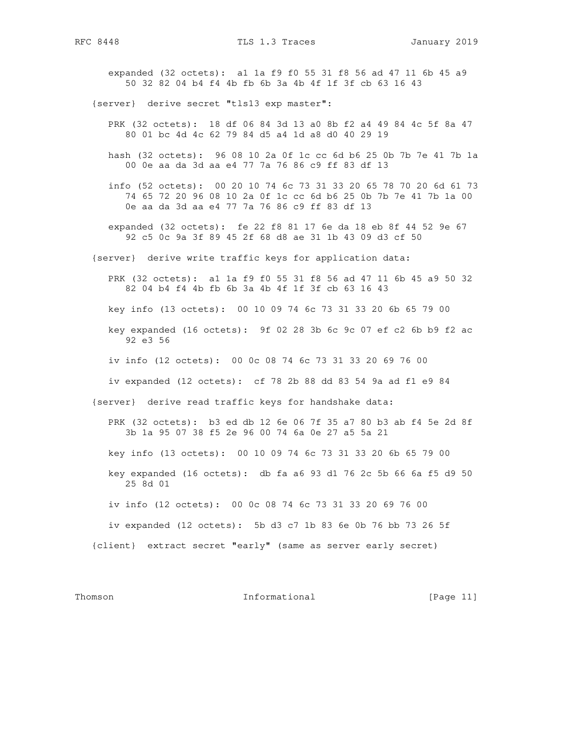```
      expanded (32 octets):  a1 1a f9 f0 55 31 f8 56 ad 47 11 6b 45 a9
         50 32 82 04 b4 f4 4b fb 6b 3a 4b 4f 1f 3f cb 63 16 43

   {server}  derive secret "tls13 exp master":

      PRK (32 octets):  18 df 06 84 3d 13 a0 8b f2 a4 49 84 4c 5f 8a 47
         80 01 bc 4d 4c 62 79 84 d5 a4 1d a8 d0 40 29 19

      hash (32 octets):  96 08 10 2a 0f 1c cc 6d b6 25 0b 7b 7e 41 7b 1a
         00 0e aa da 3d aa e4 77 7a 76 86 c9 ff 83 df 13

      info (52 octets):  00 20 10 74 6c 73 31 33 20 65 78 70 20 6d 61 73
         74 65 72 20 96 08 10 2a 0f 1c cc 6d b6 25 0b 7b 7e 41 7b 1a 00
         0e aa da 3d aa e4 77 7a 76 86 c9 ff 83 df 13

      expanded (32 octets):  fe 22 f8 81 17 6e da 18 eb 8f 44 52 9e 67
         92 c5 0c 9a 3f 89 45 2f 68 d8 ae 31 1b 43 09 d3 cf 50

   {server}  derive write traffic keys for application data:

      PRK (32 octets):  a1 1a f9 f0 55 31 f8 56 ad 47 11 6b 45 a9 50 32
         82 04 b4 f4 4b fb 6b 3a 4b 4f 1f 3f cb 63 16 43

      key info (13 octets):  00 10 09 74 6c 73 31 33 20 6b 65 79 00

      key expanded (16 octets):  9f 02 28 3b 6c 9c 07 ef c2 6b b9 f2 ac
         92 e3 56

      iv info (12 octets):  00 0c 08 74 6c 73 31 33 20 69 76 00

      iv expanded (12 octets):  cf 78 2b 88 dd 83 54 9a ad f1 e9 84

   {server}  derive read traffic keys for handshake data:

      PRK (32 octets):  b3 ed db 12 6e 06 7f 35 a7 80 b3 ab f4 5e 2d 8f
         3b 1a 95 07 38 f5 2e 96 00 74 6a 0e 27 a5 5a 21

      key info (13 octets):  00 10 09 74 6c 73 31 33 20 6b 65 79 00

      key expanded (16 octets):  db fa a6 93 d1 76 2c 5b 66 6a f5 d9 50
         25 8d 01

      iv info (12 octets):  00 0c 08 74 6c 73 31 33 20 69 76 00

      iv expanded (12 octets):  5b d3 c7 1b 83 6e 0b 76 bb 73 26 5f

   {client}  extract secret "early" (same as server early secret)
```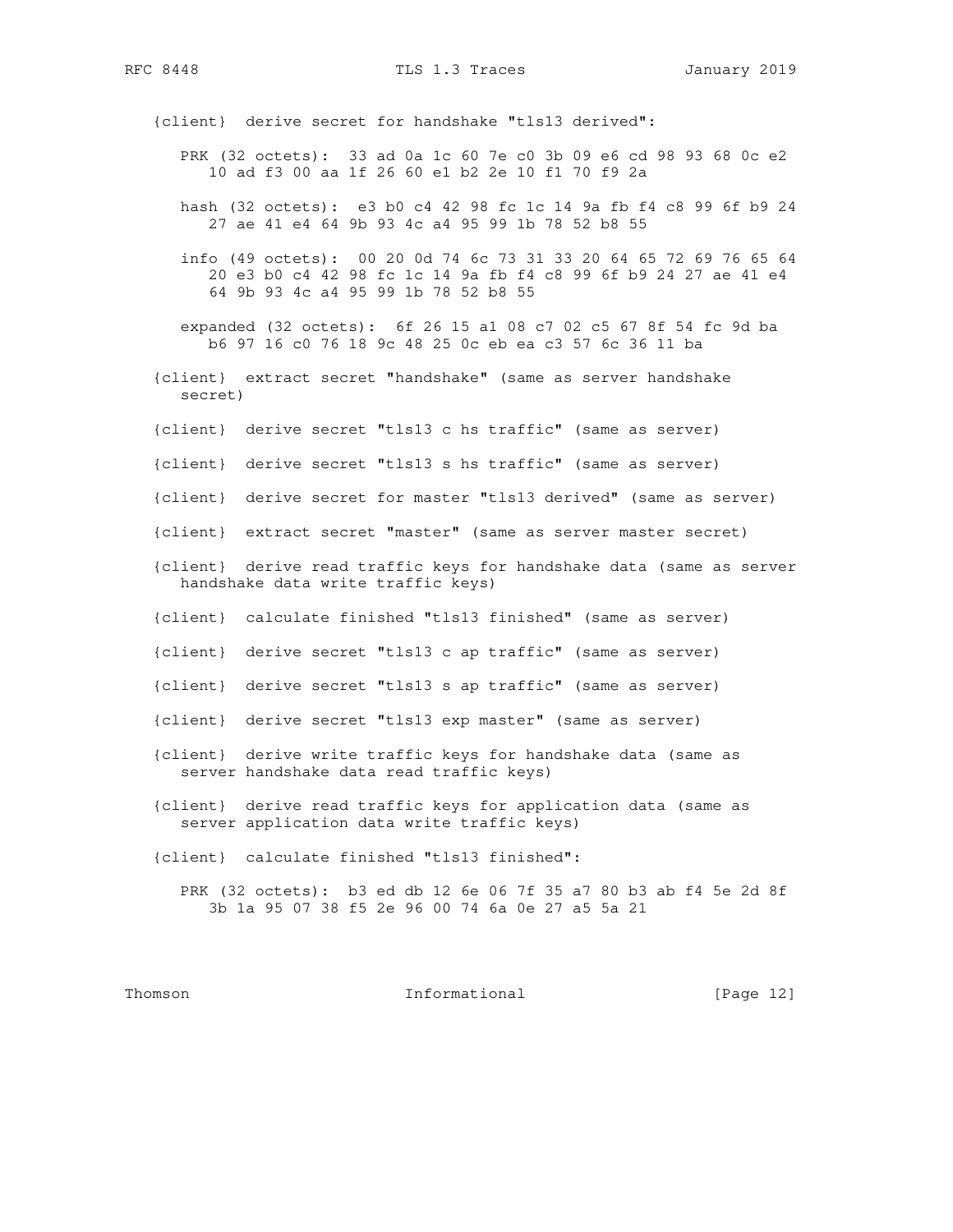```
{client}  derive secret for handshake "tls13 derived":

   PRK (32 octets):  33 ad 0a 1c 60 7e c0 3b 09 e6 cd 98 93 68 0c e2
      10 ad f3 00 aa 1f 26 60 e1 b2 2e 10 f1 70 f9 2a

   hash (32 octets):  e3 b0 c4 42 98 fc 1c 14 9a fb f4 c8 99 6f b9 24
      27 ae 41 e4 64 9b 93 4c a4 95 99 1b 78 52 b8 55

   info (49 octets):  00 20 0d 74 6c 73 31 33 20 64 65 72 69 76 65 64
      20 e3 b0 c4 42 98 fc 1c 14 9a fb f4 c8 99 6f b9 24 27 ae 41 e4
      64 9b 93 4c a4 95 99 1b 78 52 b8 55

   expanded (32 octets):  6f 26 15 a1 08 c7 02 c5 67 8f 54 fc 9d ba
      b6 97 16 c0 76 18 9c 48 25 0c eb ea c3 57 6c 36 11 ba

{client}  extract secret "handshake" (same as server handshake
   secret)

{client}  derive secret "tls13 c hs traffic" (same as server)

{client}  derive secret "tls13 s hs traffic" (same as server)

{client}  derive secret for master "tls13 derived" (same as server)

{client}  extract secret "master" (same as server master secret)

{client}  derive read traffic keys for handshake data (same as server
   handshake data write traffic keys)

{client}  calculate finished "tls13 finished" (same as server)

{client}  derive secret "tls13 c ap traffic" (same as server)

{client}  derive secret "tls13 s ap traffic" (same as server)

{client}  derive secret "tls13 exp master" (same as server)

{client}  derive write traffic keys for handshake data (same as
   server handshake data read traffic keys)

{client}  derive read traffic keys for application data (same as
   server application data write traffic keys)

{client}  calculate finished "tls13 finished":

   PRK (32 octets):  b3 ed db 12 6e 06 7f 35 a7 80 b3 ab f4 5e 2d 8f
      3b 1a 95 07 38 f5 2e 96 00 74 6a 0e 27 a5 5a 21
```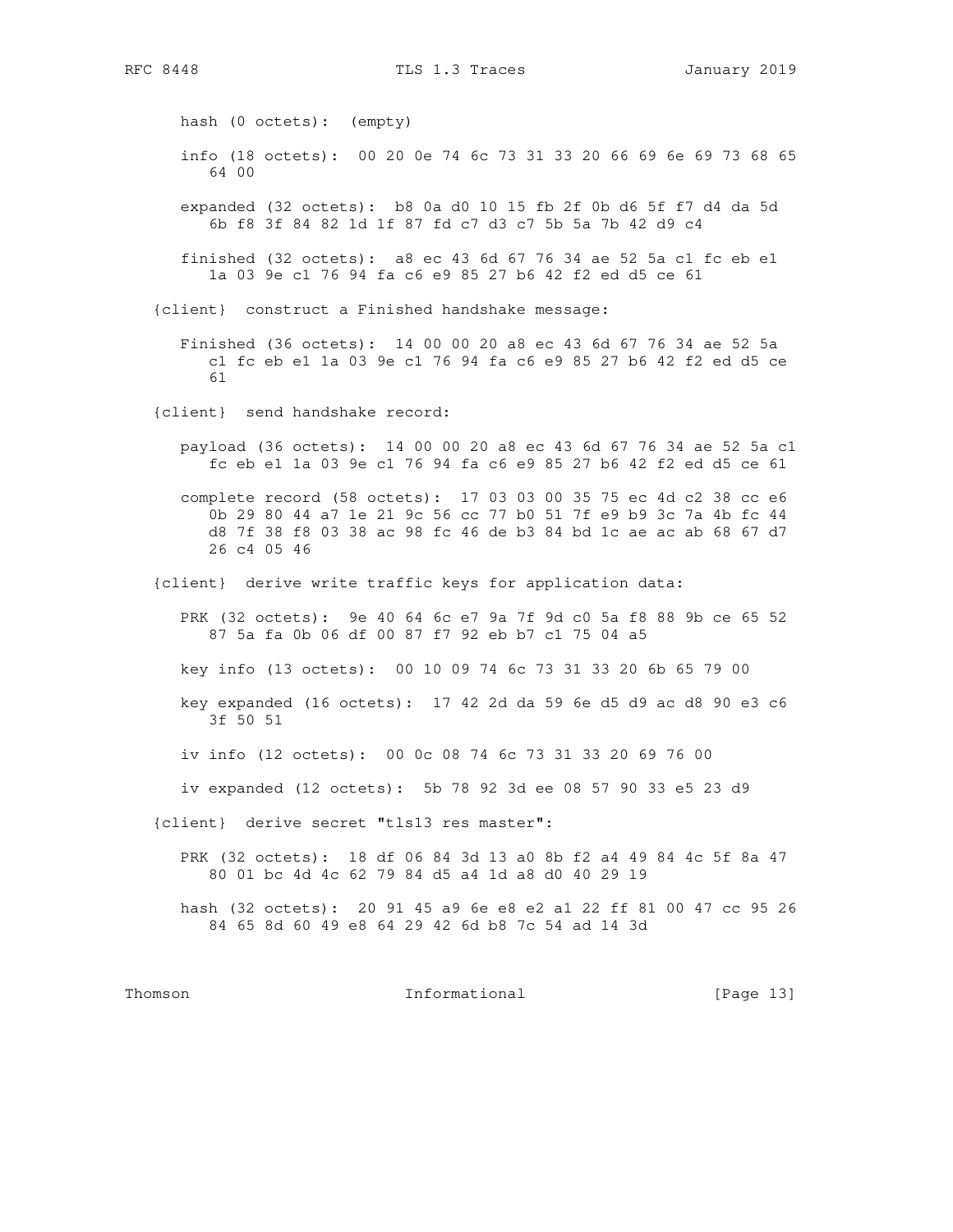```
      hash (0 octets):  (empty)

      info (18 octets):  00 20 0e 74 6c 73 31 33 20 66 69 6e 69 73 68 65
         64 00

      expanded (32 octets):  b8 0a d0 10 15 fb 2f 0b d6 5f f7 d4 da 5d
         6b f8 3f 84 82 1d 1f 87 fd c7 d3 c7 5b 5a 7b 42 d9 c4

      finished (32 octets):  a8 ec 43 6d 67 76 34 ae 52 5a c1 fc eb e1
         1a 03 9e c1 76 94 fa c6 e9 85 27 b6 42 f2 ed d5 ce 61

   {client}  construct a Finished handshake message:

      Finished (36 octets):  14 00 00 20 a8 ec 43 6d 67 76 34 ae 52 5a
         c1 fc eb e1 1a 03 9e c1 76 94 fa c6 e9 85 27 b6 42 f2 ed d5 ce
         61

   {client}  send handshake record:

      payload (36 octets):  14 00 00 20 a8 ec 43 6d 67 76 34 ae 52 5a c1
         fc eb e1 1a 03 9e c1 76 94 fa c6 e9 85 27 b6 42 f2 ed d5 ce 61

      complete record (58 octets):  17 03 03 00 35 75 ec 4d c2 38 cc e6
         0b 29 80 44 a7 1e 21 9c 56 cc 77 b0 51 7f e9 b9 3c 7a 4b fc 44
         d8 7f 38 f8 03 38 ac 98 fc 46 de b3 84 bd 1c ae ac ab 68 67 d7
         26 c4 05 46

   {client}  derive write traffic keys for application data:

      PRK (32 octets):  9e 40 64 6c e7 9a 7f 9d c0 5a f8 88 9b ce 65 52
         87 5a fa 0b 06 df 00 87 f7 92 eb b7 c1 75 04 a5

      key info (13 octets):  00 10 09 74 6c 73 31 33 20 6b 65 79 00

      key expanded (16 octets):  17 42 2d da 59 6e d5 d9 ac d8 90 e3 c6
         3f 50 51

      iv info (12 octets):  00 0c 08 74 6c 73 31 33 20 69 76 00

      iv expanded (12 octets):  5b 78 92 3d ee 08 57 90 33 e5 23 d9

   {client}  derive secret "tls13 res master":

      PRK (32 octets):  18 df 06 84 3d 13 a0 8b f2 a4 49 84 4c 5f 8a 47
         80 01 bc 4d 4c 62 79 84 d5 a4 1d a8 d0 40 29 19

      hash (32 octets):  20 91 45 a9 6e e8 e2 a1 22 ff 81 00 47 cc 95 26
         84 65 8d 60 49 e8 64 29 42 6d b8 7c 54 ad 14 3d
```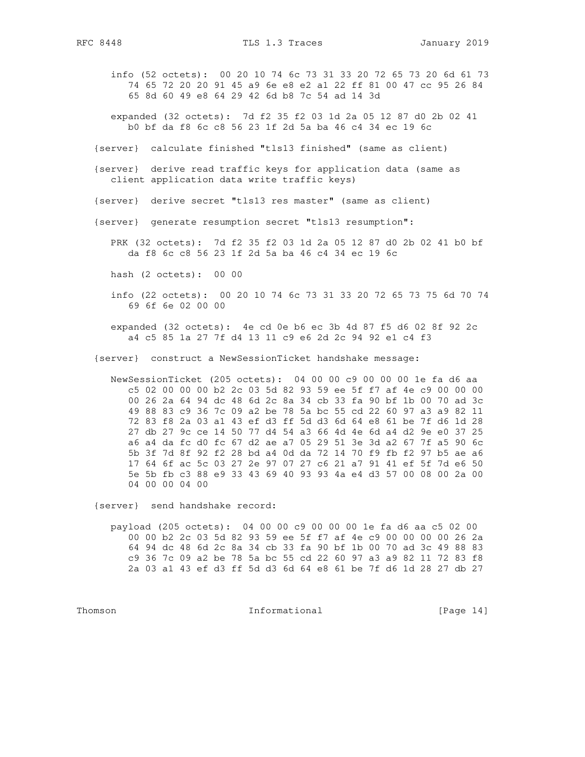```
      info (52 octets):  00 20 10 74 6c 73 31 33 20 72 65 73 20 6d 61 73
         74 65 72 20 20 91 45 a9 6e e8 e2 a1 22 ff 81 00 47 cc 95 26 84
         65 8d 60 49 e8 64 29 42 6d b8 7c 54 ad 14 3d

      expanded (32 octets):  7d f2 35 f2 03 1d 2a 05 12 87 d0 2b 02 41
         b0 bf da f8 6c c8 56 23 1f 2d 5a ba 46 c4 34 ec 19 6c

   {server}  calculate finished "tls13 finished" (same as client)

   {server}  derive read traffic keys for application data (same as
      client application data write traffic keys)

   {server}  derive secret "tls13 res master" (same as client)

   {server}  generate resumption secret "tls13 resumption":

      PRK (32 octets):  7d f2 35 f2 03 1d 2a 05 12 87 d0 2b 02 41 b0 bf
         da f8 6c c8 56 23 1f 2d 5a ba 46 c4 34 ec 19 6c

      hash (2 octets):  00 00

      info (22 octets):  00 20 10 74 6c 73 31 33 20 72 65 73 75 6d 70 74
         69 6f 6e 02 00 00

      expanded (32 octets):  4e cd 0e b6 ec 3b 4d 87 f5 d6 02 8f 92 2c
         a4 c5 85 1a 27 7f d4 13 11 c9 e6 2d 2c 94 92 e1 c4 f3

   {server}  construct a NewSessionTicket handshake message:

      NewSessionTicket (205 octets):  04 00 00 c9 00 00 00 1e fa d6 aa
         c5 02 00 00 00 b2 2c 03 5d 82 93 59 ee 5f f7 af 4e c9 00 00 00
         00 26 2a 64 94 dc 48 6d 2c 8a 34 cb 33 fa 90 bf 1b 00 70 ad 3c
         49 88 83 c9 36 7c 09 a2 be 78 5a bc 55 cd 22 60 97 a3 a9 82 11
         72 83 f8 2a 03 a1 43 ef d3 ff 5d d3 6d 64 e8 61 be 7f d6 1d 28
         27 db 27 9c ce 14 50 77 d4 54 a3 66 4d 4e 6d a4 d2 9e e0 37 25
         a6 a4 da fc d0 fc 67 d2 ae a7 05 29 51 3e 3d a2 67 7f a5 90 6c
         5b 3f 7d 8f 92 f2 28 bd a4 0d da 72 14 70 f9 fb f2 97 b5 ae a6
         17 64 6f ac 5c 03 27 2e 97 07 27 c6 21 a7 91 41 ef 5f 7d e6 50
         5e 5b fb c3 88 e9 33 43 69 40 93 93 4a e4 d3 57 00 08 00 2a 00
         04 00 00 04 00

   {server}  send handshake record:

      payload (205 octets):  04 00 00 c9 00 00 00 1e fa d6 aa c5 02 00
         00 00 b2 2c 03 5d 82 93 59 ee 5f f7 af 4e c9 00 00 00 00 26 2a
         64 94 dc 48 6d 2c 8a 34 cb 33 fa 90 bf 1b 00 70 ad 3c 49 88 83
         c9 36 7c 09 a2 be 78 5a bc 55 cd 22 60 97 a3 a9 82 11 72 83 f8
         2a 03 a1 43 ef d3 ff 5d d3 6d 64 e8 61 be 7f d6 1d 28 27 db 27
```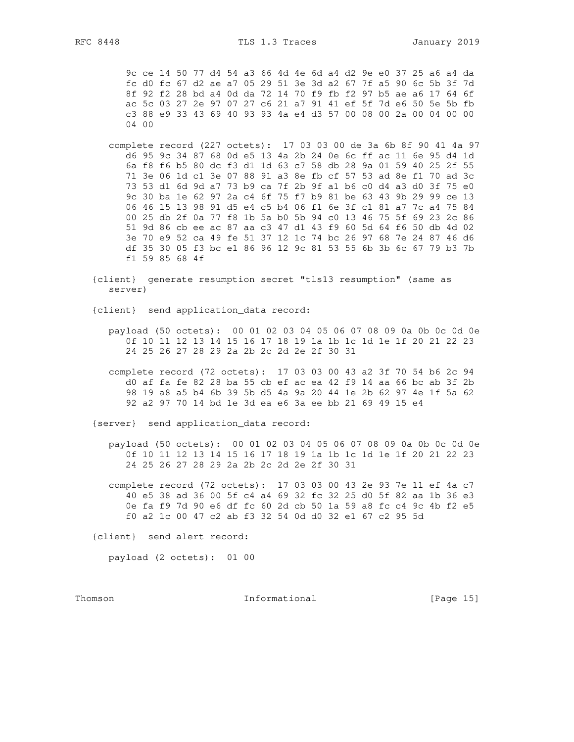```
      9c ce 14 50 77 d4 54 a3 66 4d 4e 6d a4 d2 9e e0 37 25 a6 a4 da
      fc d0 fc 67 d2 ae a7 05 29 51 3e 3d a2 67 7f a5 90 6c 5b 3f 7d
      8f 92 f2 28 bd a4 0d da 72 14 70 f9 fb f2 97 b5 ae a6 17 64 6f
      ac 5c 03 27 2e 97 07 27 c6 21 a7 91 41 ef 5f 7d e6 50 5e 5b fb
      c3 88 e9 33 43 69 40 93 93 4a e4 d3 57 00 08 00 2a 00 04 00 00
      04 00

   complete record (227 octets):  17 03 03 00 de 3a 6b 8f 90 41 4a 97
      d6 95 9c 34 87 68 0d e5 13 4a 2b 24 0e 6c ff ac 11 6e 95 d4 1d
      6a f8 f6 b5 80 dc f3 d1 1d 63 c7 58 db 28 9a 01 59 40 25 2f 55
      71 3e 06 1d c1 3e 07 88 91 a3 8e fb cf 57 53 ad 8e f1 70 ad 3c
      73 53 d1 6d 9d a7 73 b9 ca 7f 2b 9f a1 b6 c0 d4 a3 d0 3f 75 e0
      9c 30 ba 1e 62 97 2a c4 6f 75 f7 b9 81 be 63 43 9b 29 99 ce 13
      06 46 15 13 98 91 d5 e4 c5 b4 06 f1 6e 3f c1 81 a7 7c a4 75 84
      00 25 db 2f 0a 77 f8 1b 5a b0 5b 94 c0 13 46 75 5f 69 23 2c 86
      51 9d 86 cb ee ac 87 aa c3 47 d1 43 f9 60 5d 64 f6 50 db 4d 02
      3e 70 e9 52 ca 49 fe 51 37 12 1c 74 bc 26 97 68 7e 24 87 46 d6
      df 35 30 05 f3 bc e1 86 96 12 9c 81 53 55 6b 3b 6c 67 79 b3 7b
      f1 59 85 68 4f

{client}  generate resumption secret "tls13 resumption" (same as
   server)

{client}  send application_data record:

   payload (50 octets):  00 01 02 03 04 05 06 07 08 09 0a 0b 0c 0d 0e
      0f 10 11 12 13 14 15 16 17 18 19 1a 1b 1c 1d 1e 1f 20 21 22 23
      24 25 26 27 28 29 2a 2b 2c 2d 2e 2f 30 31

   complete record (72 octets):  17 03 03 00 43 a2 3f 70 54 b6 2c 94
      d0 af fa fe 82 28 ba 55 cb ef ac ea 42 f9 14 aa 66 bc ab 3f 2b
      98 19 a8 a5 b4 6b 39 5b d5 4a 9a 20 44 1e 2b 62 97 4e 1f 5a 62
      92 a2 97 70 14 bd 1e 3d ea e6 3a ee bb 21 69 49 15 e4

{server}  send application_data record:

   payload (50 octets):  00 01 02 03 04 05 06 07 08 09 0a 0b 0c 0d 0e
      0f 10 11 12 13 14 15 16 17 18 19 1a 1b 1c 1d 1e 1f 20 21 22 23
      24 25 26 27 28 29 2a 2b 2c 2d 2e 2f 30 31

   complete record (72 octets):  17 03 03 00 43 2e 93 7e 11 ef 4a c7
      40 e5 38 ad 36 00 5f c4 a4 69 32 fc 32 25 d0 5f 82 aa 1b 36 e3
      0e fa f9 7d 90 e6 df fc 60 2d cb 50 1a 59 a8 fc c4 9c 4b f2 e5
      f0 a2 1c 00 47 c2 ab f3 32 54 0d d0 32 e1 67 c2 95 5d

{client}  send alert record:

   payload (2 octets):  01 00
```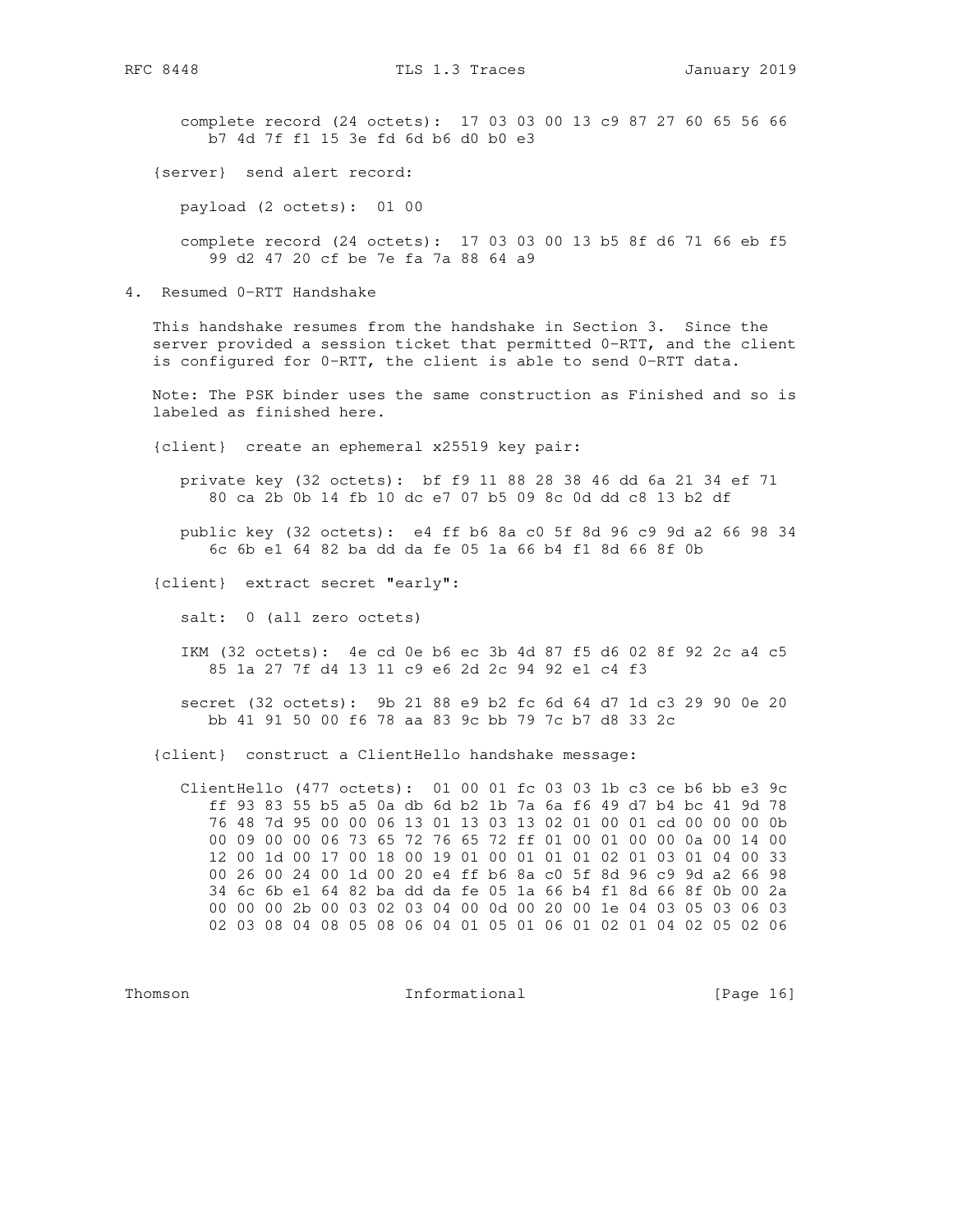complete record (24 octets): 17 03 03 00 13 c9 87 27 60 65 56 66 b7 4d 7f f1 15 3e fd 6d b6 d0 b0 e3

{server} send alert record:

payload (2 octets): 01 00

complete record (24 octets): 17 03 03 00 13 b5 8f d6 71 66 eb f5 99 d2 47 20 cf be 7e fa 7a 88 64 a9

## 4. Resumed 0-RTT Handshake

This handshake resumes from the handshake in Section 3. Since the server provided a session ticket that permitted 0-RTT, and the client is configured for 0-RTT, the client is able to send 0-RTT data.

Note: The PSK binder uses the same construction as Finished and so is labeled as finished here.

{client} create an ephemeral x25519 key pair:

private key (32 octets): bf f9 11 88 28 38 46 dd 6a 21 34 ef 71 80 ca 2b 0b 14 fb 10 dc e7 07 b5 09 8c 0d dd c8 13 b2 df

public key (32 octets): e4 ff b6 8a c0 5f 8d 96 c9 9d a2 66 98 34 6c 6b e1 64 82 ba dd da fe 05 1a 66 b4 f1 8d 66 8f 0b

{client} extract secret "early":

salt: 0 (all zero octets)

IKM (32 octets): 4e cd 0e b6 ec 3b 4d 87 f5 d6 02 8f 92 2c a4 c5 85 1a 27 7f d4 13 11 c9 e6 2d 2c 94 92 e1 c4 f3

secret (32 octets): 9b 21 88 e9 b2 fc 6d 64 d7 1d c3 29 90 0e 20 bb 41 91 50 00 f6 78 aa 83 9c bb 79 7c b7 d8 33 2c

{client} construct a ClientHello handshake message:

ClientHello (477 octets): 01 00 01 fc 03 03 1b c3 ce b6 bb e3 9c ff 93 83 55 b5 a5 0a db 6d b2 1b 7a 6a f6 49 d7 b4 bc 41 9d 78 76 48 7d 95 00 00 06 13 01 13 03 13 02 01 00 01 cd 00 00 00 0b 00 09 00 00 06 73 65 72 76 65 72 ff 01 00 01 00 00 0a 00 14 00 12 00 1d 00 17 00 18 00 19 01 00 01 01 01 02 01 03 01 04 00 33 00 26 00 24 00 1d 00 20 e4 ff b6 8a c0 5f 8d 96 c9 9d a2 66 98 34 6c 6b e1 64 82 ba dd da fe 05 1a 66 b4 f1 8d 66 8f 0b 00 2a 00 00 00 2b 00 03 02 03 04 00 0d 00 20 00 1e 04 03 05 03 06 03 02 03 08 04 08 05 08 06 04 01 05 01 06 01 02 01 04 02 05 02 06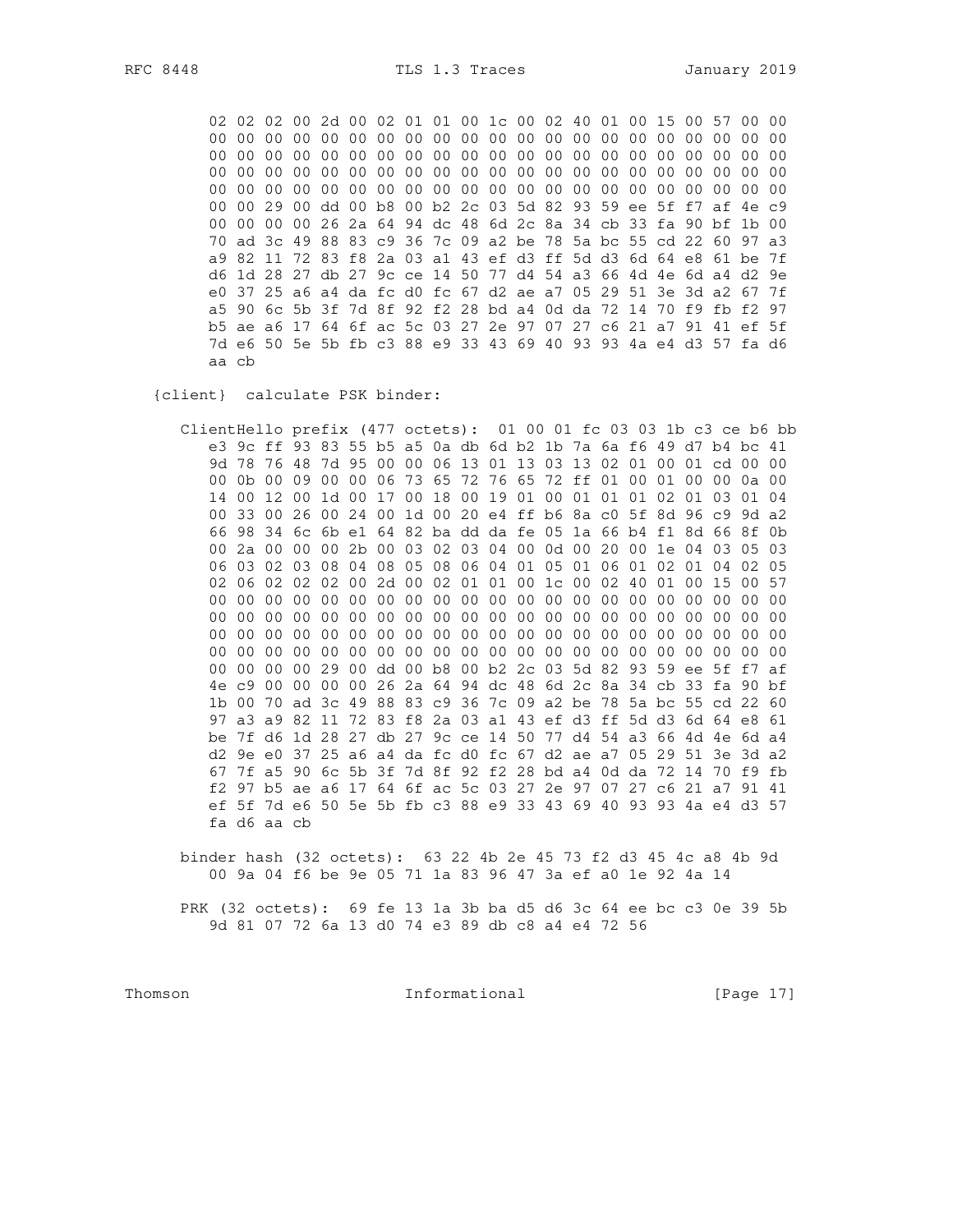```
      02 02 02 00 2d 00 02 01 01 00 1c 00 02 40 01 00 15 00 57 00 00
      00 00 00 00 00 00 00 00 00 00 00 00 00 00 00 00 00 00 00 00 00
      00 00 00 00 00 00 00 00 00 00 00 00 00 00 00 00 00 00 00 00 00
      00 00 00 00 00 00 00 00 00 00 00 00 00 00 00 00 00 00 00 00 00
      00 00 00 00 00 00 00 00 00 00 00 00 00 00 00 00 00 00 00 00 00
      00 00 29 00 dd 00 b8 00 b2 2c 03 5d 82 93 59 ee 5f f7 af 4e c9
      00 00 00 00 26 2a 64 94 dc 48 6d 2c 8a 34 cb 33 fa 90 bf 1b 00
      70 ad 3c 49 88 83 c9 36 7c 09 a2 be 78 5a bc 55 cd 22 60 97 a3
      a9 82 11 72 83 f8 2a 03 a1 43 ef d3 ff 5d d3 6d 64 e8 61 be 7f
      d6 1d 28 27 db 27 9c ce 14 50 77 d4 54 a3 66 4d 4e 6d a4 d2 9e
      e0 37 25 a6 a4 da fc d0 fc 67 d2 ae a7 05 29 51 3e 3d a2 67 7f
      a5 90 6c 5b 3f 7d 8f 92 f2 28 bd a4 0d da 72 14 70 f9 fb f2 97
      b5 ae a6 17 64 6f ac 5c 03 27 2e 97 07 27 c6 21 a7 91 41 ef 5f
      7d e6 50 5e 5b fb c3 88 e9 33 43 69 40 93 93 4a e4 d3 57 fa d6
      aa cb

   {client}  calculate PSK binder:

      ClientHello prefix (477 octets):  01 00 01 fc 03 03 1b c3 ce b6 bb
         e3 9c ff 93 83 55 b5 a5 0a db 6d b2 1b 7a 6a f6 49 d7 b4 bc 41
         9d 78 76 48 7d 95 00 00 06 13 01 13 03 13 02 01 00 01 cd 00 00
         00 0b 00 09 00 00 06 73 65 72 76 65 72 ff 01 00 01 00 00 0a 00
         14 00 12 00 1d 00 17 00 18 00 19 01 00 01 01 01 02 01 03 01 04
         00 33 00 26 00 24 00 1d 00 20 e4 ff b6 8a c0 5f 8d 96 c9 9d a2
         66 98 34 6c 6b e1 64 82 ba dd da fe 05 1a 66 b4 f1 8d 66 8f 0b
         00 2a 00 00 00 2b 00 03 02 03 04 00 0d 00 20 00 1e 04 03 05 03
         06 03 02 03 08 04 08 05 08 06 04 01 05 01 06 01 02 01 04 02 05
         02 06 02 02 02 00 2d 00 02 01 01 00 1c 00 02 40 01 00 15 00 57
         00 00 00 00 00 00 00 00 00 00 00 00 00 00 00 00 00 00 00 00 00
         00 00 00 00 00 00 00 00 00 00 00 00 00 00 00 00 00 00 00 00 00
         00 00 00 00 00 00 00 00 00 00 00 00 00 00 00 00 00 00 00 00 00
         00 00 00 00 00 00 00 00 00 00 00 00 00 00 00 00 00 00 00 00 00
         00 00 00 00 29 00 dd 00 b8 00 b2 2c 03 5d 82 93 59 ee 5f f7 af
         4e c9 00 00 00 00 26 2a 64 94 dc 48 6d 2c 8a 34 cb 33 fa 90 bf
         1b 00 70 ad 3c 49 88 83 c9 36 7c 09 a2 be 78 5a bc 55 cd 22 60
         97 a3 a9 82 11 72 83 f8 2a 03 a1 43 ef d3 ff 5d d3 6d 64 e8 61
         be 7f d6 1d 28 27 db 27 9c ce 14 50 77 d4 54 a3 66 4d 4e 6d a4
         d2 9e e0 37 25 a6 a4 da fc d0 fc 67 d2 ae a7 05 29 51 3e 3d a2
         67 7f a5 90 6c 5b 3f 7d 8f 92 f2 28 bd a4 0d da 72 14 70 f9 fb
         f2 97 b5 ae a6 17 64 6f ac 5c 03 27 2e 97 07 27 c6 21 a7 91 41
         ef 5f 7d e6 50 5e 5b fb c3 88 e9 33 43 69 40 93 93 4a e4 d3 57
         fa d6 aa cb

      binder hash (32 octets):  63 22 4b 2e 45 73 f2 d3 45 4c a8 4b 9d
         00 9a 04 f6 be 9e 05 71 1a 83 96 47 3a ef a0 1e 92 4a 14

      PRK (32 octets):  69 fe 13 1a 3b ba d5 d6 3c 64 ee bc c3 0e 39 5b
         9d 81 07 72 6a 13 d0 74 e3 89 db c8 a4 e4 72 56
```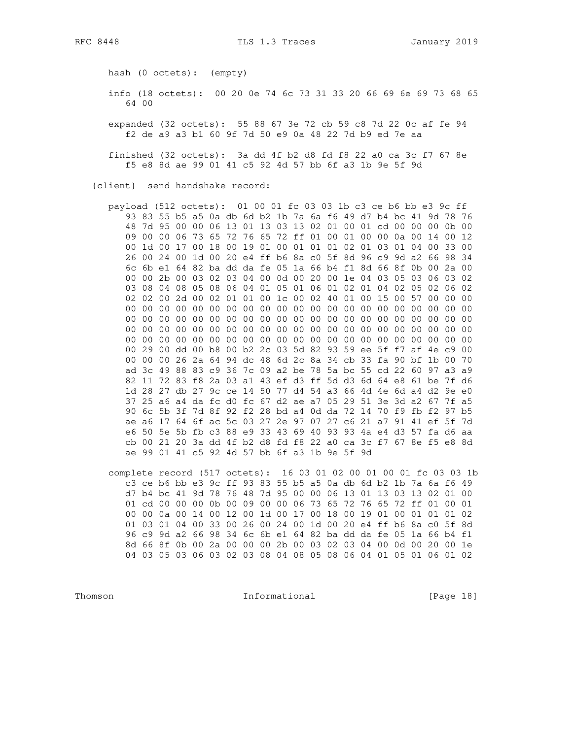```
      hash (0 octets):  (empty)

      info (18 octets):  00 20 0e 74 6c 73 31 33 20 66 69 6e 69 73 68 65
         64 00

      expanded (32 octets):  55 88 67 3e 72 cb 59 c8 7d 22 0c af fe 94
         f2 de a9 a3 b1 60 9f 7d 50 e9 0a 48 22 7d b9 ed 7e aa

      finished (32 octets):  3a dd 4f b2 d8 fd f8 22 a0 ca 3c f7 67 8e
         f5 e8 8d ae 99 01 41 c5 92 4d 57 bb 6f a3 1b 9e 5f 9d

   {client}  send handshake record:

      payload (512 octets):  01 00 01 fc 03 03 1b c3 ce b6 bb e3 9c ff
         93 83 55 b5 a5 0a db 6d b2 1b 7a 6a f6 49 d7 b4 bc 41 9d 78 76
         48 7d 95 00 00 06 13 01 13 03 13 02 01 00 01 cd 00 00 00 0b 00
         09 00 00 06 73 65 72 76 65 72 ff 01 00 01 00 00 0a 00 14 00 12
         00 1d 00 17 00 18 00 19 01 00 01 01 01 02 01 03 01 04 00 33 00
         26 00 24 00 1d 00 20 e4 ff b6 8a c0 5f 8d 96 c9 9d a2 66 98 34
         6c 6b e1 64 82 ba dd da fe 05 1a 66 b4 f1 8d 66 8f 0b 00 2a 00
         00 00 2b 00 03 02 03 04 00 0d 00 20 00 1e 04 03 05 03 06 03 02
         03 08 04 08 05 08 06 04 01 05 01 06 01 02 01 04 02 05 02 06 02
         02 02 00 2d 00 02 01 01 00 1c 00 02 40 01 00 15 00 57 00 00 00
         00 00 00 00 00 00 00 00 00 00 00 00 00 00 00 00 00 00 00 00 00
         00 00 00 00 00 00 00 00 00 00 00 00 00 00 00 00 00 00 00 00 00
         00 00 00 00 00 00 00 00 00 00 00 00 00 00 00 00 00 00 00 00 00
         00 00 00 00 00 00 00 00 00 00 00 00 00 00 00 00 00 00 00 00 00
         00 29 00 dd 00 b8 00 b2 2c 03 5d 82 93 59 ee 5f f7 af 4e c9 00
         00 00 00 26 2a 64 94 dc 48 6d 2c 8a 34 cb 33 fa 90 bf 1b 00 70
         ad 3c 49 88 83 c9 36 7c 09 a2 be 78 5a bc 55 cd 22 60 97 a3 a9
         82 11 72 83 f8 2a 03 a1 43 ef d3 ff 5d d3 6d 64 e8 61 be 7f d6
         1d 28 27 db 27 9c ce 14 50 77 d4 54 a3 66 4d 4e 6d a4 d2 9e e0
         37 25 a6 a4 da fc d0 fc 67 d2 ae a7 05 29 51 3e 3d a2 67 7f a5
         90 6c 5b 3f 7d 8f 92 f2 28 bd a4 0d da 72 14 70 f9 fb f2 97 b5
         ae a6 17 64 6f ac 5c 03 27 2e 97 07 27 c6 21 a7 91 41 ef 5f 7d
         e6 50 5e 5b fb c3 88 e9 33 43 69 40 93 93 4a e4 d3 57 fa d6 aa
         cb 00 21 20 3a dd 4f b2 d8 fd f8 22 a0 ca 3c f7 67 8e f5 e8 8d
         ae 99 01 41 c5 92 4d 57 bb 6f a3 1b 9e 5f 9d

      complete record (517 octets):  16 03 01 02 00 01 00 01 fc 03 03 1b
         c3 ce b6 bb e3 9c ff 93 83 55 b5 a5 0a db 6d b2 1b 7a 6a f6 49
         d7 b4 bc 41 9d 78 76 48 7d 95 00 00 06 13 01 13 03 13 02 01 00
         01 cd 00 00 00 0b 00 09 00 00 06 73 65 72 76 65 72 ff 01 00 01
         00 00 0a 00 14 00 12 00 1d 00 17 00 18 00 19 01 00 01 01 01 02
         01 03 01 04 00 33 00 26 00 24 00 1d 00 20 e4 ff b6 8a c0 5f 8d
         96 c9 9d a2 66 98 34 6c 6b e1 64 82 ba dd da fe 05 1a 66 b4 f1
         8d 66 8f 0b 00 2a 00 00 00 2b 00 03 02 03 04 00 0d 00 20 00 1e
         04 03 05 03 06 03 02 03 08 04 08 05 08 06 04 01 05 01 06 01 02
```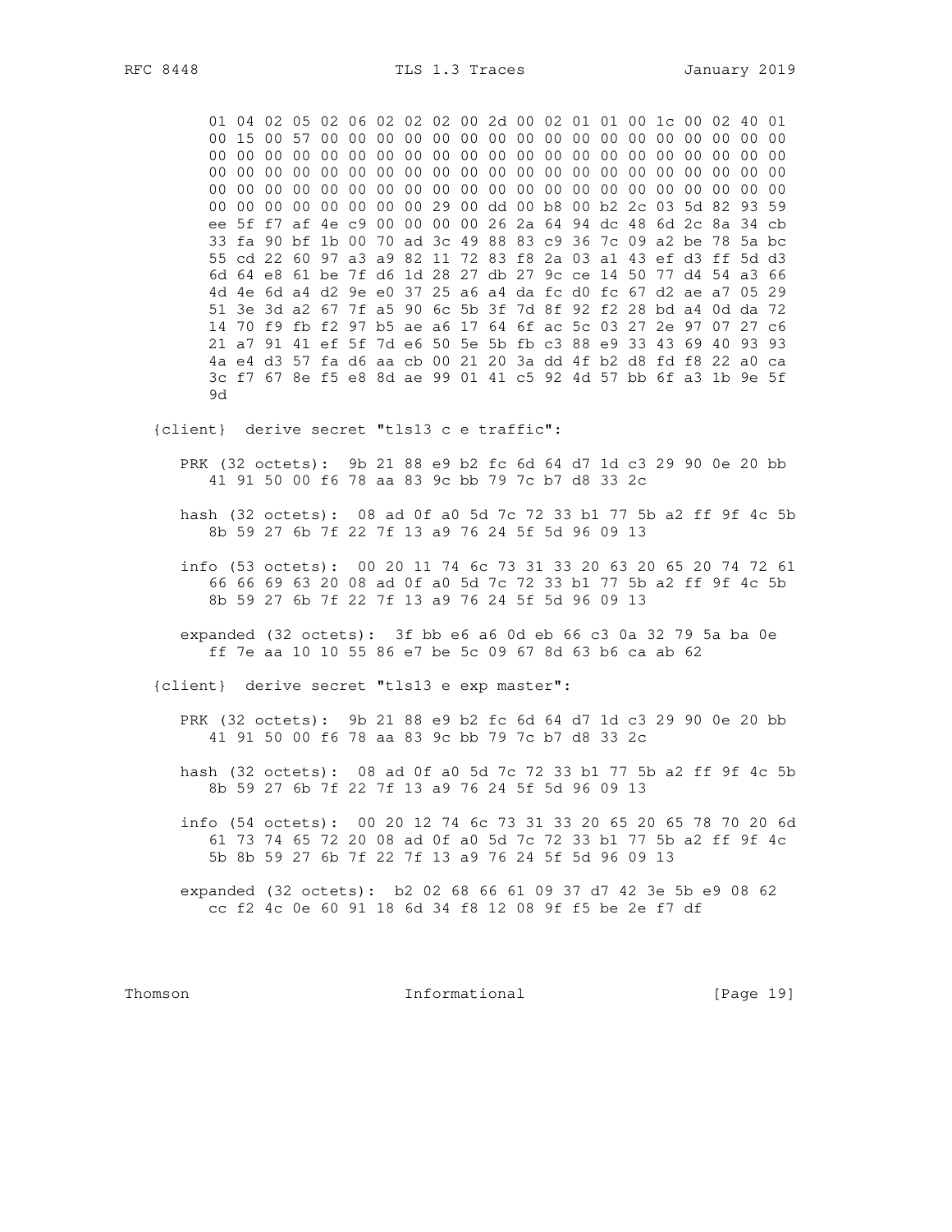```
      01 04 02 05 02 06 02 02 02 00 2d 00 02 01 01 00 1c 00 02 40 01
      00 15 00 57 00 00 00 00 00 00 00 00 00 00 00 00 00 00 00 00 00
      00 00 00 00 00 00 00 00 00 00 00 00 00 00 00 00 00 00 00 00 00
      00 00 00 00 00 00 00 00 00 00 00 00 00 00 00 00 00 00 00 00 00
      00 00 00 00 00 00 00 00 00 00 00 00 00 00 00 00 00 00 00 00 00
      00 00 00 00 00 00 00 00 29 00 dd 00 b8 00 b2 2c 03 5d 82 93 59
      ee 5f f7 af 4e c9 00 00 00 00 26 2a 64 94 dc 48 6d 2c 8a 34 cb
      33 fa 90 bf 1b 00 70 ad 3c 49 88 83 c9 36 7c 09 a2 be 78 5a bc
      55 cd 22 60 97 a3 a9 82 11 72 83 f8 2a 03 a1 43 ef d3 ff 5d d3
      6d 64 e8 61 be 7f d6 1d 28 27 db 27 9c ce 14 50 77 d4 54 a3 66
      4d 4e 6d a4 d2 9e e0 37 25 a6 a4 da fc d0 fc 67 d2 ae a7 05 29
      51 3e 3d a2 67 7f a5 90 6c 5b 3f 7d 8f 92 f2 28 bd a4 0d da 72
      14 70 f9 fb f2 97 b5 ae a6 17 64 6f ac 5c 03 27 2e 97 07 27 c6
      21 a7 91 41 ef 5f 7d e6 50 5e 5b fb c3 88 e9 33 43 69 40 93 93
      4a e4 d3 57 fa d6 aa cb 00 21 20 3a dd 4f b2 d8 fd f8 22 a0 ca
      3c f7 67 8e f5 e8 8d ae 99 01 41 c5 92 4d 57 bb 6f a3 1b 9e 5f
      9d

   {client}  derive secret "tls13 c e traffic":

      PRK (32 octets):  9b 21 88 e9 b2 fc 6d 64 d7 1d c3 29 90 0e 20 bb
         41 91 50 00 f6 78 aa 83 9c bb 79 7c b7 d8 33 2c

      hash (32 octets):  08 ad 0f a0 5d 7c 72 33 b1 77 5b a2 ff 9f 4c 5b
         8b 59 27 6b 7f 22 7f 13 a9 76 24 5f 5d 96 09 13

      info (53 octets):  00 20 11 74 6c 73 31 33 20 63 20 65 20 74 72 61
         66 66 69 63 20 08 ad 0f a0 5d 7c 72 33 b1 77 5b a2 ff 9f 4c 5b
         8b 59 27 6b 7f 22 7f 13 a9 76 24 5f 5d 96 09 13

      expanded (32 octets):  3f bb e6 a6 0d eb 66 c3 0a 32 79 5a ba 0e
         ff 7e aa 10 10 55 86 e7 be 5c 09 67 8d 63 b6 ca ab 62

   {client}  derive secret "tls13 e exp master":

      PRK (32 octets):  9b 21 88 e9 b2 fc 6d 64 d7 1d c3 29 90 0e 20 bb
         41 91 50 00 f6 78 aa 83 9c bb 79 7c b7 d8 33 2c

      hash (32 octets):  08 ad 0f a0 5d 7c 72 33 b1 77 5b a2 ff 9f 4c 5b
         8b 59 27 6b 7f 22 7f 13 a9 76 24 5f 5d 96 09 13

      info (54 octets):  00 20 12 74 6c 73 31 33 20 65 20 65 78 70 20 6d
         61 73 74 65 72 20 08 ad 0f a0 5d 7c 72 33 b1 77 5b a2 ff 9f 4c
         5b 8b 59 27 6b 7f 22 7f 13 a9 76 24 5f 5d 96 09 13

      expanded (32 octets):  b2 02 68 66 61 09 37 d7 42 3e 5b e9 08 62
         cc f2 4c 0e 60 91 18 6d 34 f8 12 08 9f f5 be 2e f7 df
```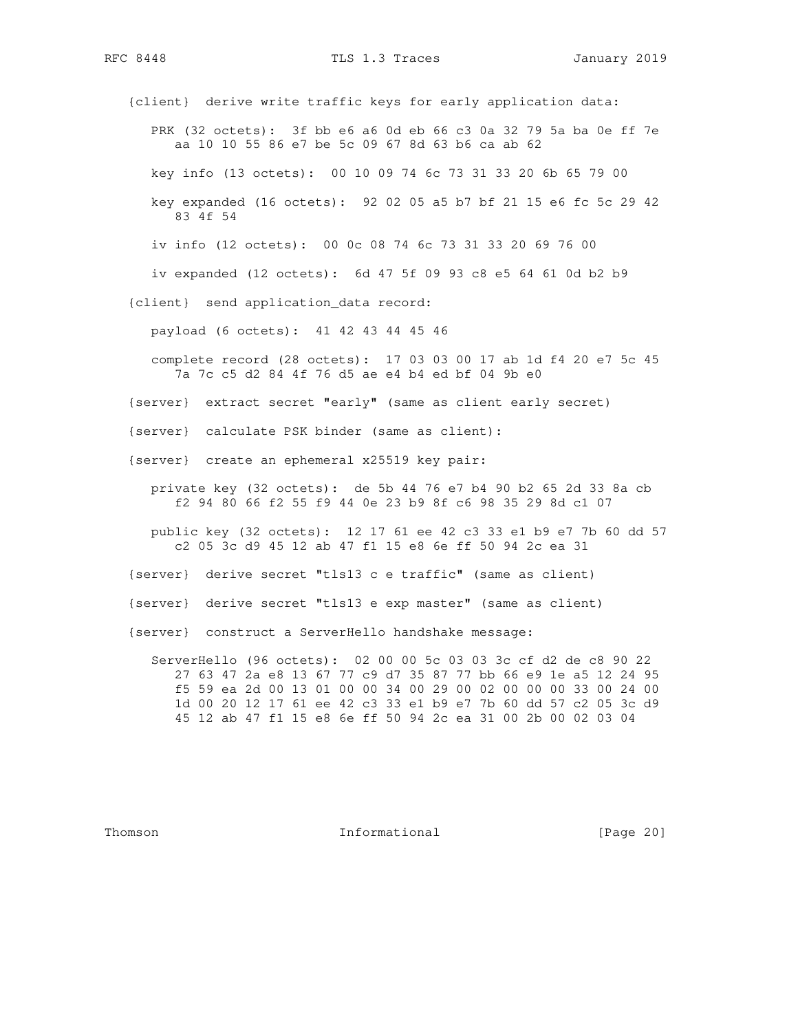```
   {client}  derive write traffic keys for early application data:

      PRK (32 octets):  3f bb e6 a6 0d eb 66 c3 0a 32 79 5a ba 0e ff 7e
         aa 10 10 55 86 e7 be 5c 09 67 8d 63 b6 ca ab 62

      key info (13 octets):  00 10 09 74 6c 73 31 33 20 6b 65 79 00

      key expanded (16 octets):  92 02 05 a5 b7 bf 21 15 e6 fc 5c 29 42
         83 4f 54

      iv info (12 octets):  00 0c 08 74 6c 73 31 33 20 69 76 00

      iv expanded (12 octets):  6d 47 5f 09 93 c8 e5 64 61 0d b2 b9

   {client}  send application_data record:

      payload (6 octets):  41 42 43 44 45 46

      complete record (28 octets):  17 03 03 00 17 ab 1d f4 20 e7 5c 45
         7a 7c c5 d2 84 4f 76 d5 ae e4 b4 ed bf 04 9b e0

   {server}  extract secret "early" (same as client early secret)

   {server}  calculate PSK binder (same as client):

   {server}  create an ephemeral x25519 key pair:

      private key (32 octets):  de 5b 44 76 e7 b4 90 b2 65 2d 33 8a cb
         f2 94 80 66 f2 55 f9 44 0e 23 b9 8f c6 98 35 29 8d c1 07

      public key (32 octets):  12 17 61 ee 42 c3 33 e1 b9 e7 7b 60 dd 57
         c2 05 3c d9 45 12 ab 47 f1 15 e8 6e ff 50 94 2c ea 31

   {server}  derive secret "tls13 c e traffic" (same as client)

   {server}  derive secret "tls13 e exp master" (same as client)

   {server}  construct a ServerHello handshake message:

      ServerHello (96 octets):  02 00 00 5c 03 03 3c cf d2 de c8 90 22
         27 63 47 2a e8 13 67 77 c9 d7 35 87 77 bb 66 e9 1e a5 12 24 95
         f5 59 ea 2d 00 13 01 00 00 34 00 29 00 02 00 00 00 33 00 24 00
         1d 00 20 12 17 61 ee 42 c3 33 e1 b9 e7 7b 60 dd 57 c2 05 3c d9
         45 12 ab 47 f1 15 e8 6e ff 50 94 2c ea 31 00 2b 00 02 03 04
```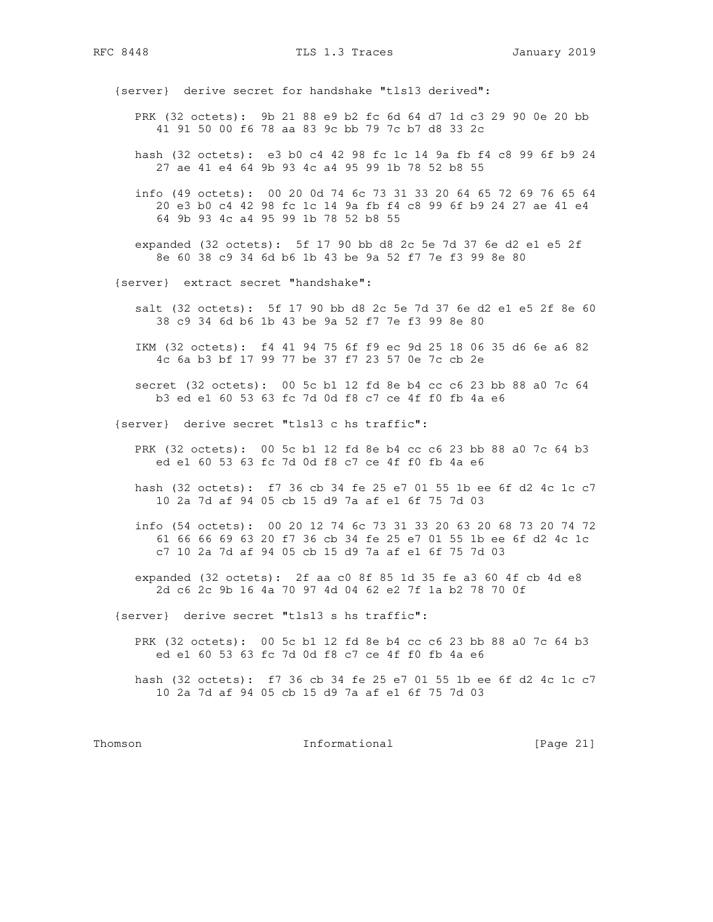```
   {server}  derive secret for handshake "tls13 derived":

      PRK (32 octets):  9b 21 88 e9 b2 fc 6d 64 d7 1d c3 29 90 0e 20 bb
         41 91 50 00 f6 78 aa 83 9c bb 79 7c b7 d8 33 2c

      hash (32 octets):  e3 b0 c4 42 98 fc 1c 14 9a fb f4 c8 99 6f b9 24
         27 ae 41 e4 64 9b 93 4c a4 95 99 1b 78 52 b8 55

      info (49 octets):  00 20 0d 74 6c 73 31 33 20 64 65 72 69 76 65 64
         20 e3 b0 c4 42 98 fc 1c 14 9a fb f4 c8 99 6f b9 24 27 ae 41 e4
         64 9b 93 4c a4 95 99 1b 78 52 b8 55

      expanded (32 octets):  5f 17 90 bb d8 2c 5e 7d 37 6e d2 e1 e5 2f
         8e 60 38 c9 34 6d b6 1b 43 be 9a 52 f7 7e f3 99 8e 80

   {server}  extract secret "handshake":

      salt (32 octets):  5f 17 90 bb d8 2c 5e 7d 37 6e d2 e1 e5 2f 8e 60
         38 c9 34 6d b6 1b 43 be 9a 52 f7 7e f3 99 8e 80

      IKM (32 octets):  f4 41 94 75 6f f9 ec 9d 25 18 06 35 d6 6e a6 82
         4c 6a b3 bf 17 99 77 be 37 f7 23 57 0e 7c cb 2e

      secret (32 octets):  00 5c b1 12 fd 8e b4 cc c6 23 bb 88 a0 7c 64
         b3 ed e1 60 53 63 fc 7d 0d f8 c7 ce 4f f0 fb 4a e6

   {server}  derive secret "tls13 c hs traffic":

      PRK (32 octets):  00 5c b1 12 fd 8e b4 cc c6 23 bb 88 a0 7c 64 b3
         ed e1 60 53 63 fc 7d 0d f8 c7 ce 4f f0 fb 4a e6

      hash (32 octets):  f7 36 cb 34 fe 25 e7 01 55 1b ee 6f d2 4c 1c c7
         10 2a 7d af 94 05 cb 15 d9 7a af e1 6f 75 7d 03

      info (54 octets):  00 20 12 74 6c 73 31 33 20 63 20 68 73 20 74 72
         61 66 66 69 63 20 f7 36 cb 34 fe 25 e7 01 55 1b ee 6f d2 4c 1c
         c7 10 2a 7d af 94 05 cb 15 d9 7a af e1 6f 75 7d 03

      expanded (32 octets):  2f aa c0 8f 85 1d 35 fe a3 60 4f cb 4d e8
         2d c6 2c 9b 16 4a 70 97 4d 04 62 e2 7f 1a b2 78 70 0f

   {server}  derive secret "tls13 s hs traffic":

      PRK (32 octets):  00 5c b1 12 fd 8e b4 cc c6 23 bb 88 a0 7c 64 b3
         ed e1 60 53 63 fc 7d 0d f8 c7 ce 4f f0 fb 4a e6

      hash (32 octets):  f7 36 cb 34 fe 25 e7 01 55 1b ee 6f d2 4c 1c c7
         10 2a 7d af 94 05 cb 15 d9 7a af e1 6f 75 7d 03
```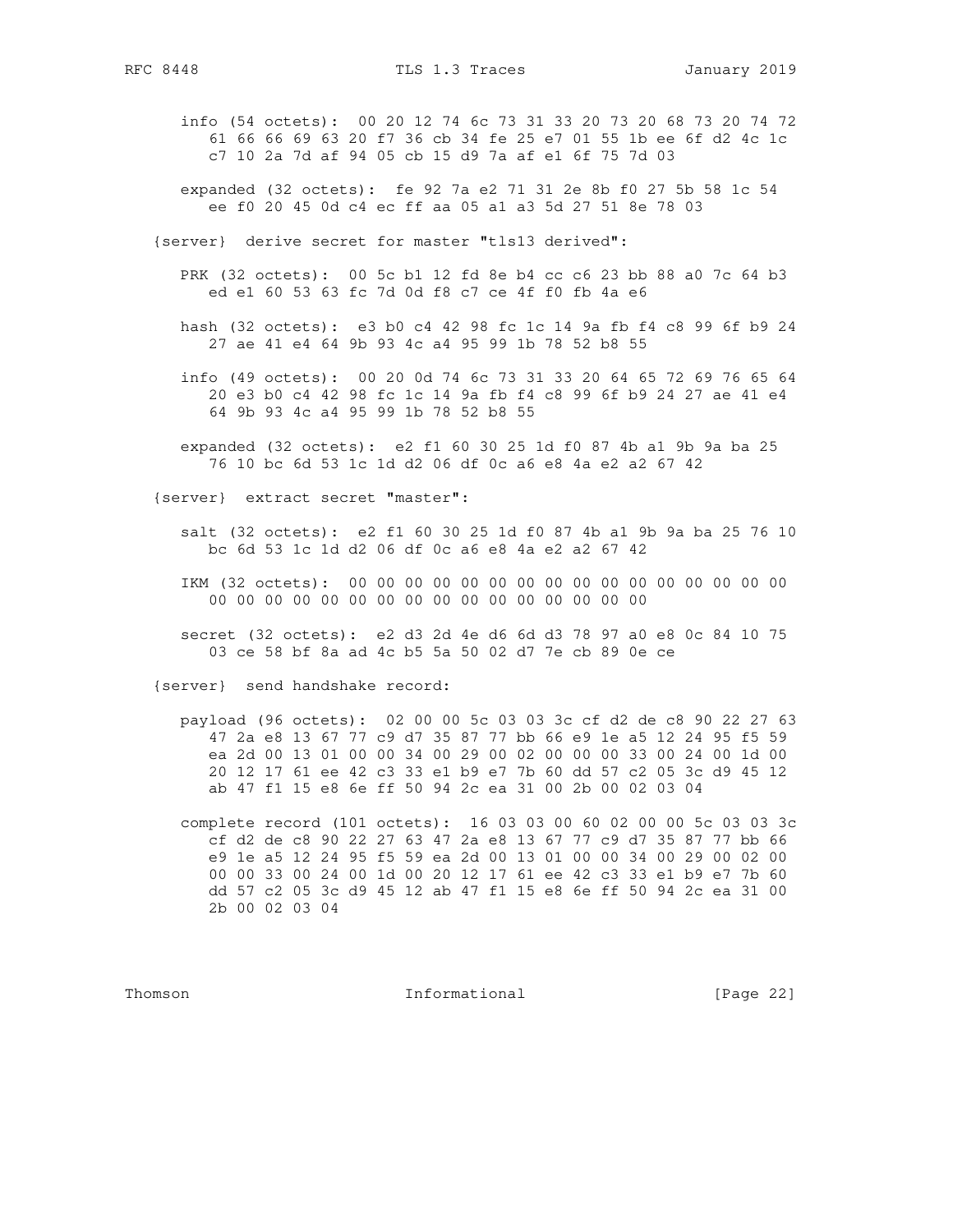```
   info (54 octets):  00 20 12 74 6c 73 31 33 20 73 20 68 73 20 74 72
      61 66 66 69 63 20 f7 36 cb 34 fe 25 e7 01 55 1b ee 6f d2 4c 1c
      c7 10 2a 7d af 94 05 cb 15 d9 7a af e1 6f 75 7d 03

   expanded (32 octets):  fe 92 7a e2 71 31 2e 8b f0 27 5b 58 1c 54
      ee f0 20 45 0d c4 ec ff aa 05 a1 a3 5d 27 51 8e 78 03

{server}  derive secret for master "tls13 derived":

   PRK (32 octets):  00 5c b1 12 fd 8e b4 cc c6 23 bb 88 a0 7c 64 b3
      ed e1 60 53 63 fc 7d 0d f8 c7 ce 4f f0 fb 4a e6

   hash (32 octets):  e3 b0 c4 42 98 fc 1c 14 9a fb f4 c8 99 6f b9 24
      27 ae 41 e4 64 9b 93 4c a4 95 99 1b 78 52 b8 55

   info (49 octets):  00 20 0d 74 6c 73 31 33 20 64 65 72 69 76 65 64
      20 e3 b0 c4 42 98 fc 1c 14 9a fb f4 c8 99 6f b9 24 27 ae 41 e4
      64 9b 93 4c a4 95 99 1b 78 52 b8 55

   expanded (32 octets):  e2 f1 60 30 25 1d f0 87 4b a1 9b 9a ba 25
      76 10 bc 6d 53 1c 1d d2 06 df 0c a6 e8 4a e2 a2 67 42

{server}  extract secret "master":

   salt (32 octets):  e2 f1 60 30 25 1d f0 87 4b a1 9b 9a ba 25 76 10
      bc 6d 53 1c 1d d2 06 df 0c a6 e8 4a e2 a2 67 42

   IKM (32 octets):  00 00 00 00 00 00 00 00 00 00 00 00 00 00 00 00
      00 00 00 00 00 00 00 00 00 00 00 00 00 00 00 00

   secret (32 octets):  e2 d3 2d 4e d6 6d d3 78 97 a0 e8 0c 84 10 75
      03 ce 58 bf 8a ad 4c b5 5a 50 02 d7 7e cb 89 0e ce

{server}  send handshake record:

   payload (96 octets):  02 00 00 5c 03 03 3c cf d2 de c8 90 22 27 63
      47 2a e8 13 67 77 c9 d7 35 87 77 bb 66 e9 1e a5 12 24 95 f5 59
      ea 2d 00 13 01 00 00 34 00 29 00 02 00 00 00 33 00 24 00 1d 00
      20 12 17 61 ee 42 c3 33 e1 b9 e7 7b 60 dd 57 c2 05 3c d9 45 12
      ab 47 f1 15 e8 6e ff 50 94 2c ea 31 00 2b 00 02 03 04

   complete record (101 octets):  16 03 03 00 60 02 00 00 5c 03 03 3c
      cf d2 de c8 90 22 27 63 47 2a e8 13 67 77 c9 d7 35 87 77 bb 66
      e9 1e a5 12 24 95 f5 59 ea 2d 00 13 01 00 00 34 00 29 00 02 00
      00 00 33 00 24 00 1d 00 20 12 17 61 ee 42 c3 33 e1 b9 e7 7b 60
      dd 57 c2 05 3c d9 45 12 ab 47 f1 15 e8 6e ff 50 94 2c ea 31 00
      2b 00 02 03 04
```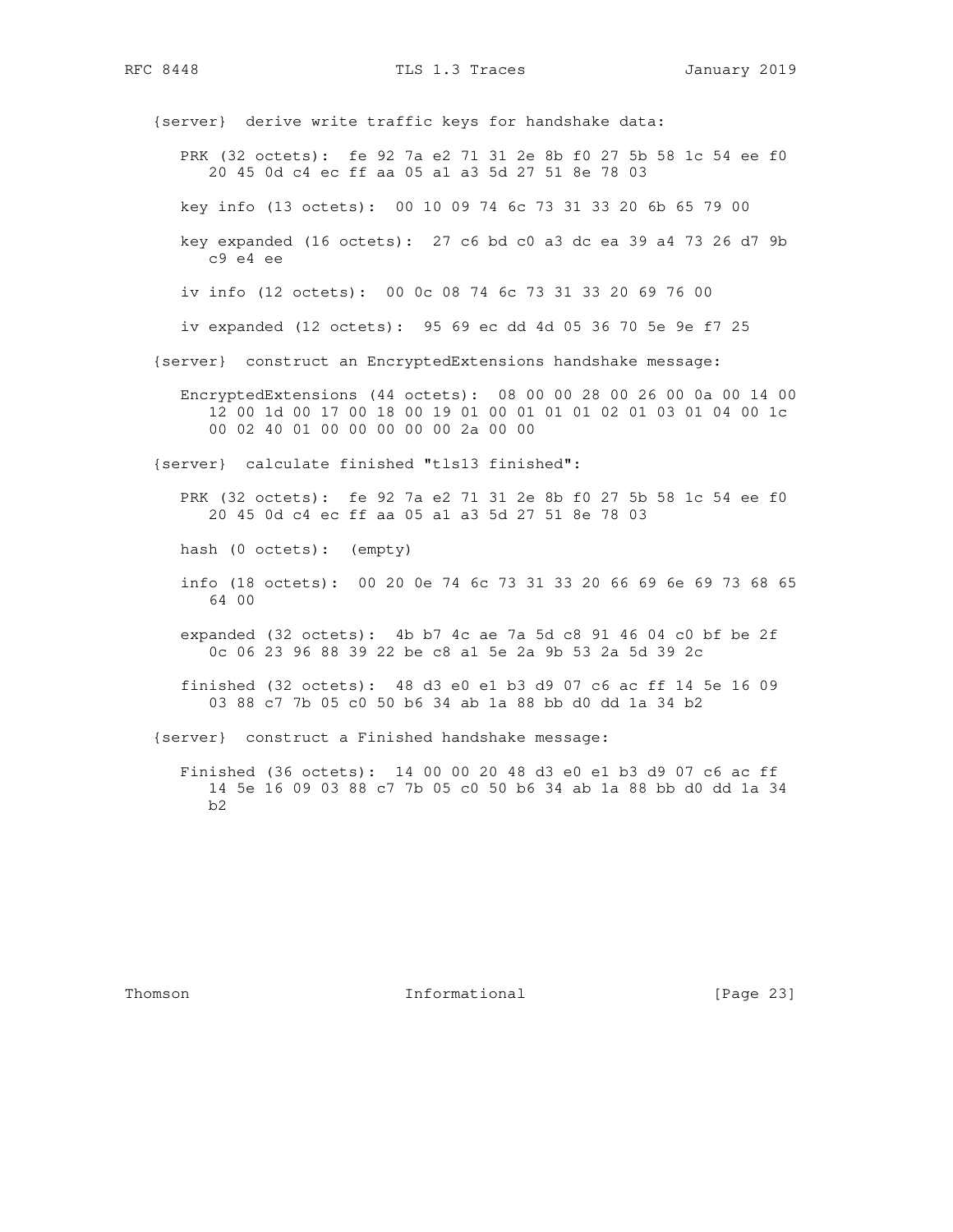```
   {server}  derive write traffic keys for handshake data:

      PRK (32 octets):  fe 92 7a e2 71 31 2e 8b f0 27 5b 58 1c 54 ee f0
         20 45 0d c4 ec ff aa 05 a1 a3 5d 27 51 8e 78 03

      key info (13 octets):  00 10 09 74 6c 73 31 33 20 6b 65 79 00

      key expanded (16 octets):  27 c6 bd c0 a3 dc ea 39 a4 73 26 d7 9b
         c9 e4 ee

      iv info (12 octets):  00 0c 08 74 6c 73 31 33 20 69 76 00

      iv expanded (12 octets):  95 69 ec dd 4d 05 36 70 5e 9e f7 25

   {server}  construct an EncryptedExtensions handshake message:

      EncryptedExtensions (44 octets):  08 00 00 28 00 26 00 0a 00 14 00
         12 00 1d 00 17 00 18 00 19 01 00 01 01 01 02 01 03 01 04 00 1c
         00 02 40 01 00 00 00 00 00 2a 00 00

   {server}  calculate finished "tls13 finished":

      PRK (32 octets):  fe 92 7a e2 71 31 2e 8b f0 27 5b 58 1c 54 ee f0
         20 45 0d c4 ec ff aa 05 a1 a3 5d 27 51 8e 78 03

      hash (0 octets):  (empty)

      info (18 octets):  00 20 0e 74 6c 73 31 33 20 66 69 6e 69 73 68 65
         64 00

      expanded (32 octets):  4b b7 4c ae 7a 5d c8 91 46 04 c0 bf be 2f
         0c 06 23 96 88 39 22 be c8 a1 5e 2a 9b 53 2a 5d 39 2c

      finished (32 octets):  48 d3 e0 e1 b3 d9 07 c6 ac ff 14 5e 16 09
         03 88 c7 7b 05 c0 50 b6 34 ab 1a 88 bb d0 dd 1a 34 b2

   {server}  construct a Finished handshake message:

      Finished (36 octets):  14 00 00 20 48 d3 e0 e1 b3 d9 07 c6 ac ff
         14 5e 16 09 03 88 c7 7b 05 c0 50 b6 34 ab 1a 88 bb d0 dd 1a 34
         b2
```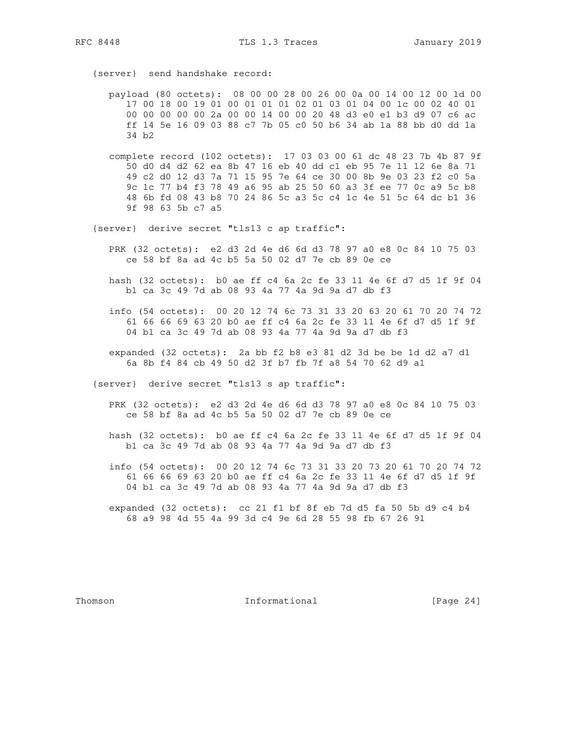```
   {server}  send handshake record:

      payload (80 octets):  08 00 00 28 00 26 00 0a 00 14 00 12 00 1d 00
         17 00 18 00 19 01 00 01 01 01 02 01 03 01 04 00 1c 00 02 40 01
         00 00 00 00 00 2a 00 00 14 00 00 20 48 d3 e0 e1 b3 d9 07 c6 ac
         ff 14 5e 16 09 03 88 c7 7b 05 c0 50 b6 34 ab 1a 88 bb d0 dd 1a
         34 b2

      complete record (102 octets):  17 03 03 00 61 dc 48 23 7b 4b 87 9f
         50 d0 d4 d2 62 ea 8b 47 16 eb 40 dd c1 eb 95 7e 11 12 6e 8a 71
         49 c2 d0 12 d3 7a 71 15 95 7e 64 ce 30 00 8b 9e 03 23 f2 c0 5a
         9c 1c 77 b4 f3 78 49 a6 95 ab 25 50 60 a3 3f ee 77 0c a9 5c b8
         48 6b fd 08 43 b8 70 24 86 5c a3 5c c4 1c 4e 51 5c 64 dc b1 36
         9f 98 63 5b c7 a5

   {server}  derive secret "tls13 c ap traffic":

      PRK (32 octets):  e2 d3 2d 4e d6 6d d3 78 97 a0 e8 0c 84 10 75 03
         ce 58 bf 8a ad 4c b5 5a 50 02 d7 7e cb 89 0e ce

      hash (32 octets):  b0 ae ff c4 6a 2c fe 33 11 4e 6f d7 d5 1f 9f 04
         b1 ca 3c 49 7d ab 08 93 4a 77 4a 9d 9a d7 db f3

      info (54 octets):  00 20 12 74 6c 73 31 33 20 63 20 61 70 20 74 72
         61 66 66 69 63 20 b0 ae ff c4 6a 2c fe 33 11 4e 6f d7 d5 1f 9f
         04 b1 ca 3c 49 7d ab 08 93 4a 77 4a 9d 9a d7 db f3

      expanded (32 octets):  2a bb f2 b8 e3 81 d2 3d be be 1d d2 a7 d1
         6a 8b f4 84 cb 49 50 d2 3f b7 fb 7f a8 54 70 62 d9 a1

   {server}  derive secret "tls13 s ap traffic":

      PRK (32 octets):  e2 d3 2d 4e d6 6d d3 78 97 a0 e8 0c 84 10 75 03
         ce 58 bf 8a ad 4c b5 5a 50 02 d7 7e cb 89 0e ce

      hash (32 octets):  b0 ae ff c4 6a 2c fe 33 11 4e 6f d7 d5 1f 9f 04
         b1 ca 3c 49 7d ab 08 93 4a 77 4a 9d 9a d7 db f3

      info (54 octets):  00 20 12 74 6c 73 31 33 20 73 20 61 70 20 74 72
         61 66 66 69 63 20 b0 ae ff c4 6a 2c fe 33 11 4e 6f d7 d5 1f 9f
         04 b1 ca 3c 49 7d ab 08 93 4a 77 4a 9d 9a d7 db f3

      expanded (32 octets):  cc 21 f1 bf 8f eb 7d d5 fa 50 5b d9 c4 b4
         68 a9 98 4d 55 4a 99 3d c4 9e 6d 28 55 98 fb 67 26 91
```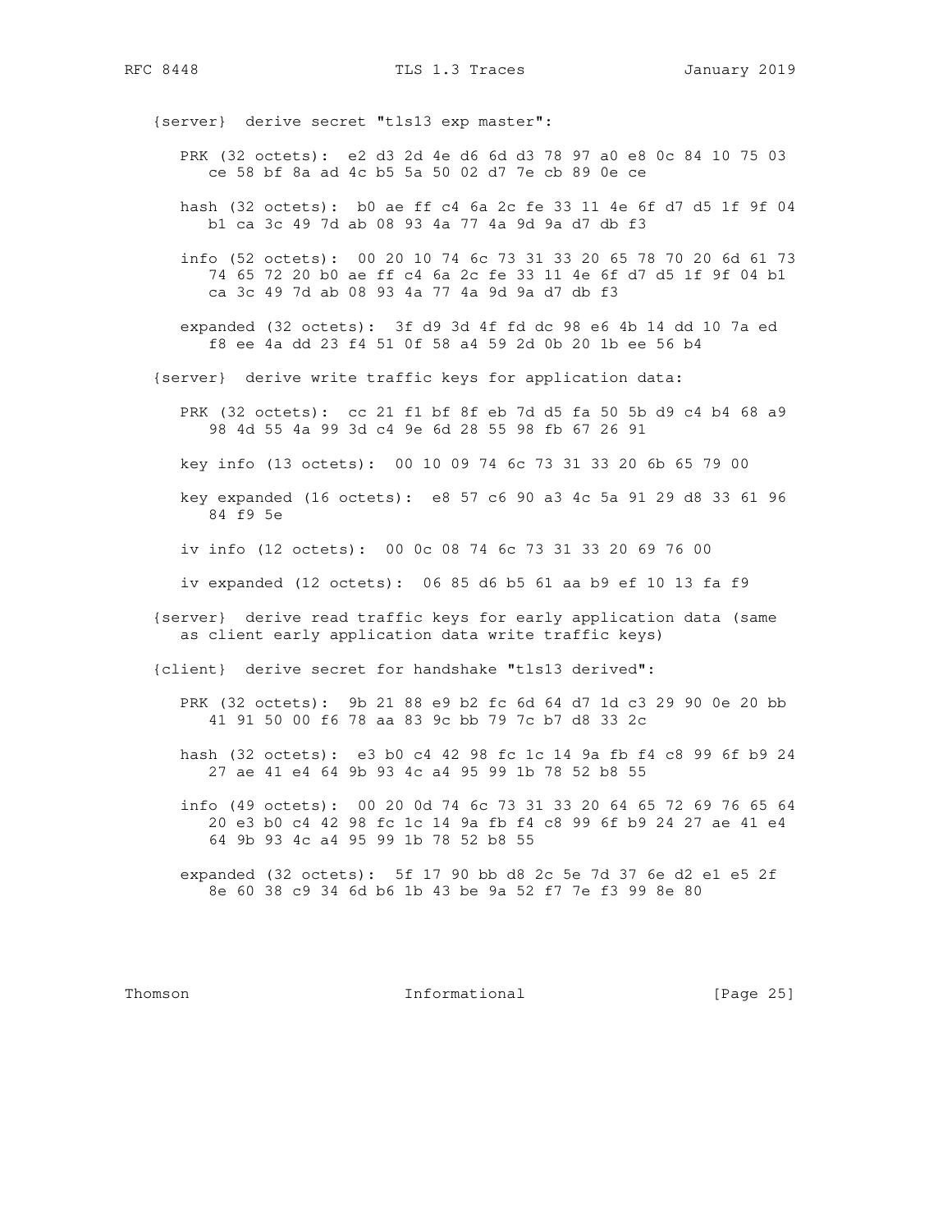```
   {server}  derive secret "tls13 exp master":

      PRK (32 octets):  e2 d3 2d 4e d6 6d d3 78 97 a0 e8 0c 84 10 75 03
         ce 58 bf 8a ad 4c b5 5a 50 02 d7 7e cb 89 0e ce

      hash (32 octets):  b0 ae ff c4 6a 2c fe 33 11 4e 6f d7 d5 1f 9f 04
         b1 ca 3c 49 7d ab 08 93 4a 77 4a 9d 9a d7 db f3

      info (52 octets):  00 20 10 74 6c 73 31 33 20 65 78 70 20 6d 61 73
         74 65 72 20 b0 ae ff c4 6a 2c fe 33 11 4e 6f d7 d5 1f 9f 04 b1
         ca 3c 49 7d ab 08 93 4a 77 4a 9d 9a d7 db f3

      expanded (32 octets):  3f d9 3d 4f fd dc 98 e6 4b 14 dd 10 7a ed
         f8 ee 4a dd 23 f4 51 0f 58 a4 59 2d 0b 20 1b ee 56 b4

   {server}  derive write traffic keys for application data:

      PRK (32 octets):  cc 21 f1 bf 8f eb 7d d5 fa 50 5b d9 c4 b4 68 a9
         98 4d 55 4a 99 3d c4 9e 6d 28 55 98 fb 67 26 91

      key info (13 octets):  00 10 09 74 6c 73 31 33 20 6b 65 79 00

      key expanded (16 octets):  e8 57 c6 90 a3 4c 5a 91 29 d8 33 61 96
         84 f9 5e

      iv info (12 octets):  00 0c 08 74 6c 73 31 33 20 69 76 00

      iv expanded (12 octets):  06 85 d6 b5 61 aa b9 ef 10 13 fa f9

   {server}  derive read traffic keys for early application data (same
      as client early application data write traffic keys)

   {client}  derive secret for handshake "tls13 derived":

      PRK (32 octets):  9b 21 88 e9 b2 fc 6d 64 d7 1d c3 29 90 0e 20 bb
         41 91 50 00 f6 78 aa 83 9c bb 79 7c b7 d8 33 2c

      hash (32 octets):  e3 b0 c4 42 98 fc 1c 14 9a fb f4 c8 99 6f b9 24
         27 ae 41 e4 64 9b 93 4c a4 95 99 1b 78 52 b8 55

      info (49 octets):  00 20 0d 74 6c 73 31 33 20 64 65 72 69 76 65 64
         20 e3 b0 c4 42 98 fc 1c 14 9a fb f4 c8 99 6f b9 24 27 ae 41 e4
         64 9b 93 4c a4 95 99 1b 78 52 b8 55

      expanded (32 octets):  5f 17 90 bb d8 2c 5e 7d 37 6e d2 e1 e5 2f
         8e 60 38 c9 34 6d b6 1b 43 be 9a 52 f7 7e f3 99 8e 80
```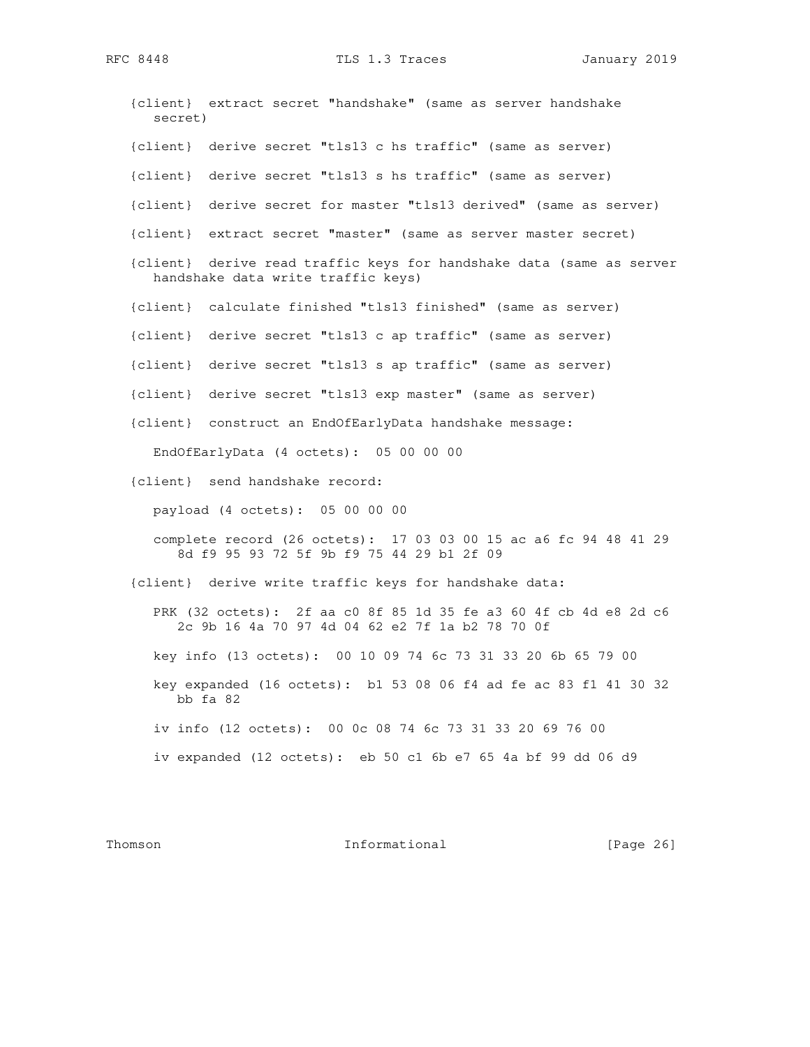```
   {client}  extract secret "handshake" (same as server handshake
      secret)

   {client}  derive secret "tls13 c hs traffic" (same as server)

   {client}  derive secret "tls13 s hs traffic" (same as server)

   {client}  derive secret for master "tls13 derived" (same as server)

   {client}  extract secret "master" (same as server master secret)

   {client}  derive read traffic keys for handshake data (same as server
      handshake data write traffic keys)

   {client}  calculate finished "tls13 finished" (same as server)

   {client}  derive secret "tls13 c ap traffic" (same as server)

   {client}  derive secret "tls13 s ap traffic" (same as server)

   {client}  derive secret "tls13 exp master" (same as server)

   {client}  construct an EndOfEarlyData handshake message:

      EndOfEarlyData (4 octets):  05 00 00 00

   {client}  send handshake record:

      payload (4 octets):  05 00 00 00

      complete record (26 octets):  17 03 03 00 15 ac a6 fc 94 48 41 29
         8d f9 95 93 72 5f 9b f9 75 44 29 b1 2f 09

   {client}  derive write traffic keys for handshake data:

      PRK (32 octets):  2f aa c0 8f 85 1d 35 fe a3 60 4f cb 4d e8 2d c6
         2c 9b 16 4a 70 97 4d 04 62 e2 7f 1a b2 78 70 0f

      key info (13 octets):  00 10 09 74 6c 73 31 33 20 6b 65 79 00

      key expanded (16 octets):  b1 53 08 06 f4 ad fe ac 83 f1 41 30 32
         bb fa 82

      iv info (12 octets):  00 0c 08 74 6c 73 31 33 20 69 76 00

      iv expanded (12 octets):  eb 50 c1 6b e7 65 4a bf 99 dd 06 d9
```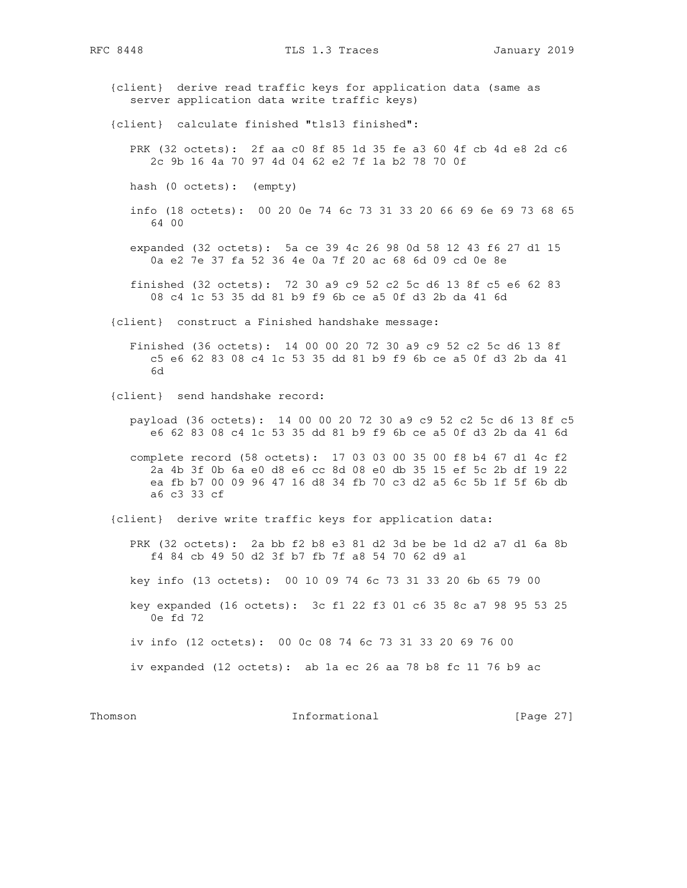{client}  derive read traffic keys for application data (same as server application data write traffic keys)

{client}  calculate finished "tls13 finished":

```
PRK (32 octets):  2f aa c0 8f 85 1d 35 fe a3 60 4f cb 4d e8 2d c6
   2c 9b 16 4a 70 97 4d 04 62 e2 7f 1a b2 78 70 0f

hash (0 octets):  (empty)

info (18 octets):  00 20 0e 74 6c 73 31 33 20 66 69 6e 69 73 68 65
   64 00

expanded (32 octets):  5a ce 39 4c 26 98 0d 58 12 43 f6 27 d1 15
   0a e2 7e 37 fa 52 36 4e 0a 7f 20 ac 68 6d 09 cd 0e 8e

finished (32 octets):  72 30 a9 c9 52 c2 5c d6 13 8f c5 e6 62 83
   08 c4 1c 53 35 dd 81 b9 f9 6b ce a5 0f d3 2b da 41 6d
```

{client}  construct a Finished handshake message:

```
Finished (36 octets):  14 00 00 20 72 30 a9 c9 52 c2 5c d6 13 8f
   c5 e6 62 83 08 c4 1c 53 35 dd 81 b9 f9 6b ce a5 0f d3 2b da 41
   6d
```

{client}  send handshake record:

```
payload (36 octets):  14 00 00 20 72 30 a9 c9 52 c2 5c d6 13 8f c5
   e6 62 83 08 c4 1c 53 35 dd 81 b9 f9 6b ce a5 0f d3 2b da 41 6d

complete record (58 octets):  17 03 03 00 35 00 f8 b4 67 d1 4c f2
   2a 4b 3f 0b 6a e0 d8 e6 cc 8d 08 e0 db 35 15 ef 5c 2b df 19 22
   ea fb b7 00 09 96 47 16 d8 34 fb 70 c3 d2 a5 6c 5b 1f 5f 6b db
   a6 c3 33 cf
```

{client}  derive write traffic keys for application data:

```
PRK (32 octets):  2a bb f2 b8 e3 81 d2 3d be be 1d d2 a7 d1 6a 8b
   f4 84 cb 49 50 d2 3f b7 fb 7f a8 54 70 62 d9 a1

key info (13 octets):  00 10 09 74 6c 73 31 33 20 6b 65 79 00

key expanded (16 octets):  3c f1 22 f3 01 c6 35 8c a7 98 95 53 25
   0e fd 72

iv info (12 octets):  00 0c 08 74 6c 73 31 33 20 69 76 00

iv expanded (12 octets):  ab 1a ec 26 aa 78 b8 fc 11 76 b9 ac
```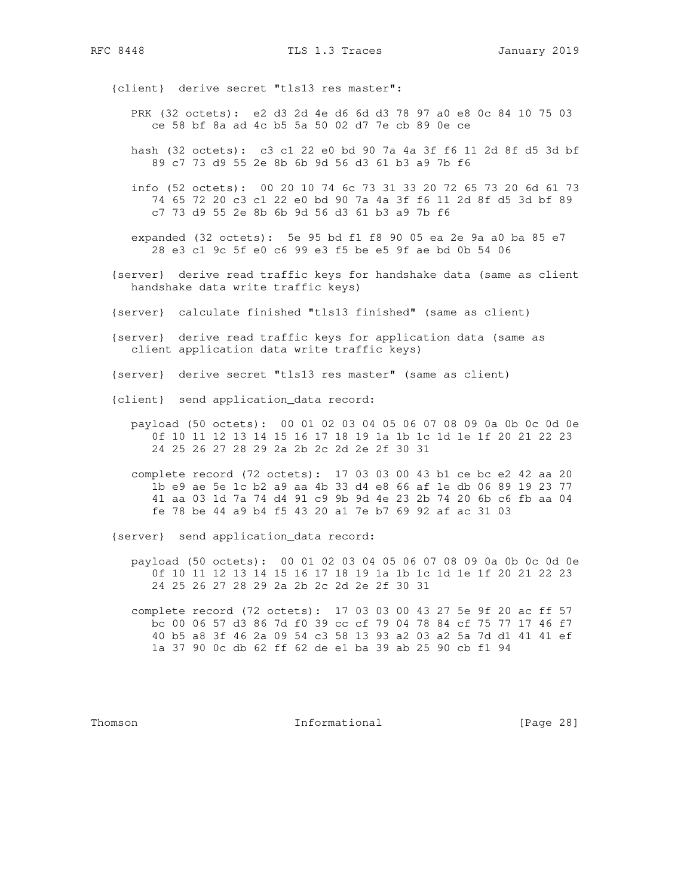```
   {client}  derive secret "tls13 res master":

      PRK (32 octets):  e2 d3 2d 4e d6 6d d3 78 97 a0 e8 0c 84 10 75 03
         ce 58 bf 8a ad 4c b5 5a 50 02 d7 7e cb 89 0e ce

      hash (32 octets):  c3 c1 22 e0 bd 90 7a 4a 3f f6 11 2d 8f d5 3d bf
         89 c7 73 d9 55 2e 8b 6b 9d 56 d3 61 b3 a9 7b f6

      info (52 octets):  00 20 10 74 6c 73 31 33 20 72 65 73 20 6d 61 73
         74 65 72 20 c3 c1 22 e0 bd 90 7a 4a 3f f6 11 2d 8f d5 3d bf 89
         c7 73 d9 55 2e 8b 6b 9d 56 d3 61 b3 a9 7b f6

      expanded (32 octets):  5e 95 bd f1 f8 90 05 ea 2e 9a a0 ba 85 e7
         28 e3 c1 9c 5f e0 c6 99 e3 f5 be e5 9f ae bd 0b 54 06

   {server}  derive read traffic keys for handshake data (same as client
      handshake data write traffic keys)

   {server}  calculate finished "tls13 finished" (same as client)

   {server}  derive read traffic keys for application data (same as
      client application data write traffic keys)

   {server}  derive secret "tls13 res master" (same as client)

   {client}  send application_data record:

      payload (50 octets):  00 01 02 03 04 05 06 07 08 09 0a 0b 0c 0d 0e
         0f 10 11 12 13 14 15 16 17 18 19 1a 1b 1c 1d 1e 1f 20 21 22 23
         24 25 26 27 28 29 2a 2b 2c 2d 2e 2f 30 31

      complete record (72 octets):  17 03 03 00 43 b1 ce bc e2 42 aa 20
         1b e9 ae 5e 1c b2 a9 aa 4b 33 d4 e8 66 af 1e db 06 89 19 23 77
         41 aa 03 1d 7a 74 d4 91 c9 9b 9d 4e 23 2b 74 20 6b c6 fb aa 04
         fe 78 be 44 a9 b4 f5 43 20 a1 7e b7 69 92 af ac 31 03

   {server}  send application_data record:

      payload (50 octets):  00 01 02 03 04 05 06 07 08 09 0a 0b 0c 0d 0e
         0f 10 11 12 13 14 15 16 17 18 19 1a 1b 1c 1d 1e 1f 20 21 22 23
         24 25 26 27 28 29 2a 2b 2c 2d 2e 2f 30 31

      complete record (72 octets):  17 03 03 00 43 27 5e 9f 20 ac ff 57
         bc 00 06 57 d3 86 7d f0 39 cc cf 79 04 78 84 cf 75 77 17 46 f7
         40 b5 a8 3f 46 2a 09 54 c3 58 13 93 a2 03 a2 5a 7d d1 41 41 ef
         1a 37 90 0c db 62 ff 62 de e1 ba 39 ab 25 90 cb f1 94
```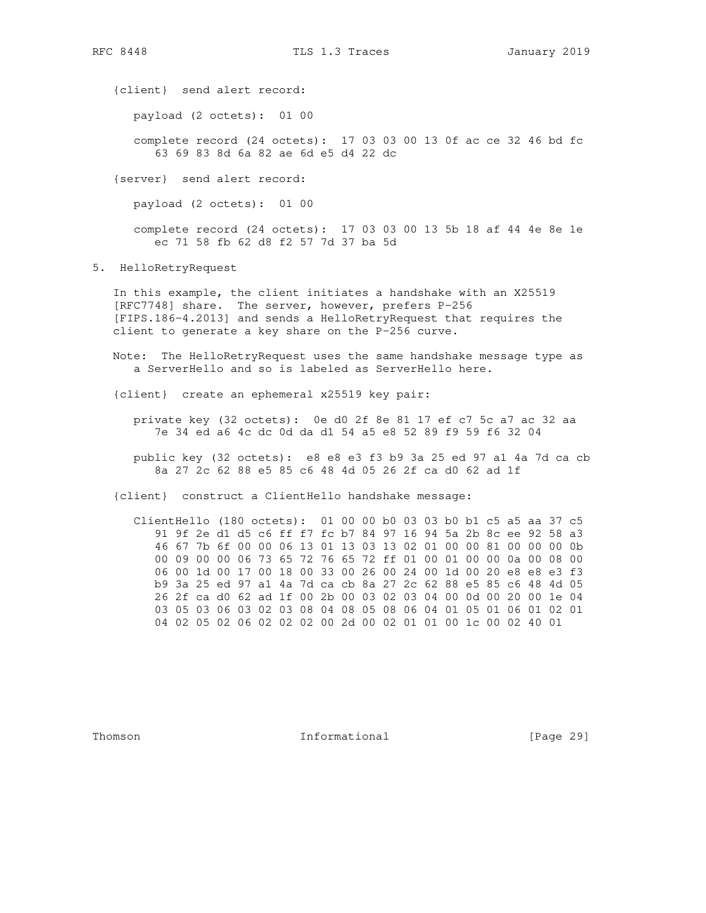{client}  send alert record:

```
payload (2 octets):  01 00

complete record (24 octets):  17 03 03 00 13 0f ac ce 32 46 bd fc
   63 69 83 8d 6a 82 ae 6d e5 d4 22 dc
```

{server}  send alert record:

```
payload (2 octets):  01 00

complete record (24 octets):  17 03 03 00 13 5b 18 af 44 4e 8e 1e
   ec 71 58 fb 62 d8 f2 57 7d 37 ba 5d
```

## 5. HelloRetryRequest

In this example, the client initiates a handshake with an X25519 [RFC7748] share. The server, however, prefers P-256 [FIPS.186-4.2013] and sends a HelloRetryRequest that requires the client to generate a key share on the P-256 curve.

Note: The HelloRetryRequest uses the same handshake message type as a ServerHello and so is labeled as ServerHello here.

{client}  create an ephemeral x25519 key pair:

```
private key (32 octets):  0e d0 2f 8e 81 17 ef c7 5c a7 ac 32 aa
   7e 34 ed a6 4c dc 0d da d1 54 a5 e8 52 89 f9 59 f6 32 04

public key (32 octets):  e8 e8 e3 f3 b9 3a 25 ed 97 a1 4a 7d ca cb
   8a 27 2c 62 88 e5 85 c6 48 4d 05 26 2f ca d0 62 ad 1f
```

{client}  construct a ClientHello handshake message:

```
ClientHello (180 octets):  01 00 00 b0 03 03 b0 b1 c5 a5 aa 37 c5
   91 9f 2e d1 d5 c6 ff f7 fc b7 84 97 16 94 5a 2b 8c ee 92 58 a3
   46 67 7b 6f 00 00 06 13 01 13 03 13 02 01 00 00 81 00 00 00 0b
   00 09 00 00 06 73 65 72 76 65 72 ff 01 00 01 00 00 0a 00 08 00
   06 00 1d 00 17 00 18 00 33 00 26 00 24 00 1d 00 20 e8 e8 e3 f3
   b9 3a 25 ed 97 a1 4a 7d ca cb 8a 27 2c 62 88 e5 85 c6 48 4d 05
   26 2f ca d0 62 ad 1f 00 2b 00 03 02 03 04 00 0d 00 20 00 1e 04
   03 05 03 06 03 02 03 08 04 08 05 08 06 04 01 05 01 06 01 02 01
   04 02 05 02 06 02 02 02 00 2d 00 02 01 01 00 1c 00 02 40 01
```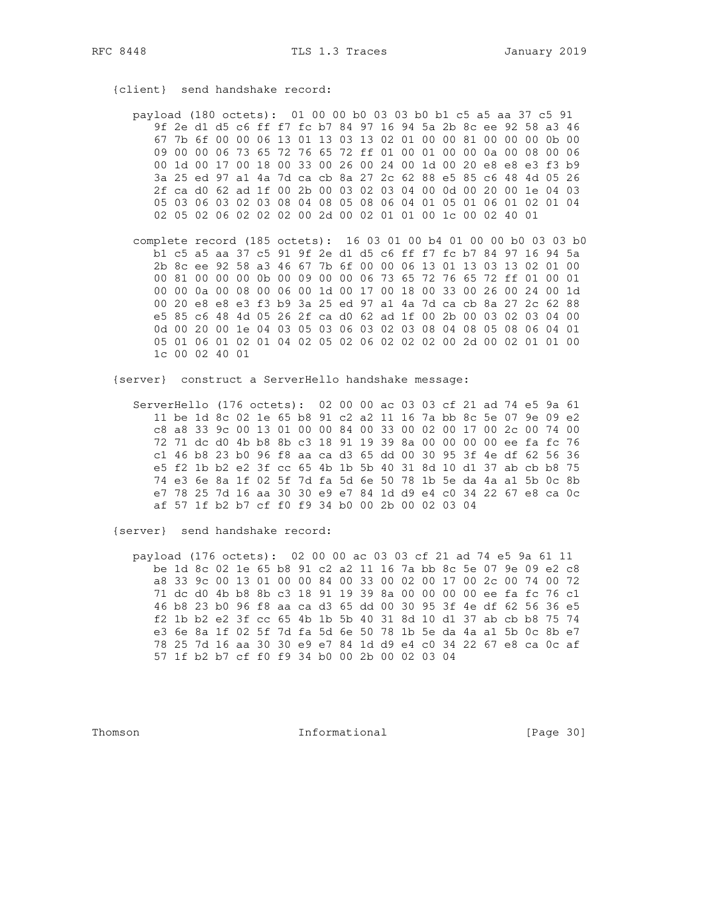```
   {client}  send handshake record:

      payload (180 octets):  01 00 00 b0 03 03 b0 b1 c5 a5 aa 37 c5 91
         9f 2e d1 d5 c6 ff f7 fc b7 84 97 16 94 5a 2b 8c ee 92 58 a3 46
         67 7b 6f 00 00 06 13 01 13 03 13 02 01 00 00 81 00 00 00 0b 00
         09 00 00 06 73 65 72 76 65 72 ff 01 00 01 00 00 0a 00 08 00 06
         00 1d 00 17 00 18 00 33 00 26 00 24 00 1d 00 20 e8 e8 e3 f3 b9
         3a 25 ed 97 a1 4a 7d ca cb 8a 27 2c 62 88 e5 85 c6 48 4d 05 26
         2f ca d0 62 ad 1f 00 2b 00 03 02 03 04 00 0d 00 20 00 1e 04 03
         05 03 06 03 02 03 08 04 08 05 08 06 04 01 05 01 06 01 02 01 04
         02 05 02 06 02 02 02 00 2d 00 02 01 01 00 1c 00 02 40 01

      complete record (185 octets):  16 03 01 00 b4 01 00 00 b0 03 03 b0
         b1 c5 a5 aa 37 c5 91 9f 2e d1 d5 c6 ff f7 fc b7 84 97 16 94 5a
         2b 8c ee 92 58 a3 46 67 7b 6f 00 00 06 13 01 13 03 13 02 01 00
         00 81 00 00 00 0b 00 09 00 00 06 73 65 72 76 65 72 ff 01 00 01
         00 00 0a 00 08 00 06 00 1d 00 17 00 18 00 33 00 26 00 24 00 1d
         00 20 e8 e8 e3 f3 b9 3a 25 ed 97 a1 4a 7d ca cb 8a 27 2c 62 88
         e5 85 c6 48 4d 05 26 2f ca d0 62 ad 1f 00 2b 00 03 02 03 04 00
         0d 00 20 00 1e 04 03 05 03 06 03 02 03 08 04 08 05 08 06 04 01
         05 01 06 01 02 01 04 02 05 02 06 02 02 02 00 2d 00 02 01 01 00
         1c 00 02 40 01

   {server}  construct a ServerHello handshake message:

      ServerHello (176 octets):  02 00 00 ac 03 03 cf 21 ad 74 e5 9a 61
         11 be 1d 8c 02 1e 65 b8 91 c2 a2 11 16 7a bb 8c 5e 07 9e 09 e2
         c8 a8 33 9c 00 13 01 00 00 84 00 33 00 02 00 17 00 2c 00 74 00
         72 71 dc d0 4b b8 8b c3 18 91 19 39 8a 00 00 00 00 ee fa fc 76
         c1 46 b8 23 b0 96 f8 aa ca d3 65 dd 00 30 95 3f 4e df 62 56 36
         e5 f2 1b b2 e2 3f cc 65 4b 1b 5b 40 31 8d 10 d1 37 ab cb b8 75
         74 e3 6e 8a 1f 02 5f 7d fa 5d 6e 50 78 1b 5e da 4a a1 5b 0c 8b
         e7 78 25 7d 16 aa 30 30 e9 e7 84 1d d9 e4 c0 34 22 67 e8 ca 0c
         af 57 1f b2 b7 cf f0 f9 34 b0 00 2b 00 02 03 04

   {server}  send handshake record:

      payload (176 octets):  02 00 00 ac 03 03 cf 21 ad 74 e5 9a 61 11
         be 1d 8c 02 1e 65 b8 91 c2 a2 11 16 7a bb 8c 5e 07 9e 09 e2 c8
         a8 33 9c 00 13 01 00 00 84 00 33 00 02 00 17 00 2c 00 74 00 72
         71 dc d0 4b b8 8b c3 18 91 19 39 8a 00 00 00 00 ee fa fc 76 c1
         46 b8 23 b0 96 f8 aa ca d3 65 dd 00 30 95 3f 4e df 62 56 36 e5
         f2 1b b2 e2 3f cc 65 4b 1b 5b 40 31 8d 10 d1 37 ab cb b8 75 74
         e3 6e 8a 1f 02 5f 7d fa 5d 6e 50 78 1b 5e da 4a a1 5b 0c 8b e7
         78 25 7d 16 aa 30 30 e9 e7 84 1d d9 e4 c0 34 22 67 e8 ca 0c af
         57 1f b2 b7 cf f0 f9 34 b0 00 2b 00 02 03 04
```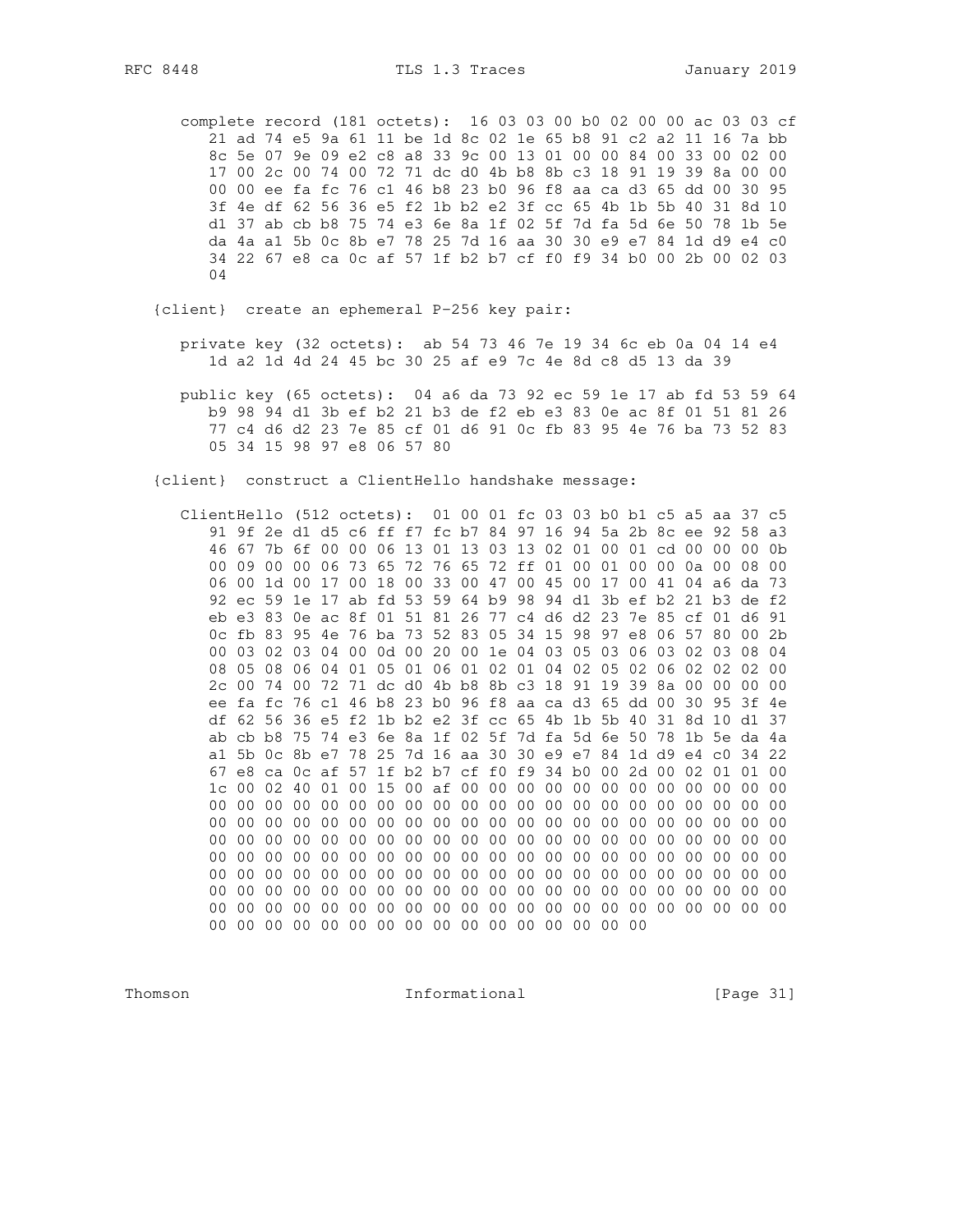```
   complete record (181 octets):  16 03 03 00 b0 02 00 00 ac 03 03 cf
      21 ad 74 e5 9a 61 11 be 1d 8c 02 1e 65 b8 91 c2 a2 11 16 7a bb
      8c 5e 07 9e 09 e2 c8 a8 33 9c 00 13 01 00 00 84 00 33 00 02 00
      17 00 2c 00 74 00 72 71 dc d0 4b b8 8b c3 18 91 19 39 8a 00 00
      00 00 ee fa fc 76 c1 46 b8 23 b0 96 f8 aa ca d3 65 dd 00 30 95
      3f 4e df 62 56 36 e5 f2 1b b2 e2 3f cc 65 4b 1b 5b 40 31 8d 10
      d1 37 ab cb b8 75 74 e3 6e 8a 1f 02 5f 7d fa 5d 6e 50 78 1b 5e
      da 4a a1 5b 0c 8b e7 78 25 7d 16 aa 30 30 e9 e7 84 1d d9 e4 c0
      34 22 67 e8 ca 0c af 57 1f b2 b7 cf f0 f9 34 b0 00 2b 00 02 03
      04

{client}  create an ephemeral P-256 key pair:

   private key (32 octets):  ab 54 73 46 7e 19 34 6c eb 0a 04 14 e4
      1d a2 1d 4d 24 45 bc 30 25 af e9 7c 4e 8d c8 d5 13 da 39

   public key (65 octets):  04 a6 da 73 92 ec 59 1e 17 ab fd 53 59 64
      b9 98 94 d1 3b ef b2 21 b3 de f2 eb e3 83 0e ac 8f 01 51 81 26
      77 c4 d6 d2 23 7e 85 cf 01 d6 91 0c fb 83 95 4e 76 ba 73 52 83
      05 34 15 98 97 e8 06 57 80

{client}  construct a ClientHello handshake message:

   ClientHello (512 octets):  01 00 01 fc 03 03 b0 b1 c5 a5 aa 37 c5
      91 9f 2e d1 d5 c6 ff f7 fc b7 84 97 16 94 5a 2b 8c ee 92 58 a3
      46 67 7b 6f 00 00 06 13 01 13 03 13 02 01 00 01 cd 00 00 00 0b
      00 09 00 00 06 73 65 72 76 65 72 ff 01 00 01 00 00 0a 00 08 00
      06 00 1d 00 17 00 18 00 33 00 47 00 45 00 17 00 41 04 a6 da 73
      92 ec 59 1e 17 ab fd 53 59 64 b9 98 94 d1 3b ef b2 21 b3 de f2
      eb e3 83 0e ac 8f 01 51 81 26 77 c4 d6 d2 23 7e 85 cf 01 d6 91
      0c fb 83 95 4e 76 ba 73 52 83 05 34 15 98 97 e8 06 57 80 00 2b
      00 03 02 03 04 00 0d 00 20 00 1e 04 03 05 03 06 03 02 03 08 04
      08 05 08 06 04 01 05 01 06 01 02 01 04 02 05 02 06 02 02 02 00
      2c 00 74 00 72 71 dc d0 4b b8 8b c3 18 91 19 39 8a 00 00 00 00
      ee fa fc 76 c1 46 b8 23 b0 96 f8 aa ca d3 65 dd 00 30 95 3f 4e
      df 62 56 36 e5 f2 1b b2 e2 3f cc 65 4b 1b 5b 40 31 8d 10 d1 37
      ab cb b8 75 74 e3 6e 8a 1f 02 5f 7d fa 5d 6e 50 78 1b 5e da 4a
      a1 5b 0c 8b e7 78 25 7d 16 aa 30 30 e9 e7 84 1d d9 e4 c0 34 22
      67 e8 ca 0c af 57 1f b2 b7 cf f0 f9 34 b0 00 2d 00 02 01 01 00
      1c 00 02 40 01 00 15 00 af 00 00 00 00 00 00 00 00 00 00 00 00
      00 00 00 00 00 00 00 00 00 00 00 00 00 00 00 00 00 00 00 00 00
      00 00 00 00 00 00 00 00 00 00 00 00 00 00 00 00 00 00 00 00 00
      00 00 00 00 00 00 00 00 00 00 00 00 00 00 00 00 00 00 00 00 00
      00 00 00 00 00 00 00 00 00 00 00 00 00 00 00 00 00 00 00 00 00
      00 00 00 00 00 00 00 00 00 00 00 00 00 00 00 00 00 00 00 00 00
      00 00 00 00 00 00 00 00 00 00 00 00 00 00 00 00 00 00 00 00 00
      00 00 00 00 00 00 00 00 00 00 00 00 00 00 00 00 00 00 00 00 00
      00 00 00 00 00 00 00 00 00 00 00 00 00 00 00 00 00 00 00 00 00
      00 00 00 00 00 00 00 00 00 00 00 00 00 00 00 00 00 00 00 00 00
      00 00 00 00 00 00 00 00 00 00 00 00 00 00 00 00 00 00 00 00 00
      00 00 00 00 00 00 00 00 00 00 00 00 00 00 00 00 00 00 00 00 00
      00 00 00 00 00 00 00 00 00 00 00 00 00 00 00 00 00 00 00 00 00
      00 00 00 00 00 00 00 00 00 00 00 00 00 00 00 00 00 00 00 00 00
      00 00 00 00 00 00 00 00 00 00 00 00 00 00 00 00 00 00 00 00 00
      00 00 00 00 00 00 00 00 00 00 00 00 00 00 00 00 00 00 00 00 00
      00 00 00 00 00 00 00 00 00 00 00 00 00 00 00 00 00 00 00 00 00
      00 00 00 00 00 00 00 00 00 00 00 00 00 00 00 00 00 00 00 00 00
      00 00 00 00 00 00 00 00 00 00 00 00 00 00 00 00 00 00 00 00 00
      00 00 00 00 00 00 00 00 00 00 00 00 00 00 00 00 00 00 00 00 00
      00 00 00 00 00 00 00 00 00 00 00 00 00 00 00 00 00 00 00 00 00
      00 00 00 00 00 00 00 00 00 00 00 00 00 00 00 00 00 00 00 00 00
      00 00 00 00 00 00 00 00 00 00 00 00 00 00 00 00 00 00 00 00 00
      00 00 00 00 00 00 00 00 00 00 00 00 00 00 00 00 00 00 00 00 00
      00 00 00 00 00 00 00 00 00 00 00 00 00 00
```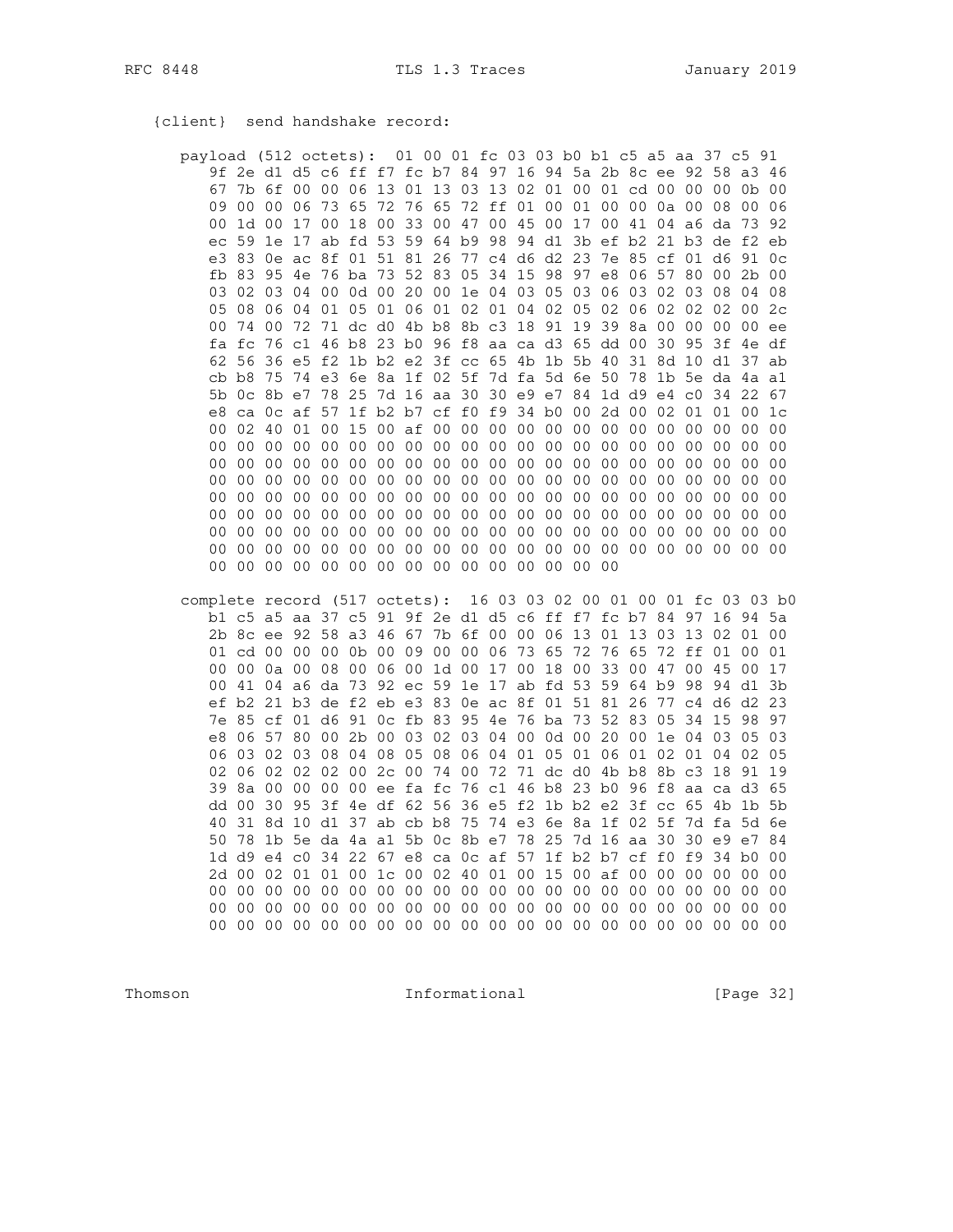```
   {client}  send handshake record:

      payload (512 octets):  01 00 01 fc 03 03 b0 b1 c5 a5 aa 37 c5 91
         9f 2e d1 d5 c6 ff f7 fc b7 84 97 16 94 5a 2b 8c ee 92 58 a3 46
         67 7b 6f 00 00 06 13 01 13 03 13 02 01 00 01 cd 00 00 00 0b 00
         09 00 00 06 73 65 72 76 65 72 ff 01 00 01 00 00 0a 00 08 00 06
         00 1d 00 17 00 18 00 33 00 47 00 45 00 17 00 41 04 a6 da 73 92
         ec 59 1e 17 ab fd 53 59 64 b9 98 94 d1 3b ef b2 21 b3 de f2 eb
         e3 83 0e ac 8f 01 51 81 26 77 c4 d6 d2 23 7e 85 cf 01 d6 91 0c
         fb 83 95 4e 76 ba 73 52 83 05 34 15 98 97 e8 06 57 80 00 2b 00
         03 02 03 04 00 0d 00 20 00 1e 04 03 05 03 06 03 02 03 08 04 08
         05 08 06 04 01 05 01 06 01 02 01 04 02 05 02 06 02 02 02 00 2c
         00 74 00 72 71 dc d0 4b b8 8b c3 18 91 19 39 8a 00 00 00 00 ee
         fa fc 76 c1 46 b8 23 b0 96 f8 aa ca d3 65 dd 00 30 95 3f 4e df
         62 56 36 e5 f2 1b b2 e2 3f cc 65 4b 1b 5b 40 31 8d 10 d1 37 ab
         cb b8 75 74 e3 6e 8a 1f 02 5f 7d fa 5d 6e 50 78 1b 5e da 4a a1
         5b 0c 8b e7 78 25 7d 16 aa 30 30 e9 e7 84 1d d9 e4 c0 34 22 67
         e8 ca 0c af 57 1f b2 b7 cf f0 f9 34 b0 00 2d 00 02 01 01 00 1c
         00 02 40 01 00 15 00 af 00 00 00 00 00 00 00 00 00 00 00 00 00
         00 00 00 00 00 00 00 00 00 00 00 00 00 00 00 00 00 00 00 00 00
         00 00 00 00 00 00 00 00 00 00 00 00 00 00 00 00 00 00 00 00 00
         00 00 00 00 00 00 00 00 00 00 00 00 00 00 00 00 00 00 00 00 00
         00 00 00 00 00 00 00 00 00 00 00 00 00 00 00 00 00 00 00 00 00
         00 00 00 00 00 00 00 00 00 00 00 00 00 00 00 00 00 00 00 00 00
         00 00 00 00 00 00 00 00 00 00 00 00 00 00 00 00 00 00 00 00 00
         00 00 00 00 00 00 00 00 00 00 00 00 00 00 00 00 00 00 00 00 00
         00 00 00 00 00 00 00 00 00 00 00 00 00 00

      complete record (517 octets):  16 03 03 02 00 01 00 01 fc 03 03 b0
         b1 c5 a5 aa 37 c5 91 9f 2e d1 d5 c6 ff f7 fc b7 84 97 16 94 5a
         2b 8c ee 92 58 a3 46 67 7b 6f 00 00 06 13 01 13 03 13 02 01 00
         01 cd 00 00 00 0b 00 09 00 00 06 73 65 72 76 65 72 ff 01 00 01
         00 00 0a 00 08 00 06 00 1d 00 17 00 18 00 33 00 47 00 45 00 17
         00 41 04 a6 da 73 92 ec 59 1e 17 ab fd 53 59 64 b9 98 94 d1 3b
         ef b2 21 b3 de f2 eb e3 83 0e ac 8f 01 51 81 26 77 c4 d6 d2 23
         7e 85 cf 01 d6 91 0c fb 83 95 4e 76 ba 73 52 83 05 34 15 98 97
         e8 06 57 80 00 2b 00 03 02 03 04 00 0d 00 20 00 1e 04 03 05 03
         06 03 02 03 08 04 08 05 08 06 04 01 05 01 06 01 02 01 04 02 05
         02 06 02 02 02 00 2c 00 74 00 72 71 dc d0 4b b8 8b c3 18 91 19
         39 8a 00 00 00 00 ee fa fc 76 c1 46 b8 23 b0 96 f8 aa ca d3 65
         dd 00 30 95 3f 4e df 62 56 36 e5 f2 1b b2 e2 3f cc 65 4b 1b 5b
         40 31 8d 10 d1 37 ab cb b8 75 74 e3 6e 8a 1f 02 5f 7d fa 5d 6e
         50 78 1b 5e da 4a a1 5b 0c 8b e7 78 25 7d 16 aa 30 30 e9 e7 84
         1d d9 e4 c0 34 22 67 e8 ca 0c af 57 1f b2 b7 cf f0 f9 34 b0 00
         2d 00 02 01 01 00 1c 00 02 40 01 00 15 00 af 00 00 00 00 00 00
         00 00 00 00 00 00 00 00 00 00 00 00 00 00 00 00 00 00 00 00 00
         00 00 00 00 00 00 00 00 00 00 00 00 00 00 00 00 00 00 00 00 00
         00 00 00 00 00 00 00 00 00 00 00 00 00 00 00 00 00 00 00 00 00
```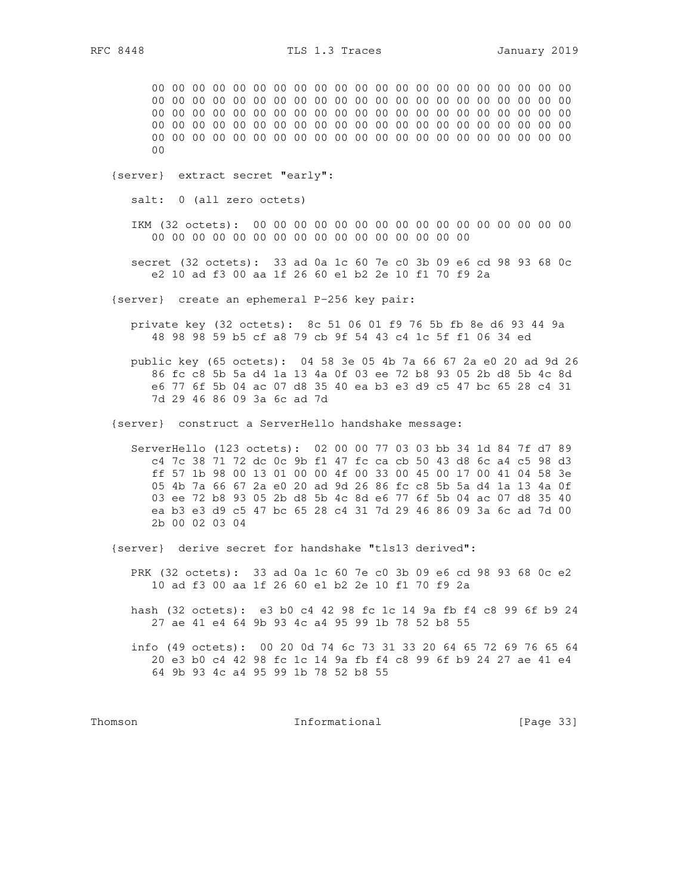```
      00 00 00 00 00 00 00 00 00 00 00 00 00 00 00 00 00 00 00 00 00 00
      00 00 00 00 00 00 00 00 00 00 00 00 00 00 00 00 00 00 00 00 00 00
      00 00 00 00 00 00 00 00 00 00 00 00 00 00 00 00 00 00 00 00 00 00
      00 00 00 00 00 00 00 00 00 00 00 00 00 00 00 00 00 00 00 00 00 00
      00 00 00 00 00 00 00 00 00 00 00 00 00 00 00 00 00 00 00 00 00 00
      00

   {server}  extract secret "early":

      salt:  0 (all zero octets)

      IKM (32 octets):  00 00 00 00 00 00 00 00 00 00 00 00 00 00 00 00
         00 00 00 00 00 00 00 00 00 00 00 00 00 00 00 00

      secret (32 octets):  33 ad 0a 1c 60 7e c0 3b 09 e6 cd 98 93 68 0c
         e2 10 ad f3 00 aa 1f 26 60 e1 b2 2e 10 f1 70 f9 2a

   {server}  create an ephemeral P-256 key pair:

      private key (32 octets):  8c 51 06 01 f9 76 5b fb 8e d6 93 44 9a
         48 98 98 59 b5 cf a8 79 cb 9f 54 43 c4 1c 5f f1 06 34 ed

      public key (65 octets):  04 58 3e 05 4b 7a 66 67 2a e0 20 ad 9d 26
         86 fc c8 5b 5a d4 1a 13 4a 0f 03 ee 72 b8 93 05 2b d8 5b 4c 8d
         e6 77 6f 5b 04 ac 07 d8 35 40 ea b3 e3 d9 c5 47 bc 65 28 c4 31
         7d 29 46 86 09 3a 6c ad 7d

   {server}  construct a ServerHello handshake message:

      ServerHello (123 octets):  02 00 00 77 03 03 bb 34 1d 84 7f d7 89
         c4 7c 38 71 72 dc 0c 9b f1 47 fc ca cb 50 43 d8 6c a4 c5 98 d3
         ff 57 1b 98 00 13 01 00 00 4f 00 33 00 45 00 17 00 41 04 58 3e
         05 4b 7a 66 67 2a e0 20 ad 9d 26 86 fc c8 5b 5a d4 1a 13 4a 0f
         03 ee 72 b8 93 05 2b d8 5b 4c 8d e6 77 6f 5b 04 ac 07 d8 35 40
         ea b3 e3 d9 c5 47 bc 65 28 c4 31 7d 29 46 86 09 3a 6c ad 7d 00
         2b 00 02 03 04

   {server}  derive secret for handshake "tls13 derived":

      PRK (32 octets):  33 ad 0a 1c 60 7e c0 3b 09 e6 cd 98 93 68 0c e2
         10 ad f3 00 aa 1f 26 60 e1 b2 2e 10 f1 70 f9 2a

      hash (32 octets):  e3 b0 c4 42 98 fc 1c 14 9a fb f4 c8 99 6f b9 24
         27 ae 41 e4 64 9b 93 4c a4 95 99 1b 78 52 b8 55

      info (49 octets):  00 20 0d 74 6c 73 31 33 20 64 65 72 69 76 65 64
         20 e3 b0 c4 42 98 fc 1c 14 9a fb f4 c8 99 6f b9 24 27 ae 41 e4
         64 9b 93 4c a4 95 99 1b 78 52 b8 55
```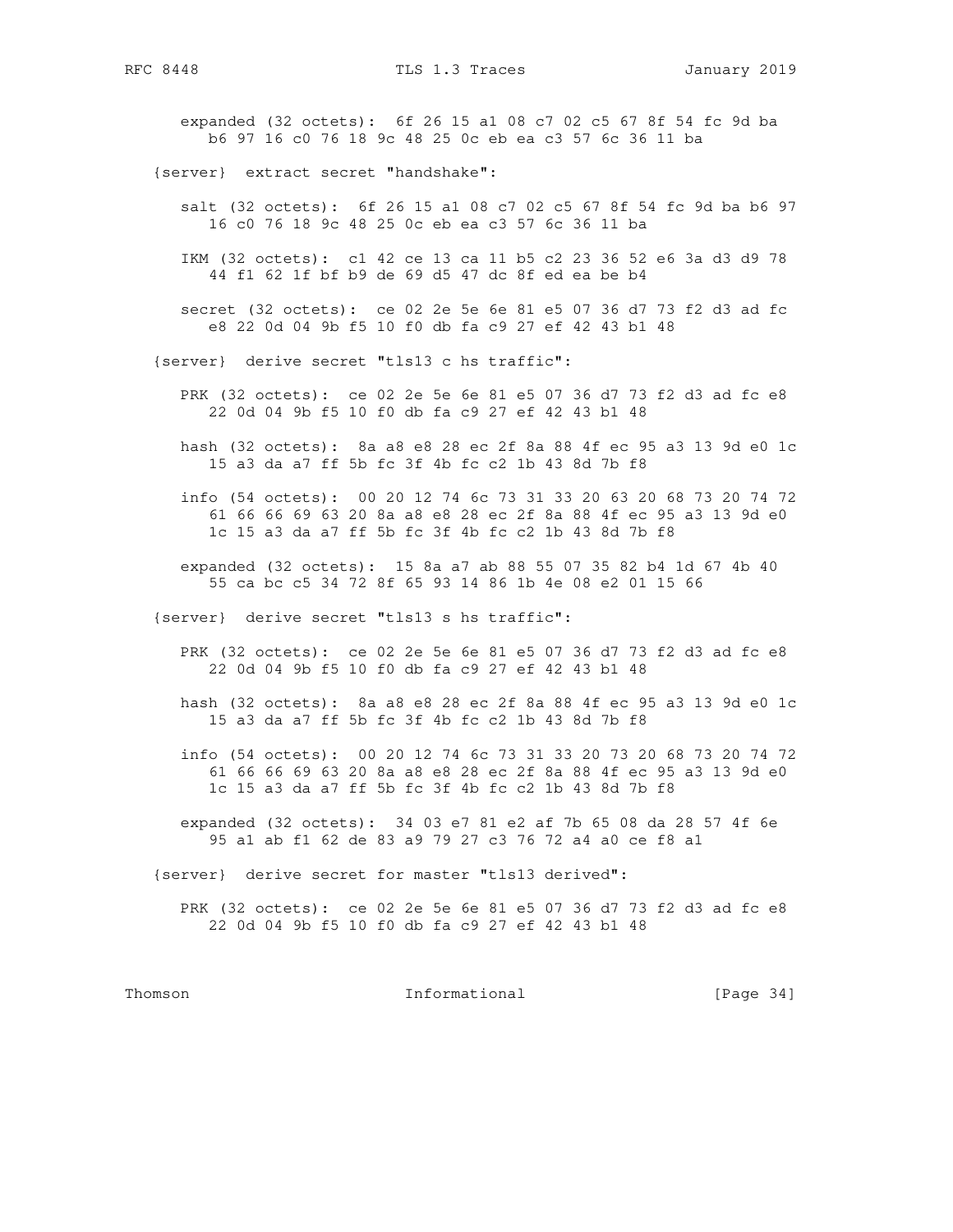```
      expanded (32 octets):  6f 26 15 a1 08 c7 02 c5 67 8f 54 fc 9d ba
         b6 97 16 c0 76 18 9c 48 25 0c eb ea c3 57 6c 36 11 ba

   {server}  extract secret "handshake":

      salt (32 octets):  6f 26 15 a1 08 c7 02 c5 67 8f 54 fc 9d ba b6 97
         16 c0 76 18 9c 48 25 0c eb ea c3 57 6c 36 11 ba

      IKM (32 octets):  c1 42 ce 13 ca 11 b5 c2 23 36 52 e6 3a d3 d9 78
         44 f1 62 1f bf b9 de 69 d5 47 dc 8f ed ea be b4

      secret (32 octets):  ce 02 2e 5e 6e 81 e5 07 36 d7 73 f2 d3 ad fc
         e8 22 0d 04 9b f5 10 f0 db fa c9 27 ef 42 43 b1 48

   {server}  derive secret "tls13 c hs traffic":

      PRK (32 octets):  ce 02 2e 5e 6e 81 e5 07 36 d7 73 f2 d3 ad fc e8
         22 0d 04 9b f5 10 f0 db fa c9 27 ef 42 43 b1 48

      hash (32 octets):  8a a8 e8 28 ec 2f 8a 88 4f ec 95 a3 13 9d e0 1c
         15 a3 da a7 ff 5b fc 3f 4b fc c2 1b 43 8d 7b f8

      info (54 octets):  00 20 12 74 6c 73 31 33 20 63 20 68 73 20 74 72
         61 66 66 69 63 20 8a a8 e8 28 ec 2f 8a 88 4f ec 95 a3 13 9d e0
         1c 15 a3 da a7 ff 5b fc 3f 4b fc c2 1b 43 8d 7b f8

      expanded (32 octets):  15 8a a7 ab 88 55 07 35 82 b4 1d 67 4b 40
         55 ca bc c5 34 72 8f 65 93 14 86 1b 4e 08 e2 01 15 66

   {server}  derive secret "tls13 s hs traffic":

      PRK (32 octets):  ce 02 2e 5e 6e 81 e5 07 36 d7 73 f2 d3 ad fc e8
         22 0d 04 9b f5 10 f0 db fa c9 27 ef 42 43 b1 48

      hash (32 octets):  8a a8 e8 28 ec 2f 8a 88 4f ec 95 a3 13 9d e0 1c
         15 a3 da a7 ff 5b fc 3f 4b fc c2 1b 43 8d 7b f8

      info (54 octets):  00 20 12 74 6c 73 31 33 20 73 20 68 73 20 74 72
         61 66 66 69 63 20 8a a8 e8 28 ec 2f 8a 88 4f ec 95 a3 13 9d e0
         1c 15 a3 da a7 ff 5b fc 3f 4b fc c2 1b 43 8d 7b f8

      expanded (32 octets):  34 03 e7 81 e2 af 7b 65 08 da 28 57 4f 6e
         95 a1 ab f1 62 de 83 a9 79 27 c3 76 72 a4 a0 ce f8 a1

   {server}  derive secret for master "tls13 derived":

      PRK (32 octets):  ce 02 2e 5e 6e 81 e5 07 36 d7 73 f2 d3 ad fc e8
         22 0d 04 9b f5 10 f0 db fa c9 27 ef 42 43 b1 48
```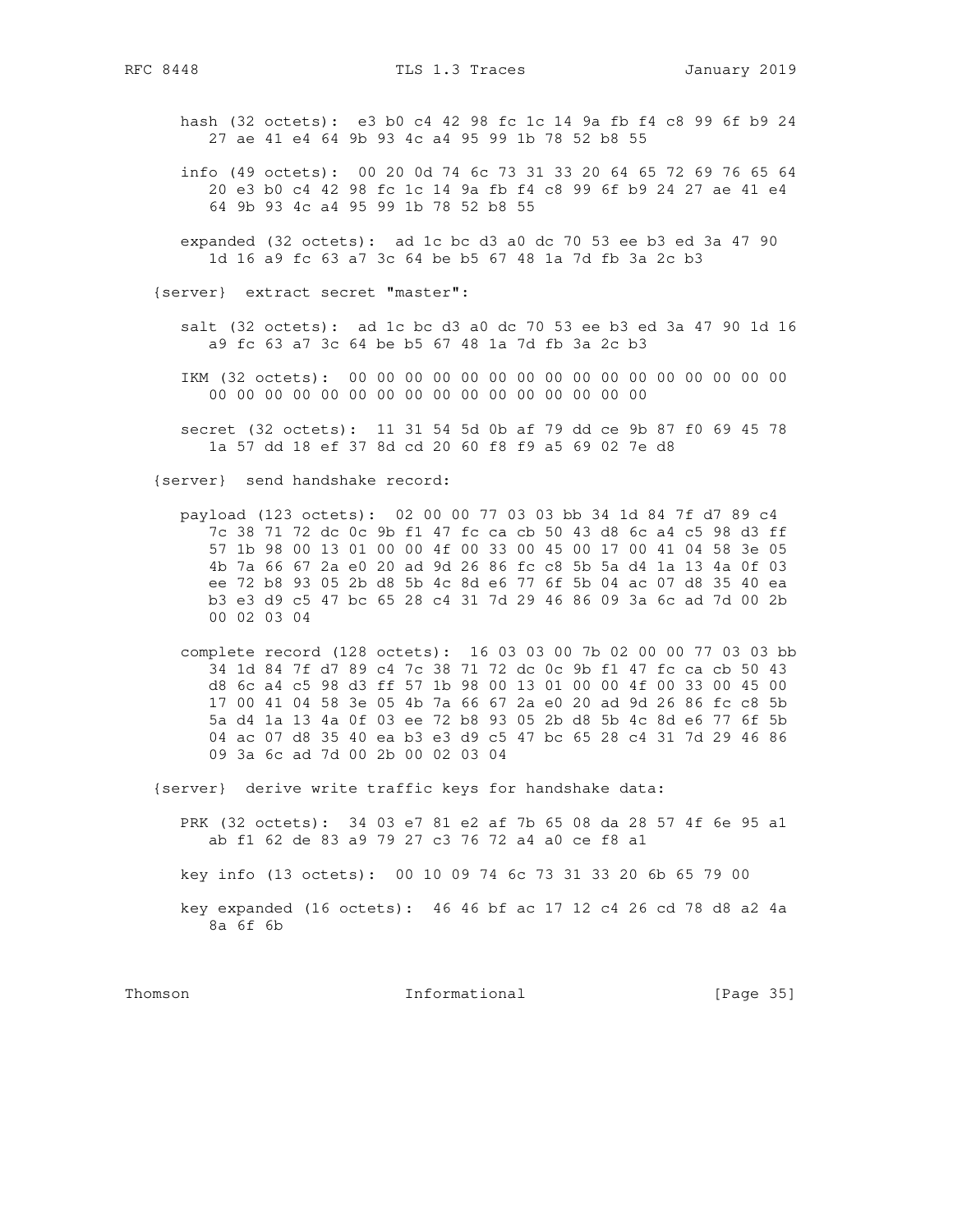hash (32 octets): e3 b0 c4 42 98 fc 1c 14 9a fb f4 c8 99 6f b9 24 27 ae 41 e4 64 9b 93 4c a4 95 99 1b 78 52 b8 55

info (49 octets): 00 20 0d 74 6c 73 31 33 20 64 65 72 69 76 65 64 20 e3 b0 c4 42 98 fc 1c 14 9a fb f4 c8 99 6f b9 24 27 ae 41 e4 64 9b 93 4c a4 95 99 1b 78 52 b8 55

expanded (32 octets): ad 1c bc d3 a0 dc 70 53 ee b3 ed 3a 47 90 1d 16 a9 fc 63 a7 3c 64 be b5 67 48 1a 7d fb 3a 2c b3

{server} extract secret "master":

salt (32 octets): ad 1c bc d3 a0 dc 70 53 ee b3 ed 3a 47 90 1d 16 a9 fc 63 a7 3c 64 be b5 67 48 1a 7d fb 3a 2c b3

IKM (32 octets): 00 00 00 00 00 00 00 00 00 00 00 00 00 00 00 00 00 00 00 00 00 00 00 00 00 00 00 00 00 00 00 00

secret (32 octets): 11 31 54 5d 0b af 79 dd ce 9b 87 f0 69 45 78 1a 57 dd 18 ef 37 8d cd 20 60 f8 f9 a5 69 02 7e d8

{server} send handshake record:

payload (123 octets): 02 00 00 77 03 03 bb 34 1d 84 7f d7 89 c4 7c 38 71 72 dc 0c 9b f1 47 fc ca cb 50 43 d8 6c a4 c5 98 d3 ff 57 1b 98 00 13 01 00 00 4f 00 33 00 45 00 17 00 41 04 58 3e 05 4b 7a 66 67 2a e0 20 ad 9d 26 86 fc c8 5b 5a d4 1a 13 4a 0f 03 ee 72 b8 93 05 2b d8 5b 4c 8d e6 77 6f 5b 04 ac 07 d8 35 40 ea b3 e3 d9 c5 47 bc 65 28 c4 31 7d 29 46 86 09 3a 6c ad 7d 00 2b 00 02 03 04

complete record (128 octets): 16 03 03 00 7b 02 00 00 77 03 03 bb 34 1d 84 7f d7 89 c4 7c 38 71 72 dc 0c 9b f1 47 fc ca cb 50 43 d8 6c a4 c5 98 d3 ff 57 1b 98 00 13 01 00 00 4f 00 33 00 45 00 17 00 41 04 58 3e 05 4b 7a 66 67 2a e0 20 ad 9d 26 86 fc c8 5b 5a d4 1a 13 4a 0f 03 ee 72 b8 93 05 2b d8 5b 4c 8d e6 77 6f 5b 04 ac 07 d8 35 40 ea b3 e3 d9 c5 47 bc 65 28 c4 31 7d 29 46 86 09 3a 6c ad 7d 00 2b 00 02 03 04

{server} derive write traffic keys for handshake data:

PRK (32 octets): 34 03 e7 81 e2 af 7b 65 08 da 28 57 4f 6e 95 a1 ab f1 62 de 83 a9 79 27 c3 76 72 a4 a0 ce f8 a1

key info (13 octets): 00 10 09 74 6c 73 31 33 20 6b 65 79 00

key expanded (16 octets): 46 46 bf ac 17 12 c4 26 cd 78 d8 a2 4a 8a 6f 6b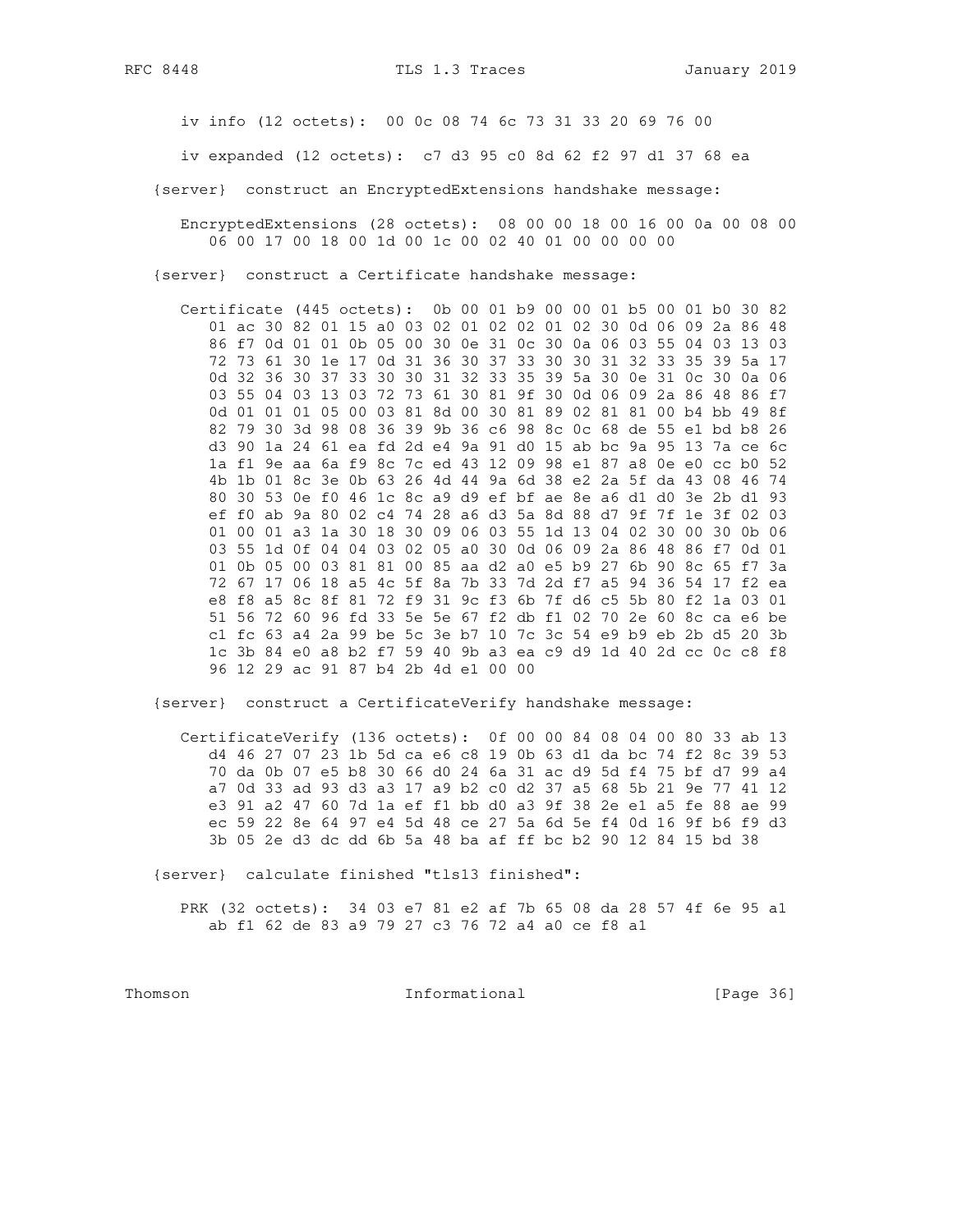```
      iv info (12 octets):  00 0c 08 74 6c 73 31 33 20 69 76 00

      iv expanded (12 octets):  c7 d3 95 c0 8d 62 f2 97 d1 37 68 ea

   {server}  construct an EncryptedExtensions handshake message:

      EncryptedExtensions (28 octets):  08 00 00 18 00 16 00 0a 00 08 00
         06 00 17 00 18 00 1d 00 1c 00 02 40 01 00 00 00 00

   {server}  construct a Certificate handshake message:

      Certificate (445 octets):  0b 00 01 b9 00 00 01 b5 00 01 b0 30 82
         01 ac 30 82 01 15 a0 03 02 01 02 02 01 02 30 0d 06 09 2a 86 48
         86 f7 0d 01 01 0b 05 00 30 0e 31 0c 30 0a 06 03 55 04 03 13 03
         72 73 61 30 1e 17 0d 31 36 30 37 33 30 30 31 32 33 35 39 5a 17
         0d 32 36 30 37 33 30 30 31 32 33 35 39 5a 30 0e 31 0c 30 0a 06
         03 55 04 03 13 03 72 73 61 30 81 9f 30 0d 06 09 2a 86 48 86 f7
         0d 01 01 01 05 00 03 81 8d 00 30 81 89 02 81 81 00 b4 bb 49 8f
         82 79 30 3d 98 08 36 39 9b 36 c6 98 8c 0c 68 de 55 e1 bd b8 26
         d3 90 1a 24 61 ea fd 2d e4 9a 91 d0 15 ab bc 9a 95 13 7a ce 6c
         1a f1 9e aa 6a f9 8c 7c ed 43 12 09 98 e1 87 a8 0e e0 cc b0 52
         4b 1b 01 8c 3e 0b 63 26 4d 44 9a 6d 38 e2 2a 5f da 43 08 46 74
         80 30 53 0e f0 46 1c 8c a9 d9 ef bf ae 8e a6 d1 d0 3e 2b d1 93
         ef f0 ab 9a 80 02 c4 74 28 a6 d3 5a 8d 88 d7 9f 7f 1e 3f 02 03
         01 00 01 a3 1a 30 18 30 09 06 03 55 1d 13 04 02 30 00 30 0b 06
         03 55 1d 0f 04 04 03 02 05 a0 30 0d 06 09 2a 86 48 86 f7 0d 01
         01 0b 05 00 03 81 81 00 85 aa d2 a0 e5 b9 27 6b 90 8c 65 f7 3a
         72 67 17 06 18 a5 4c 5f 8a 7b 33 7d 2d f7 a5 94 36 54 17 f2 ea
         e8 f8 a5 8c 8f 81 72 f9 31 9c f3 6b 7f d6 c5 5b 80 f2 1a 03 01
         51 56 72 60 96 fd 33 5e 5e 67 f2 db f1 02 70 2e 60 8c ca e6 be
         c1 fc 63 a4 2a 99 be 5c 3e b7 10 7c 3c 54 e9 b9 eb 2b d5 20 3b
         1c 3b 84 e0 a8 b2 f7 59 40 9b a3 ea c9 d9 1d 40 2d cc 0c c8 f8
         96 12 29 ac 91 87 b4 2b 4d e1 00 00

   {server}  construct a CertificateVerify handshake message:

      CertificateVerify (136 octets):  0f 00 00 84 08 04 00 80 33 ab 13
         d4 46 27 07 23 1b 5d ca e6 c8 19 0b 63 d1 da bc 74 f2 8c 39 53
         70 da 0b 07 e5 b8 30 66 d0 24 6a 31 ac d9 5d f4 75 bf d7 99 a4
         a7 0d 33 ad 93 d3 a3 17 a9 b2 c0 d2 37 a5 68 5b 21 9e 77 41 12
         e3 91 a2 47 60 7d 1a ef f1 bb d0 a3 9f 38 2e e1 a5 fe 88 ae 99
         ec 59 22 8e 64 97 e4 5d 48 ce 27 5a 6d 5e f4 0d 16 9f b6 f9 d3
         3b 05 2e d3 dc dd 6b 5a 48 ba af ff bc b2 90 12 84 15 bd 38

   {server}  calculate finished "tls13 finished":

      PRK (32 octets):  34 03 e7 81 e2 af 7b 65 08 da 28 57 4f 6e 95 a1
         ab f1 62 de 83 a9 79 27 c3 76 72 a4 a0 ce f8 a1
```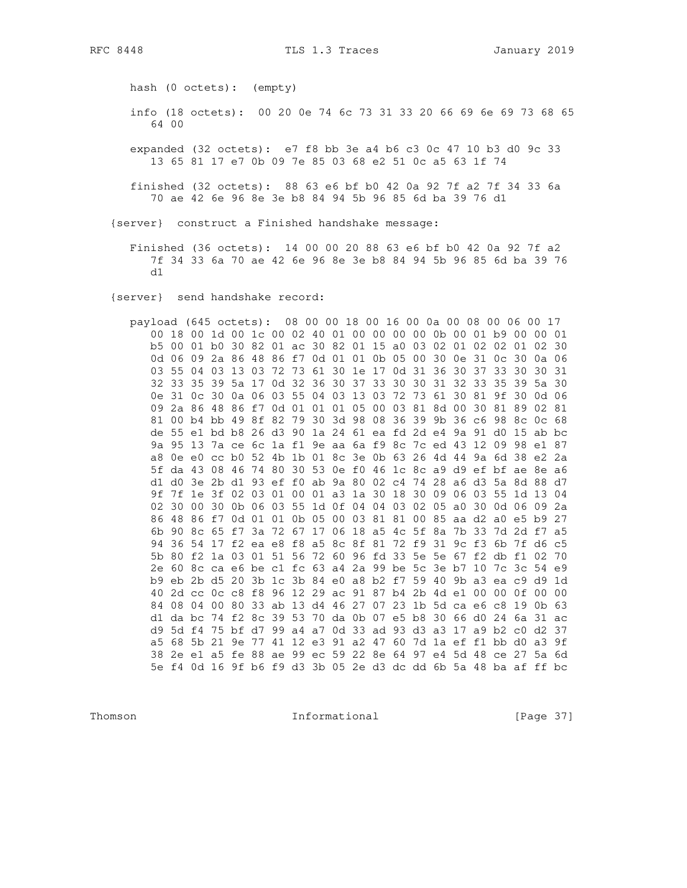```
      hash (0 octets):  (empty)

      info (18 octets):  00 20 0e 74 6c 73 31 33 20 66 69 6e 69 73 68 65
         64 00

      expanded (32 octets):  e7 f8 bb 3e a4 b6 c3 0c 47 10 b3 d0 9c 33
         13 65 81 17 e7 0b 09 7e 85 03 68 e2 51 0c a5 63 1f 74

      finished (32 octets):  88 63 e6 bf b0 42 0a 92 7f a2 7f 34 33 6a
         70 ae 42 6e 96 8e 3e b8 84 94 5b 96 85 6d ba 39 76 d1

   {server}  construct a Finished handshake message:

      Finished (36 octets):  14 00 00 20 88 63 e6 bf b0 42 0a 92 7f a2
         7f 34 33 6a 70 ae 42 6e 96 8e 3e b8 84 94 5b 96 85 6d ba 39 76
         d1

   {server}  send handshake record:

      payload (645 octets):  08 00 00 18 00 16 00 0a 00 08 00 06 00 17
         00 18 00 1d 00 1c 00 02 40 01 00 00 00 00 0b 00 01 b9 00 00 01
         b5 00 01 b0 30 82 01 ac 30 82 01 15 a0 03 02 01 02 02 01 02 30
         0d 06 09 2a 86 48 86 f7 0d 01 01 0b 05 00 30 0e 31 0c 30 0a 06
         03 55 04 03 13 03 72 73 61 30 1e 17 0d 31 36 30 37 33 30 30 31
         32 33 35 39 5a 17 0d 32 36 30 37 33 30 30 31 32 33 35 39 5a 30
         0e 31 0c 30 0a 06 03 55 04 03 13 03 72 73 61 30 81 9f 30 0d 06
         09 2a 86 48 86 f7 0d 01 01 01 05 00 03 81 8d 00 30 81 89 02 81
         81 00 b4 bb 49 8f 82 79 30 3d 98 08 36 39 9b 36 c6 98 8c 0c 68
         de 55 e1 bd b8 26 d3 90 1a 24 61 ea fd 2d e4 9a 91 d0 15 ab bc
         9a 95 13 7a ce 6c 1a f1 9e aa 6a f9 8c 7c ed 43 12 09 98 e1 87
         a8 0e e0 cc b0 52 4b 1b 01 8c 3e 0b 63 26 4d 44 9a 6d 38 e2 2a
         5f da 43 08 46 74 80 30 53 0e f0 46 1c 8c a9 d9 ef bf ae 8e a6
         d1 d0 3e 2b d1 93 ef f0 ab 9a 80 02 c4 74 28 a6 d3 5a 8d 88 d7
         9f 7f 1e 3f 02 03 01 00 01 a3 1a 30 18 30 09 06 03 55 1d 13 04
         02 30 00 30 0b 06 03 55 1d 0f 04 04 03 02 05 a0 30 0d 06 09 2a
         86 48 86 f7 0d 01 01 0b 05 00 03 81 81 00 85 aa d2 a0 e5 b9 27
         6b 90 8c 65 f7 3a 72 67 17 06 18 a5 4c 5f 8a 7b 33 7d 2d f7 a5
         94 36 54 17 f2 ea e8 f8 a5 8c 8f 81 72 f9 31 9c f3 6b 7f d6 c5
         5b 80 f2 1a 03 01 51 56 72 60 96 fd 33 5e 5e 67 f2 db f1 02 70
         2e 60 8c ca e6 be c1 fc 63 a4 2a 99 be 5c 3e b7 10 7c 3c 54 e9
         b9 eb 2b d5 20 3b 1c 3b 84 e0 a8 b2 f7 59 40 9b a3 ea c9 d9 1d
         40 2d cc 0c c8 f8 96 12 29 ac 91 87 b4 2b 4d e1 00 00 0f 00 00
         84 08 04 00 80 33 ab 13 d4 46 27 07 23 1b 5d ca e6 c8 19 0b 63
         d1 da bc 74 f2 8c 39 53 70 da 0b 07 e5 b8 30 66 d0 24 6a 31 ac
         d9 5d f4 75 bf d7 99 a4 a7 0d 33 ad 93 d3 a3 17 a9 b2 c0 d2 37
         a5 68 5b 21 9e 77 41 12 e3 91 a2 47 60 7d 1a ef f1 bb d0 a3 9f
         38 2e e1 a5 fe 88 ae 99 ec 59 22 8e 64 97 e4 5d 48 ce 27 5a 6d
         5e f4 0d 16 9f b6 f9 d3 3b 05 2e d3 dc dd 6b 5a 48 ba af ff bc
```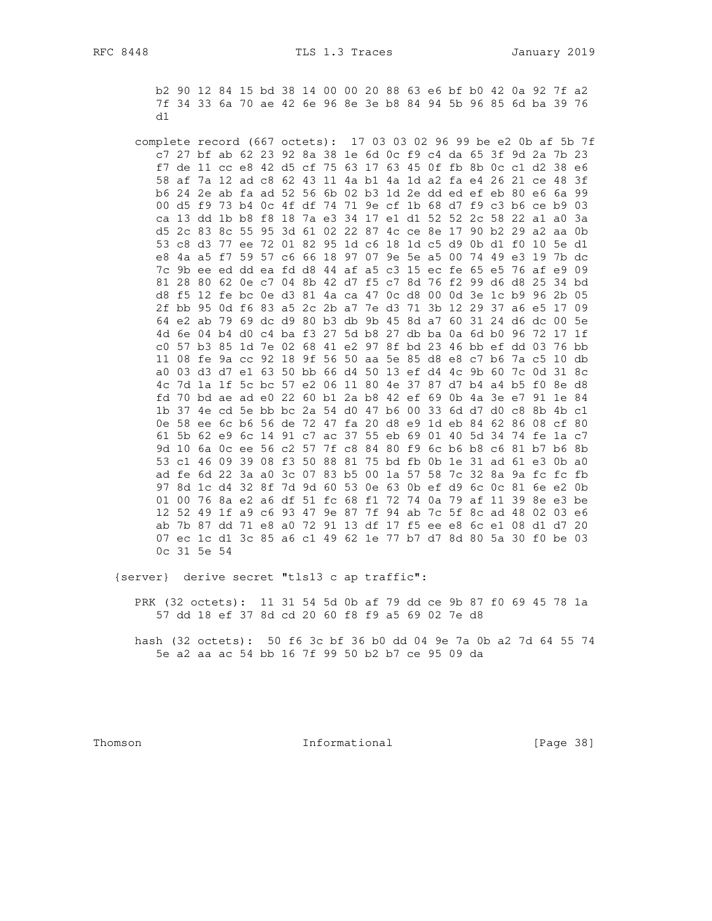```
         b2 90 12 84 15 bd 38 14 00 00 20 88 63 e6 bf b0 42 0a 92 7f a2
         7f 34 33 6a 70 ae 42 6e 96 8e 3e b8 84 94 5b 96 85 6d ba 39 76
         d1

      complete record (667 octets):  17 03 03 02 96 99 be e2 0b af 5b 7f
         c7 27 bf ab 62 23 92 8a 38 1e 6d 0c f9 c4 da 65 3f 9d 2a 7b 23
         f7 de 11 cc e8 42 d5 cf 75 63 17 63 45 0f fb 8b 0c c1 d2 38 e6
         58 af 7a 12 ad c8 62 43 11 4a b1 4a 1d a2 fa e4 26 21 ce 48 3f
         b6 24 2e ab fa ad 52 56 6b 02 b3 1d 2e dd ed ef eb 80 e6 6a 99
         00 d5 f9 73 b4 0c 4f df 74 71 9e cf 1b 68 d7 f9 c3 b6 ce b9 03
         ca 13 dd 1b b8 f8 18 7a e3 34 17 e1 d1 52 52 2c 58 22 a1 a0 3a
         d5 2c 83 8c 55 95 3d 61 02 22 87 4c ce 8e 17 90 b2 29 a2 aa 0b
         53 c8 d3 77 ee 72 01 82 95 1d c6 18 1d c5 d9 0b d1 f0 10 5e d1
         e8 4a a5 f7 59 57 c6 66 18 97 07 9e 5e a5 00 74 49 e3 19 7b dc
         7c 9b ee ed dd ea fd d8 44 af a5 c3 15 ec fe 65 e5 76 af e9 09
         81 28 80 62 0e c7 04 8b 42 d7 f5 c7 8d 76 f2 99 d6 d8 25 34 bd
         d8 f5 12 fe bc 0e d3 81 4a ca 47 0c d8 00 0d 3e 1c b9 96 2b 05
         2f bb 95 0d f6 83 a5 2c 2b a7 7e d3 71 3b 12 29 37 a6 e5 17 09
         64 e2 ab 79 69 dc d9 80 b3 db 9b 45 8d a7 60 31 24 d6 dc 00 5e
         4d 6e 04 b4 d0 c4 ba f3 27 5d b8 27 db ba 0a 6d b0 96 72 17 1f
         c0 57 b3 85 1d 7e 02 68 41 e2 97 8f bd 23 46 bb ef dd 03 76 bb
         11 08 fe 9a cc 92 18 9f 56 50 aa 5e 85 d8 e8 c7 b6 7a c5 10 db
         a0 03 d3 d7 e1 63 50 bb 66 d4 50 13 ef d4 4c 9b 60 7c 0d 31 8c
         4c 7d 1a 1f 5c bc 57 e2 06 11 80 4e 37 87 d7 b4 a4 b5 f0 8e d8
         fd 70 bd ae ad e0 22 60 b1 2a b8 42 ef 69 0b 4a 3e e7 91 1e 84
         1b 37 4e cd 5e bb bc 2a 54 d0 47 b6 00 33 6d d7 d0 c8 8b 4b c1
         0e 58 ee 6c b6 56 de 72 47 fa 20 d8 e9 1d eb 84 62 86 08 cf 80
         61 5b 62 e9 6c 14 91 c7 ac 37 55 eb 69 01 40 5d 34 74 fe 1a c7
         9d 10 6a 0c ee 56 c2 57 7f c8 84 80 f9 6c b6 b8 c6 81 b7 b6 8b
         53 c1 46 09 39 08 f3 50 88 81 75 bd fb 0b 1e 31 ad 61 e3 0b a0
         ad fe 6d 22 3a a0 3c 07 83 b5 00 1a 57 58 7c 32 8a 9a fc fc fb
         97 8d 1c d4 32 8f 7d 9d 60 53 0e 63 0b ef d9 6c 0c 81 6e e2 0b
         01 00 76 8a e2 a6 df 51 fc 68 f1 72 74 0a 79 af 11 39 8e e3 be
         12 52 49 1f a9 c6 93 47 9e 87 7f 94 ab 7c 5f 8c ad 48 02 03 e6
         ab 7b 87 dd 71 e8 a0 72 91 13 df 17 f5 ee e8 6c e1 08 d1 d7 20
         07 ec 1c d1 3c 85 a6 c1 49 62 1e 77 b7 d7 8d 80 5a 30 f0 be 03
         0c 31 5e 54

   {server}  derive secret "tls13 c ap traffic":

      PRK (32 octets):  11 31 54 5d 0b af 79 dd ce 9b 87 f0 69 45 78 1a
         57 dd 18 ef 37 8d cd 20 60 f8 f9 a5 69 02 7e d8

      hash (32 octets):  50 f6 3c bf 36 b0 dd 04 9e 7a 0b a2 7d 64 55 74
         5e a2 aa ac 54 bb 16 7f 99 50 b2 b7 ce 95 09 da
```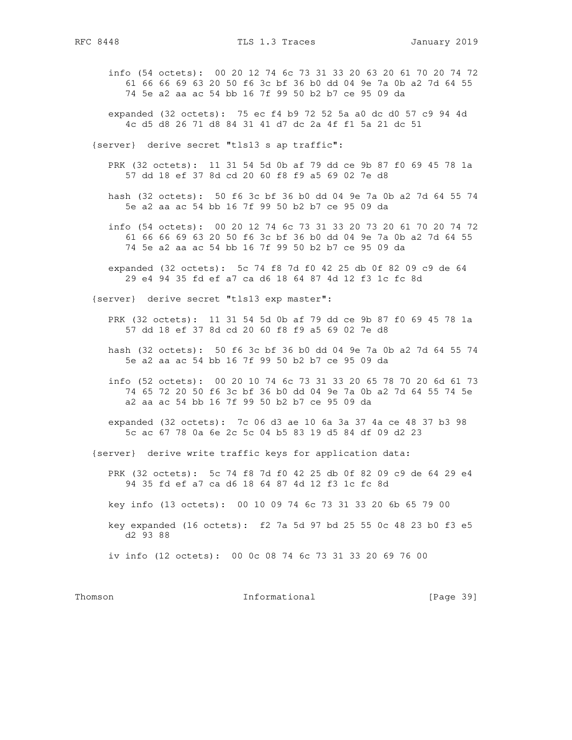```
      info (54 octets):  00 20 12 74 6c 73 31 33 20 63 20 61 70 20 74 72
         61 66 66 69 63 20 50 f6 3c bf 36 b0 dd 04 9e 7a 0b a2 7d 64 55
         74 5e a2 aa ac 54 bb 16 7f 99 50 b2 b7 ce 95 09 da

      expanded (32 octets):  75 ec f4 b9 72 52 5a a0 dc d0 57 c9 94 4d
         4c d5 d8 26 71 d8 84 31 41 d7 dc 2a 4f f1 5a 21 dc 51

   {server}  derive secret "tls13 s ap traffic":

      PRK (32 octets):  11 31 54 5d 0b af 79 dd ce 9b 87 f0 69 45 78 1a
         57 dd 18 ef 37 8d cd 20 60 f8 f9 a5 69 02 7e d8

      hash (32 octets):  50 f6 3c bf 36 b0 dd 04 9e 7a 0b a2 7d 64 55 74
         5e a2 aa ac 54 bb 16 7f 99 50 b2 b7 ce 95 09 da

      info (54 octets):  00 20 12 74 6c 73 31 33 20 73 20 61 70 20 74 72
         61 66 66 69 63 20 50 f6 3c bf 36 b0 dd 04 9e 7a 0b a2 7d 64 55
         74 5e a2 aa ac 54 bb 16 7f 99 50 b2 b7 ce 95 09 da

      expanded (32 octets):  5c 74 f8 7d f0 42 25 db 0f 82 09 c9 de 64
         29 e4 94 35 fd ef a7 ca d6 18 64 87 4d 12 f3 1c fc 8d

   {server}  derive secret "tls13 exp master":

      PRK (32 octets):  11 31 54 5d 0b af 79 dd ce 9b 87 f0 69 45 78 1a
         57 dd 18 ef 37 8d cd 20 60 f8 f9 a5 69 02 7e d8

      hash (32 octets):  50 f6 3c bf 36 b0 dd 04 9e 7a 0b a2 7d 64 55 74
         5e a2 aa ac 54 bb 16 7f 99 50 b2 b7 ce 95 09 da

      info (52 octets):  00 20 10 74 6c 73 31 33 20 65 78 70 20 6d 61 73
         74 65 72 20 50 f6 3c bf 36 b0 dd 04 9e 7a 0b a2 7d 64 55 74 5e
         a2 aa ac 54 bb 16 7f 99 50 b2 b7 ce 95 09 da

      expanded (32 octets):  7c 06 d3 ae 10 6a 3a 37 4a ce 48 37 b3 98
         5c ac 67 78 0a 6e 2c 5c 04 b5 83 19 d5 84 df 09 d2 23

   {server}  derive write traffic keys for application data:

      PRK (32 octets):  5c 74 f8 7d f0 42 25 db 0f 82 09 c9 de 64 29 e4
         94 35 fd ef a7 ca d6 18 64 87 4d 12 f3 1c fc 8d

      key info (13 octets):  00 10 09 74 6c 73 31 33 20 6b 65 79 00

      key expanded (16 octets):  f2 7a 5d 97 bd 25 55 0c 48 23 b0 f3 e5
         d2 93 88

      iv info (12 octets):  00 0c 08 74 6c 73 31 33 20 69 76 00
```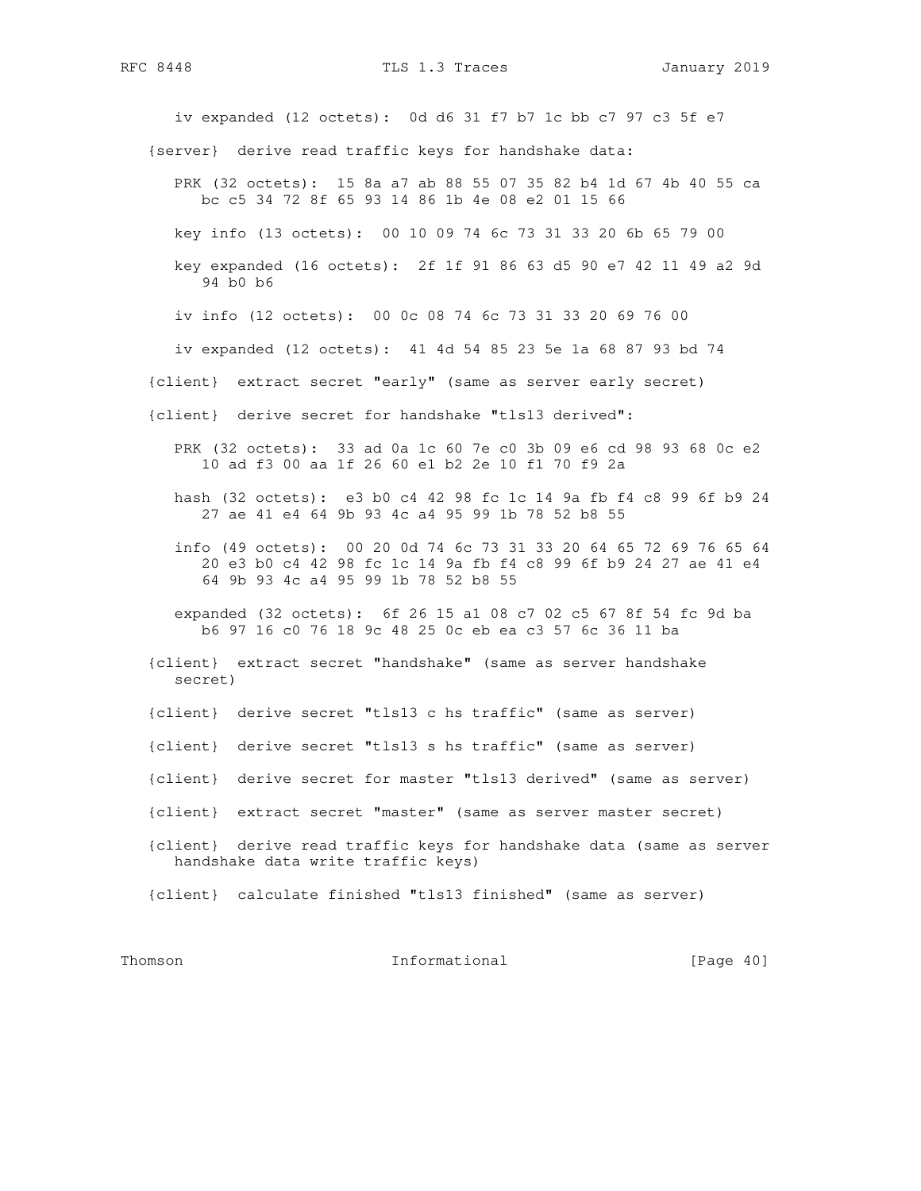```
      iv expanded (12 octets):  0d d6 31 f7 b7 1c bb c7 97 c3 5f e7

   {server}  derive read traffic keys for handshake data:

      PRK (32 octets):  15 8a a7 ab 88 55 07 35 82 b4 1d 67 4b 40 55 ca
         bc c5 34 72 8f 65 93 14 86 1b 4e 08 e2 01 15 66

      key info (13 octets):  00 10 09 74 6c 73 31 33 20 6b 65 79 00

      key expanded (16 octets):  2f 1f 91 86 63 d5 90 e7 42 11 49 a2 9d
         94 b0 b6

      iv info (12 octets):  00 0c 08 74 6c 73 31 33 20 69 76 00

      iv expanded (12 octets):  41 4d 54 85 23 5e 1a 68 87 93 bd 74

   {client}  extract secret "early" (same as server early secret)

   {client}  derive secret for handshake "tls13 derived":

      PRK (32 octets):  33 ad 0a 1c 60 7e c0 3b 09 e6 cd 98 93 68 0c e2
         10 ad f3 00 aa 1f 26 60 e1 b2 2e 10 f1 70 f9 2a

      hash (32 octets):  e3 b0 c4 42 98 fc 1c 14 9a fb f4 c8 99 6f b9 24
         27 ae 41 e4 64 9b 93 4c a4 95 99 1b 78 52 b8 55

      info (49 octets):  00 20 0d 74 6c 73 31 33 20 64 65 72 69 76 65 64
         20 e3 b0 c4 42 98 fc 1c 14 9a fb f4 c8 99 6f b9 24 27 ae 41 e4
         64 9b 93 4c a4 95 99 1b 78 52 b8 55

      expanded (32 octets):  6f 26 15 a1 08 c7 02 c5 67 8f 54 fc 9d ba
         b6 97 16 c0 76 18 9c 48 25 0c eb ea c3 57 6c 36 11 ba

   {client}  extract secret "handshake" (same as server handshake
      secret)

   {client}  derive secret "tls13 c hs traffic" (same as server)

   {client}  derive secret "tls13 s hs traffic" (same as server)

   {client}  derive secret for master "tls13 derived" (same as server)

   {client}  extract secret "master" (same as server master secret)

   {client}  derive read traffic keys for handshake data (same as server
      handshake data write traffic keys)

   {client}  calculate finished "tls13 finished" (same as server)
```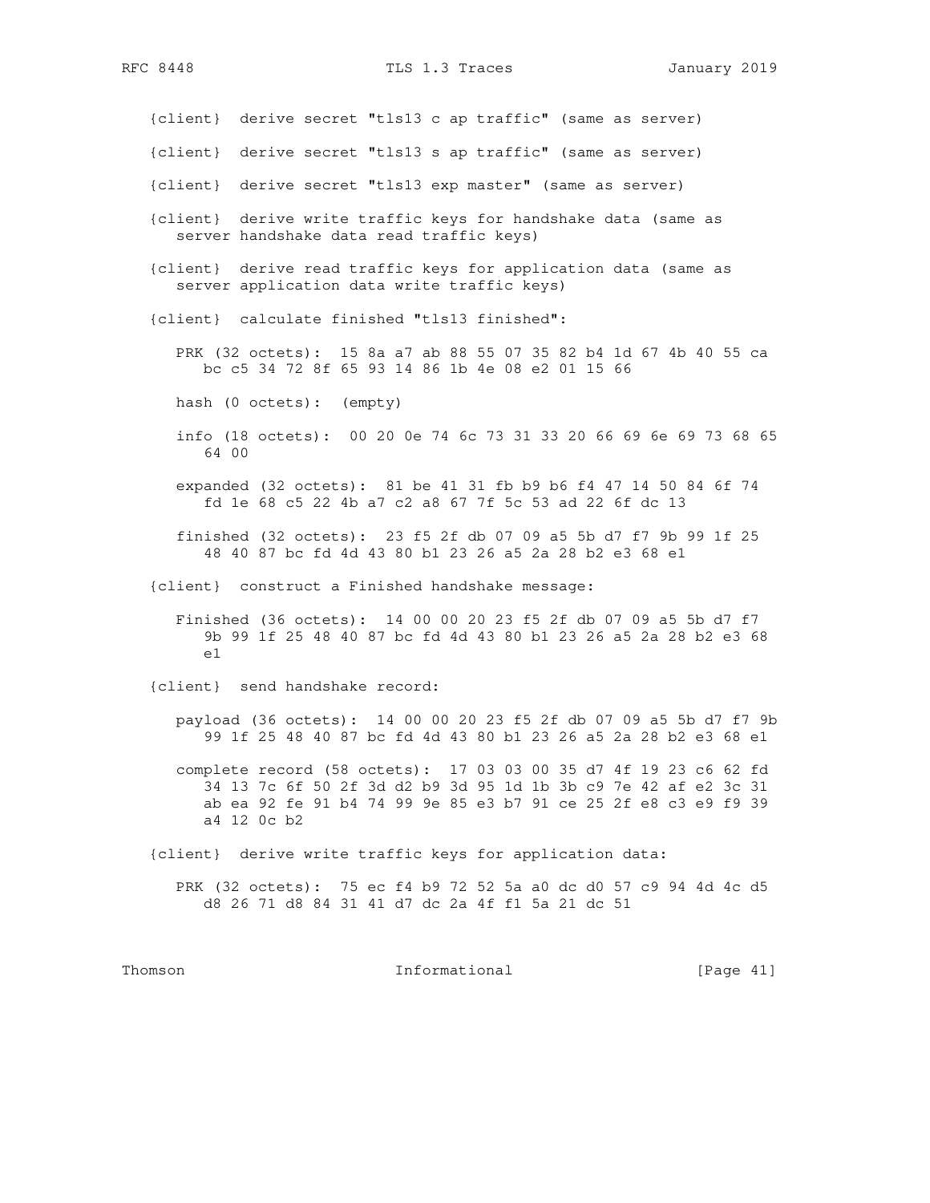```
   {client}  derive secret "tls13 c ap traffic" (same as server)

   {client}  derive secret "tls13 s ap traffic" (same as server)

   {client}  derive secret "tls13 exp master" (same as server)

   {client}  derive write traffic keys for handshake data (same as
      server handshake data read traffic keys)

   {client}  derive read traffic keys for application data (same as
      server application data write traffic keys)

   {client}  calculate finished "tls13 finished":

      PRK (32 octets):  15 8a a7 ab 88 55 07 35 82 b4 1d 67 4b 40 55 ca
         bc c5 34 72 8f 65 93 14 86 1b 4e 08 e2 01 15 66

      hash (0 octets):  (empty)

      info (18 octets):  00 20 0e 74 6c 73 31 33 20 66 69 6e 69 73 68 65
         64 00

      expanded (32 octets):  81 be 41 31 fb b9 b6 f4 47 14 50 84 6f 74
         fd 1e 68 c5 22 4b a7 c2 a8 67 7f 5c 53 ad 22 6f dc 13

      finished (32 octets):  23 f5 2f db 07 09 a5 5b d7 f7 9b 99 1f 25
         48 40 87 bc fd 4d 43 80 b1 23 26 a5 2a 28 b2 e3 68 e1

   {client}  construct a Finished handshake message:

      Finished (36 octets):  14 00 00 20 23 f5 2f db 07 09 a5 5b d7 f7
         9b 99 1f 25 48 40 87 bc fd 4d 43 80 b1 23 26 a5 2a 28 b2 e3 68
         e1

   {client}  send handshake record:

      payload (36 octets):  14 00 00 20 23 f5 2f db 07 09 a5 5b d7 f7 9b
         99 1f 25 48 40 87 bc fd 4d 43 80 b1 23 26 a5 2a 28 b2 e3 68 e1

      complete record (58 octets):  17 03 03 00 35 d7 4f 19 23 c6 62 fd
         34 13 7c 6f 50 2f 3d d2 b9 3d 95 1d 1b 3b c9 7e 42 af e2 3c 31
         ab ea 92 fe 91 b4 74 99 9e 85 e3 b7 91 ce 25 2f e8 c3 e9 f9 39
         a4 12 0c b2

   {client}  derive write traffic keys for application data:

      PRK (32 octets):  75 ec f4 b9 72 52 5a a0 dc d0 57 c9 94 4d 4c d5
         d8 26 71 d8 84 31 41 d7 dc 2a 4f f1 5a 21 dc 51
```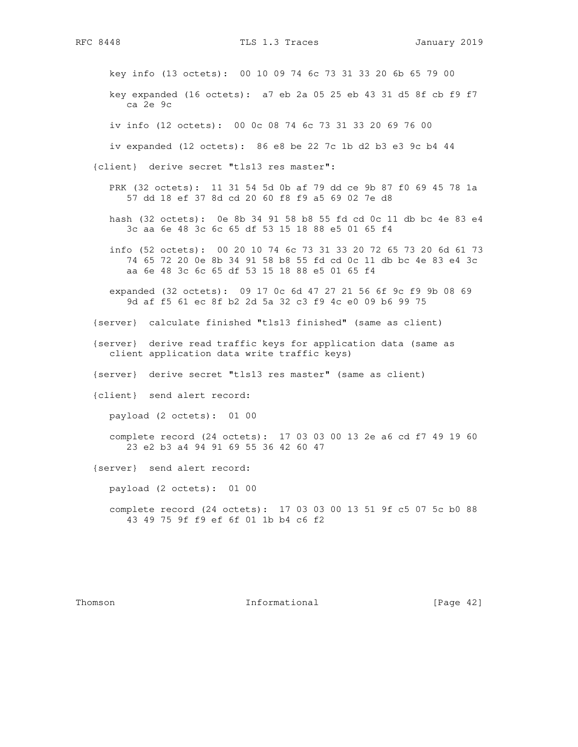```
      key info (13 octets):  00 10 09 74 6c 73 31 33 20 6b 65 79 00

      key expanded (16 octets):  a7 eb 2a 05 25 eb 43 31 d5 8f cb f9 f7
         ca 2e 9c

      iv info (12 octets):  00 0c 08 74 6c 73 31 33 20 69 76 00

      iv expanded (12 octets):  86 e8 be 22 7c 1b d2 b3 e3 9c b4 44

   {client}  derive secret "tls13 res master":

      PRK (32 octets):  11 31 54 5d 0b af 79 dd ce 9b 87 f0 69 45 78 1a
         57 dd 18 ef 37 8d cd 20 60 f8 f9 a5 69 02 7e d8

      hash (32 octets):  0e 8b 34 91 58 b8 55 fd cd 0c 11 db bc 4e 83 e4
         3c aa 6e 48 3c 6c 65 df 53 15 18 88 e5 01 65 f4

      info (52 octets):  00 20 10 74 6c 73 31 33 20 72 65 73 20 6d 61 73
         74 65 72 20 0e 8b 34 91 58 b8 55 fd cd 0c 11 db bc 4e 83 e4 3c
         aa 6e 48 3c 6c 65 df 53 15 18 88 e5 01 65 f4

      expanded (32 octets):  09 17 0c 6d 47 27 21 56 6f 9c f9 9b 08 69
         9d af f5 61 ec 8f b2 2d 5a 32 c3 f9 4c e0 09 b6 99 75

   {server}  calculate finished "tls13 finished" (same as client)

   {server}  derive read traffic keys for application data (same as
      client application data write traffic keys)

   {server}  derive secret "tls13 res master" (same as client)

   {client}  send alert record:

      payload (2 octets):  01 00

      complete record (24 octets):  17 03 03 00 13 2e a6 cd f7 49 19 60
         23 e2 b3 a4 94 91 69 55 36 42 60 47

   {server}  send alert record:

      payload (2 octets):  01 00

      complete record (24 octets):  17 03 03 00 13 51 9f c5 07 5c b0 88
         43 49 75 9f f9 ef 6f 01 1b b4 c6 f2
```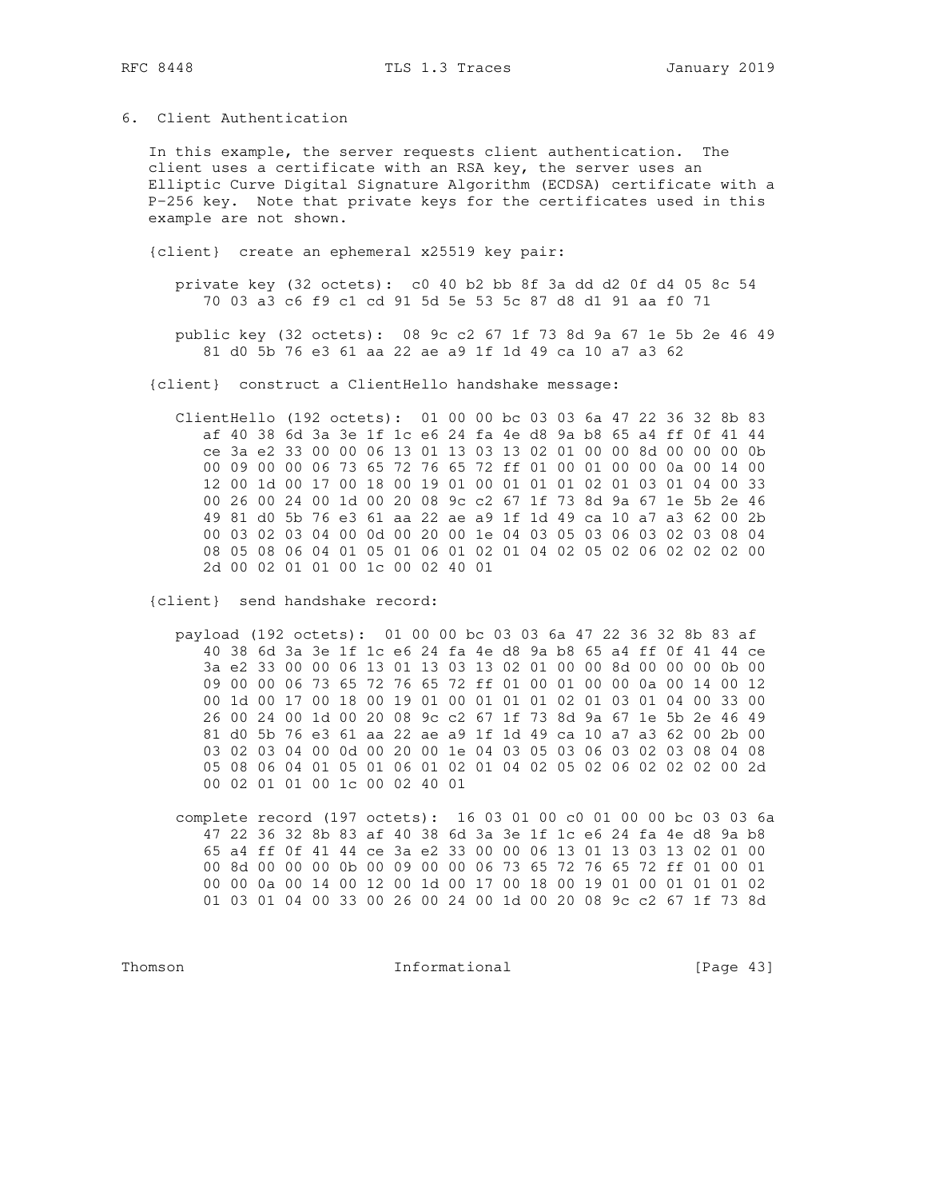## 6. Client Authentication

In this example, the server requests client authentication. The client uses a certificate with an RSA key, the server uses an Elliptic Curve Digital Signature Algorithm (ECDSA) certificate with a P-256 key. Note that private keys for the certificates used in this example are not shown.

{client} create an ephemeral x25519 key pair:

```
   private key (32 octets):  c0 40 b2 bb 8f 3a dd d2 0f d4 05 8c 54
      70 03 a3 c6 f9 c1 cd 91 5d 5e 53 5c 87 d8 d1 91 aa f0 71

   public key (32 octets):  08 9c c2 67 1f 73 8d 9a 67 1e 5b 2e 46 49
      81 d0 5b 76 e3 61 aa 22 ae a9 1f 1d 49 ca 10 a7 a3 62
```

{client} construct a ClientHello handshake message:

```
   ClientHello (192 octets):  01 00 00 bc 03 03 6a 47 22 36 32 8b 83
      af 40 38 6d 3a 3e 1f 1c e6 24 fa 4e d8 9a b8 65 a4 ff 0f 41 44
      ce 3a e2 33 00 00 06 13 01 13 03 13 02 01 00 00 8d 00 00 00 0b
      00 09 00 00 06 73 65 72 76 65 72 ff 01 00 01 00 00 0a 00 14 00
      12 00 1d 00 17 00 18 00 19 01 00 01 01 01 02 01 03 01 04 00 33
      00 26 00 24 00 1d 00 20 08 9c c2 67 1f 73 8d 9a 67 1e 5b 2e 46
      49 81 d0 5b 76 e3 61 aa 22 ae a9 1f 1d 49 ca 10 a7 a3 62 00 2b
      00 03 02 03 04 00 0d 00 20 00 1e 04 03 05 03 06 03 02 03 08 04
      08 05 08 06 04 01 05 01 06 01 02 01 04 02 05 02 06 02 02 02 00
      2d 00 02 01 01 00 1c 00 02 40 01
```

{client} send handshake record:

```
   payload (192 octets):  01 00 00 bc 03 03 6a 47 22 36 32 8b 83 af
      40 38 6d 3a 3e 1f 1c e6 24 fa 4e d8 9a b8 65 a4 ff 0f 41 44 ce
      3a e2 33 00 00 06 13 01 13 03 13 02 01 00 00 8d 00 00 00 0b 00
      09 00 00 06 73 65 72 76 65 72 ff 01 00 01 00 00 0a 00 14 00 12
      00 1d 00 17 00 18 00 19 01 00 01 01 01 02 01 03 01 04 00 33 00
      26 00 24 00 1d 00 20 08 9c c2 67 1f 73 8d 9a 67 1e 5b 2e 46 49
      81 d0 5b 76 e3 61 aa 22 ae a9 1f 1d 49 ca 10 a7 a3 62 00 2b 00
      03 02 03 04 00 0d 00 20 00 1e 04 03 05 03 06 03 02 03 08 04 08
      05 08 06 04 01 05 01 06 01 02 01 04 02 05 02 06 02 02 02 00 2d
      00 02 01 01 00 1c 00 02 40 01

   complete record (197 octets):  16 03 01 00 c0 01 00 00 bc 03 03 6a
      47 22 36 32 8b 83 af 40 38 6d 3a 3e 1f 1c e6 24 fa 4e d8 9a b8
      65 a4 ff 0f 41 44 ce 3a e2 33 00 00 06 13 01 13 03 13 02 01 00
      00 8d 00 00 00 0b 00 09 00 00 06 73 65 72 76 65 72 ff 01 00 01
      00 00 0a 00 14 00 12 00 1d 00 17 00 18 00 19 01 00 01 01 01 02
      01 03 01 04 00 33 00 26 00 24 00 1d 00 20 08 9c c2 67 1f 73 8d
```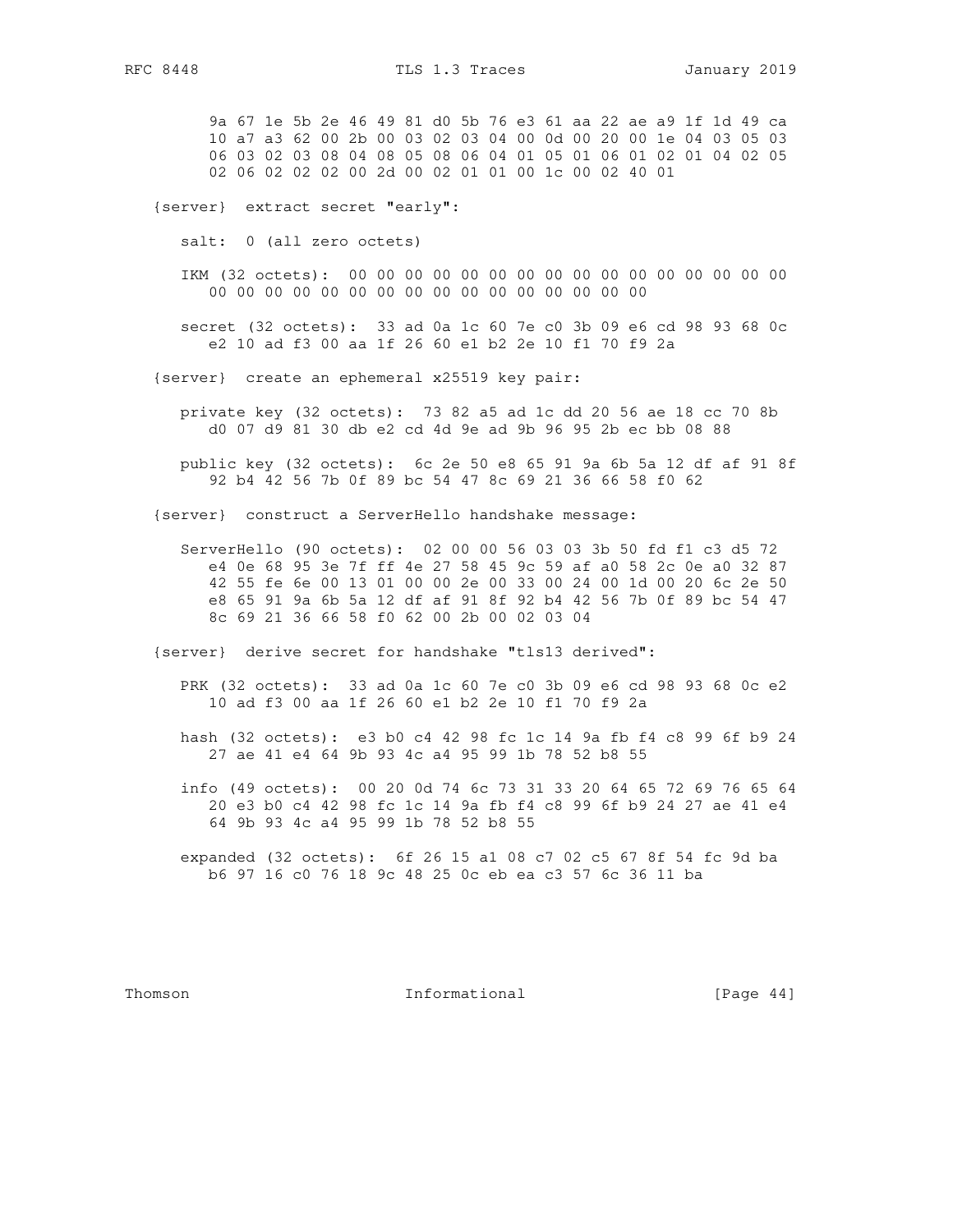```
      9a 67 1e 5b 2e 46 49 81 d0 5b 76 e3 61 aa 22 ae a9 1f 1d 49 ca
      10 a7 a3 62 00 2b 00 03 02 03 04 00 0d 00 20 00 1e 04 03 05 03
      06 03 02 03 08 04 08 05 08 06 04 01 05 01 06 01 02 01 04 02 05
      02 06 02 02 02 00 2d 00 02 01 01 00 1c 00 02 40 01

{server}  extract secret "early":

   salt:  0 (all zero octets)

   IKM (32 octets):  00 00 00 00 00 00 00 00 00 00 00 00 00 00 00 00
      00 00 00 00 00 00 00 00 00 00 00 00 00 00 00 00

   secret (32 octets):  33 ad 0a 1c 60 7e c0 3b 09 e6 cd 98 93 68 0c
      e2 10 ad f3 00 aa 1f 26 60 e1 b2 2e 10 f1 70 f9 2a

{server}  create an ephemeral x25519 key pair:

   private key (32 octets):  73 82 a5 ad 1c dd 20 56 ae 18 cc 70 8b
      d0 07 d9 81 30 db e2 cd 4d 9e ad 9b 96 95 2b ec bb 08 88

   public key (32 octets):  6c 2e 50 e8 65 91 9a 6b 5a 12 df af 91 8f
      92 b4 42 56 7b 0f 89 bc 54 47 8c 69 21 36 66 58 f0 62

{server}  construct a ServerHello handshake message:

   ServerHello (90 octets):  02 00 00 56 03 03 3b 50 fd f1 c3 d5 72
      e4 0e 68 95 3e 7f ff 4e 27 58 45 9c 59 af a0 58 2c 0e a0 32 87
      42 55 fe 6e 00 13 01 00 00 2e 00 33 00 24 00 1d 00 20 6c 2e 50
      e8 65 91 9a 6b 5a 12 df af 91 8f 92 b4 42 56 7b 0f 89 bc 54 47
      8c 69 21 36 66 58 f0 62 00 2b 00 02 03 04

{server}  derive secret for handshake "tls13 derived":

   PRK (32 octets):  33 ad 0a 1c 60 7e c0 3b 09 e6 cd 98 93 68 0c e2
      10 ad f3 00 aa 1f 26 60 e1 b2 2e 10 f1 70 f9 2a

   hash (32 octets):  e3 b0 c4 42 98 fc 1c 14 9a fb f4 c8 99 6f b9 24
      27 ae 41 e4 64 9b 93 4c a4 95 99 1b 78 52 b8 55

   info (49 octets):  00 20 0d 74 6c 73 31 33 20 64 65 72 69 76 65 64
      20 e3 b0 c4 42 98 fc 1c 14 9a fb f4 c8 99 6f b9 24 27 ae 41 e4
      64 9b 93 4c a4 95 99 1b 78 52 b8 55

   expanded (32 octets):  6f 26 15 a1 08 c7 02 c5 67 8f 54 fc 9d ba
      b6 97 16 c0 76 18 9c 48 25 0c eb ea c3 57 6c 36 11 ba
```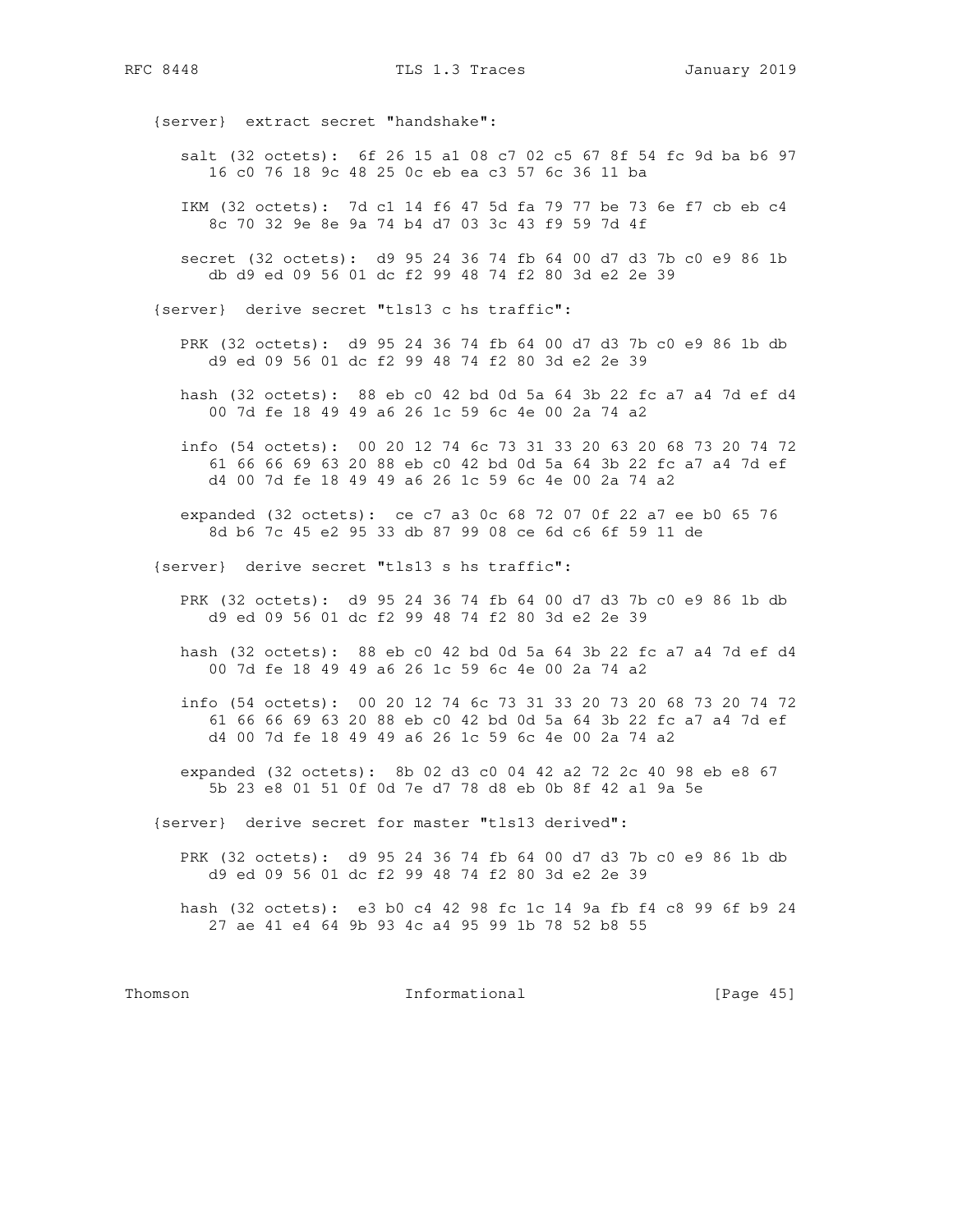```
   {server}  extract secret "handshake":

      salt (32 octets):  6f 26 15 a1 08 c7 02 c5 67 8f 54 fc 9d ba b6 97
         16 c0 76 18 9c 48 25 0c eb ea c3 57 6c 36 11 ba

      IKM (32 octets):  7d c1 14 f6 47 5d fa 79 77 be 73 6e f7 cb eb c4
         8c 70 32 9e 8e 9a 74 b4 d7 03 3c 43 f9 59 7d 4f

      secret (32 octets):  d9 95 24 36 74 fb 64 00 d7 d3 7b c0 e9 86 1b
         db d9 ed 09 56 01 dc f2 99 48 74 f2 80 3d e2 2e 39

   {server}  derive secret "tls13 c hs traffic":

      PRK (32 octets):  d9 95 24 36 74 fb 64 00 d7 d3 7b c0 e9 86 1b db
         d9 ed 09 56 01 dc f2 99 48 74 f2 80 3d e2 2e 39

      hash (32 octets):  88 eb c0 42 bd 0d 5a 64 3b 22 fc a7 a4 7d ef d4
         00 7d fe 18 49 49 a6 26 1c 59 6c 4e 00 2a 74 a2

      info (54 octets):  00 20 12 74 6c 73 31 33 20 63 20 68 73 20 74 72
         61 66 66 69 63 20 88 eb c0 42 bd 0d 5a 64 3b 22 fc a7 a4 7d ef
         d4 00 7d fe 18 49 49 a6 26 1c 59 6c 4e 00 2a 74 a2

      expanded (32 octets):  ce c7 a3 0c 68 72 07 0f 22 a7 ee b0 65 76
         8d b6 7c 45 e2 95 33 db 87 99 08 ce 6d c6 6f 59 11 de

   {server}  derive secret "tls13 s hs traffic":

      PRK (32 octets):  d9 95 24 36 74 fb 64 00 d7 d3 7b c0 e9 86 1b db
         d9 ed 09 56 01 dc f2 99 48 74 f2 80 3d e2 2e 39

      hash (32 octets):  88 eb c0 42 bd 0d 5a 64 3b 22 fc a7 a4 7d ef d4
         00 7d fe 18 49 49 a6 26 1c 59 6c 4e 00 2a 74 a2

      info (54 octets):  00 20 12 74 6c 73 31 33 20 73 20 68 73 20 74 72
         61 66 66 69 63 20 88 eb c0 42 bd 0d 5a 64 3b 22 fc a7 a4 7d ef
         d4 00 7d fe 18 49 49 a6 26 1c 59 6c 4e 00 2a 74 a2

      expanded (32 octets):  8b 02 d3 c0 04 42 a2 72 2c 40 98 eb e8 67
         5b 23 e8 01 51 0f 0d 7e d7 78 d8 eb 0b 8f 42 a1 9a 5e

   {server}  derive secret for master "tls13 derived":

      PRK (32 octets):  d9 95 24 36 74 fb 64 00 d7 d3 7b c0 e9 86 1b db
         d9 ed 09 56 01 dc f2 99 48 74 f2 80 3d e2 2e 39

      hash (32 octets):  e3 b0 c4 42 98 fc 1c 14 9a fb f4 c8 99 6f b9 24
         27 ae 41 e4 64 9b 93 4c a4 95 99 1b 78 52 b8 55
```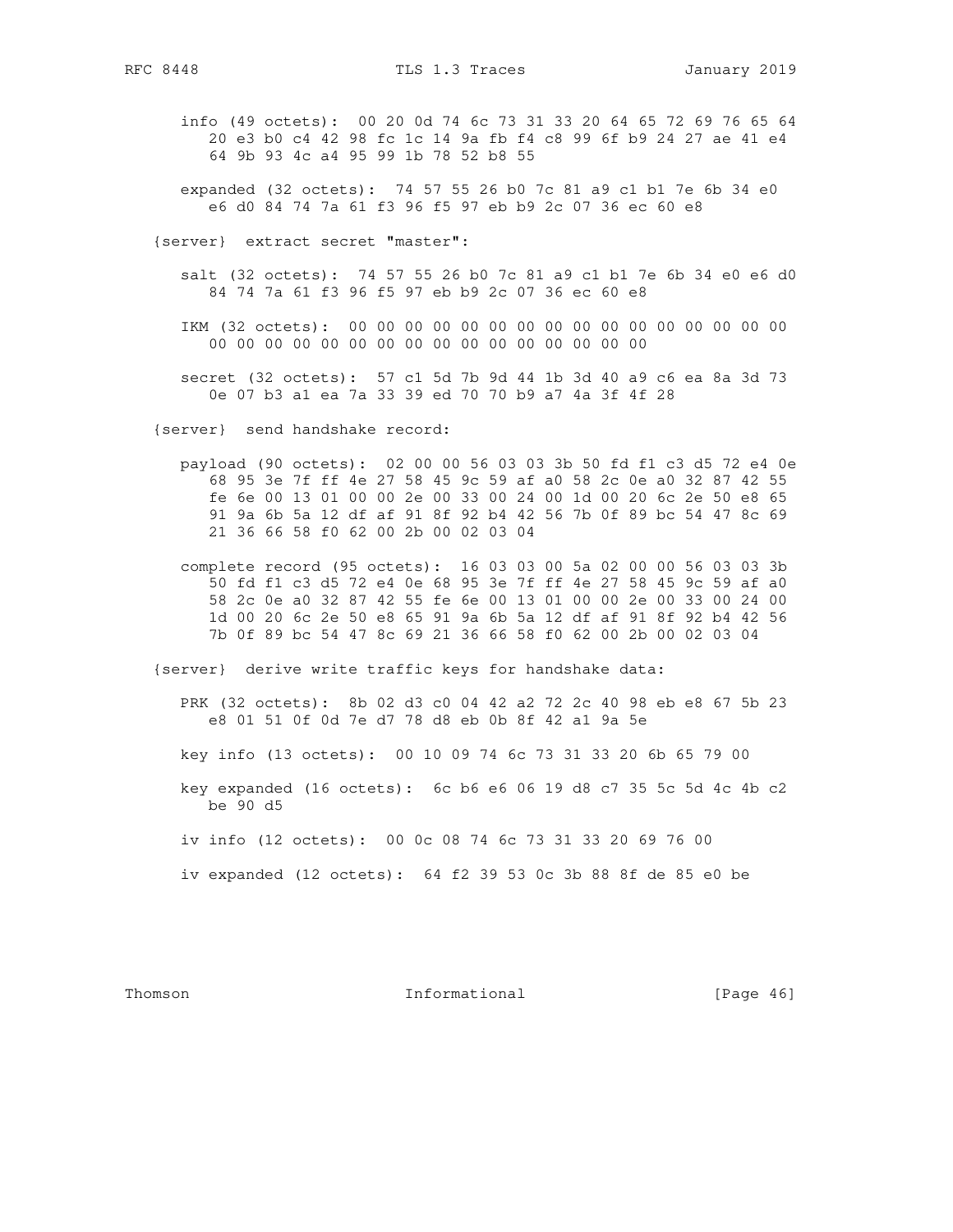```
   info (49 octets):  00 20 0d 74 6c 73 31 33 20 64 65 72 69 76 65 64
      20 e3 b0 c4 42 98 fc 1c 14 9a fb f4 c8 99 6f b9 24 27 ae 41 e4
      64 9b 93 4c a4 95 99 1b 78 52 b8 55

   expanded (32 octets):  74 57 55 26 b0 7c 81 a9 c1 b1 7e 6b 34 e0
      e6 d0 84 74 7a 61 f3 96 f5 97 eb b9 2c 07 36 ec 60 e8

{server}  extract secret "master":

   salt (32 octets):  74 57 55 26 b0 7c 81 a9 c1 b1 7e 6b 34 e0 e6 d0
      84 74 7a 61 f3 96 f5 97 eb b9 2c 07 36 ec 60 e8

   IKM (32 octets):  00 00 00 00 00 00 00 00 00 00 00 00 00 00 00 00
      00 00 00 00 00 00 00 00 00 00 00 00 00 00 00 00

   secret (32 octets):  57 c1 5d 7b 9d 44 1b 3d 40 a9 c6 ea 8a 3d 73
      0e 07 b3 a1 ea 7a 33 39 ed 70 70 b9 a7 4a 3f 4f 28

{server}  send handshake record:

   payload (90 octets):  02 00 00 56 03 03 3b 50 fd f1 c3 d5 72 e4 0e
      68 95 3e 7f ff 4e 27 58 45 9c 59 af a0 58 2c 0e a0 32 87 42 55
      fe 6e 00 13 01 00 00 2e 00 33 00 24 00 1d 00 20 6c 2e 50 e8 65
      91 9a 6b 5a 12 df af 91 8f 92 b4 42 56 7b 0f 89 bc 54 47 8c 69
      21 36 66 58 f0 62 00 2b 00 02 03 04

   complete record (95 octets):  16 03 03 00 5a 02 00 00 56 03 03 3b
      50 fd f1 c3 d5 72 e4 0e 68 95 3e 7f ff 4e 27 58 45 9c 59 af a0
      58 2c 0e a0 32 87 42 55 fe 6e 00 13 01 00 00 2e 00 33 00 24 00
      1d 00 20 6c 2e 50 e8 65 91 9a 6b 5a 12 df af 91 8f 92 b4 42 56
      7b 0f 89 bc 54 47 8c 69 21 36 66 58 f0 62 00 2b 00 02 03 04

{server}  derive write traffic keys for handshake data:

   PRK (32 octets):  8b 02 d3 c0 04 42 a2 72 2c 40 98 eb e8 67 5b 23
      e8 01 51 0f 0d 7e d7 78 d8 eb 0b 8f 42 a1 9a 5e

   key info (13 octets):  00 10 09 74 6c 73 31 33 20 6b 65 79 00

   key expanded (16 octets):  6c b6 e6 06 19 d8 c7 35 5c 5d 4c 4b c2
      be 90 d5

   iv info (12 octets):  00 0c 08 74 6c 73 31 33 20 69 76 00

   iv expanded (12 octets):  64 f2 39 53 0c 3b 88 8f de 85 e0 be
```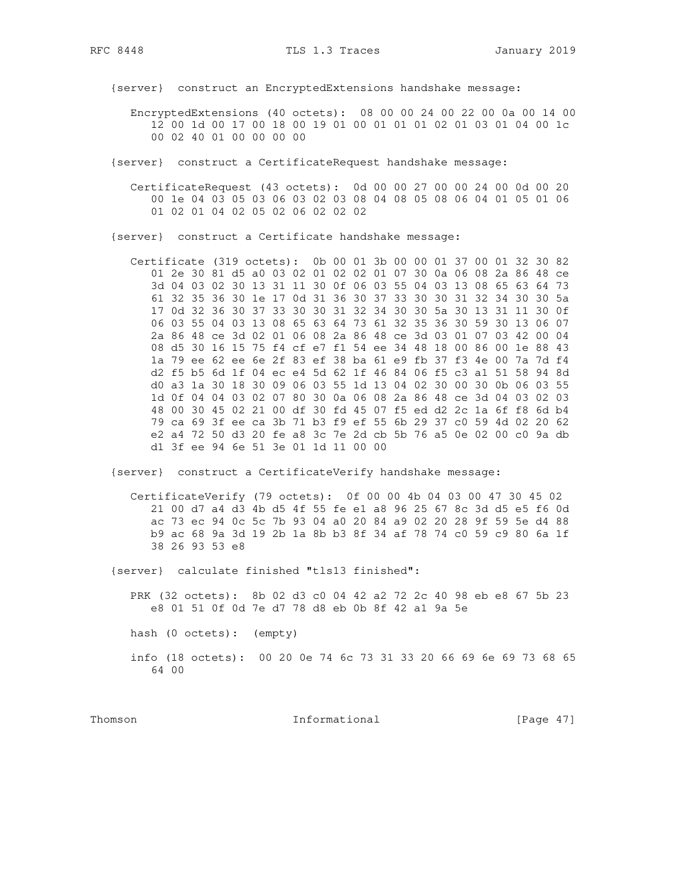{server}  construct an EncryptedExtensions handshake message:

```
EncryptedExtensions (40 octets):  08 00 00 24 00 22 00 0a 00 14 00
   12 00 1d 00 17 00 18 00 19 01 00 01 01 01 02 01 03 01 04 00 1c
   00 02 40 01 00 00 00 00
```

{server}  construct a CertificateRequest handshake message:

```
CertificateRequest (43 octets):  0d 00 00 27 00 00 24 00 0d 00 20
   00 1e 04 03 05 03 06 03 02 03 08 04 08 05 08 06 04 01 05 01 06
   01 02 01 04 02 05 02 06 02 02 02
```

{server}  construct a Certificate handshake message:

```
Certificate (319 octets):  0b 00 01 3b 00 00 01 37 00 01 32 30 82
   01 2e 30 81 d5 a0 03 02 01 02 02 01 07 30 0a 06 08 2a 86 48 ce
   3d 04 03 02 30 13 31 11 30 0f 06 03 55 04 03 13 08 65 63 64 73
   61 32 35 36 30 1e 17 0d 31 36 30 37 33 30 30 31 32 34 30 30 5a
   17 0d 32 36 30 37 33 30 30 31 32 34 30 30 5a 30 13 31 11 30 0f
   06 03 55 04 03 13 08 65 63 64 73 61 32 35 36 30 59 30 13 06 07
   2a 86 48 ce 3d 02 01 06 08 2a 86 48 ce 3d 03 01 07 03 42 00 04
   08 d5 30 16 15 75 f4 cf e7 f1 54 ee 34 48 18 00 86 00 1e 88 43
   1a 79 ee 62 ee 6e 2f 83 ef 38 ba 61 e9 fb 37 f3 4e 00 7a 7d f4
   d2 f5 b5 6d 1f 04 ec e4 5d 62 1f 46 84 06 f5 c3 a1 51 58 94 8d
   d0 a3 1a 30 18 30 09 06 03 55 1d 13 04 02 30 00 30 0b 06 03 55
   1d 0f 04 04 03 02 07 80 30 0a 06 08 2a 86 48 ce 3d 04 03 02 03
   48 00 30 45 02 21 00 df 30 fd 45 07 f5 ed d2 2c 1a 6f f8 6d b4
   79 ca 69 3f ee ca 3b 71 b3 f9 ef 55 6b 29 37 c0 59 4d 02 20 62
   e2 a4 72 50 d3 20 fe a8 3c 7e 2d cb 5b 76 a5 0e 02 00 c0 9a db
   d1 3f ee 94 6e 51 3e 01 1d 11 00 00
```

{server}  construct a CertificateVerify handshake message:

```
CertificateVerify (79 octets):  0f 00 00 4b 04 03 00 47 30 45 02
   21 00 d7 a4 d3 4b d5 4f 55 fe e1 a8 96 25 67 8c 3d d5 e5 f6 0d
   ac 73 ec 94 0c 5c 7b 93 04 a0 20 84 a9 02 20 28 9f 59 5e d4 88
   b9 ac 68 9a 3d 19 2b 1a 8b b3 8f 34 af 78 74 c0 59 c9 80 6a 1f
   38 26 93 53 e8
```

{server}  calculate finished "tls13 finished":

```
PRK (32 octets):  8b 02 d3 c0 04 42 a2 72 2c 40 98 eb e8 67 5b 23
   e8 01 51 0f 0d 7e d7 78 d8 eb 0b 8f 42 a1 9a 5e

hash (0 octets):  (empty)

info (18 octets):  00 20 0e 74 6c 73 31 33 20 66 69 6e 69 73 68 65
   64 00
```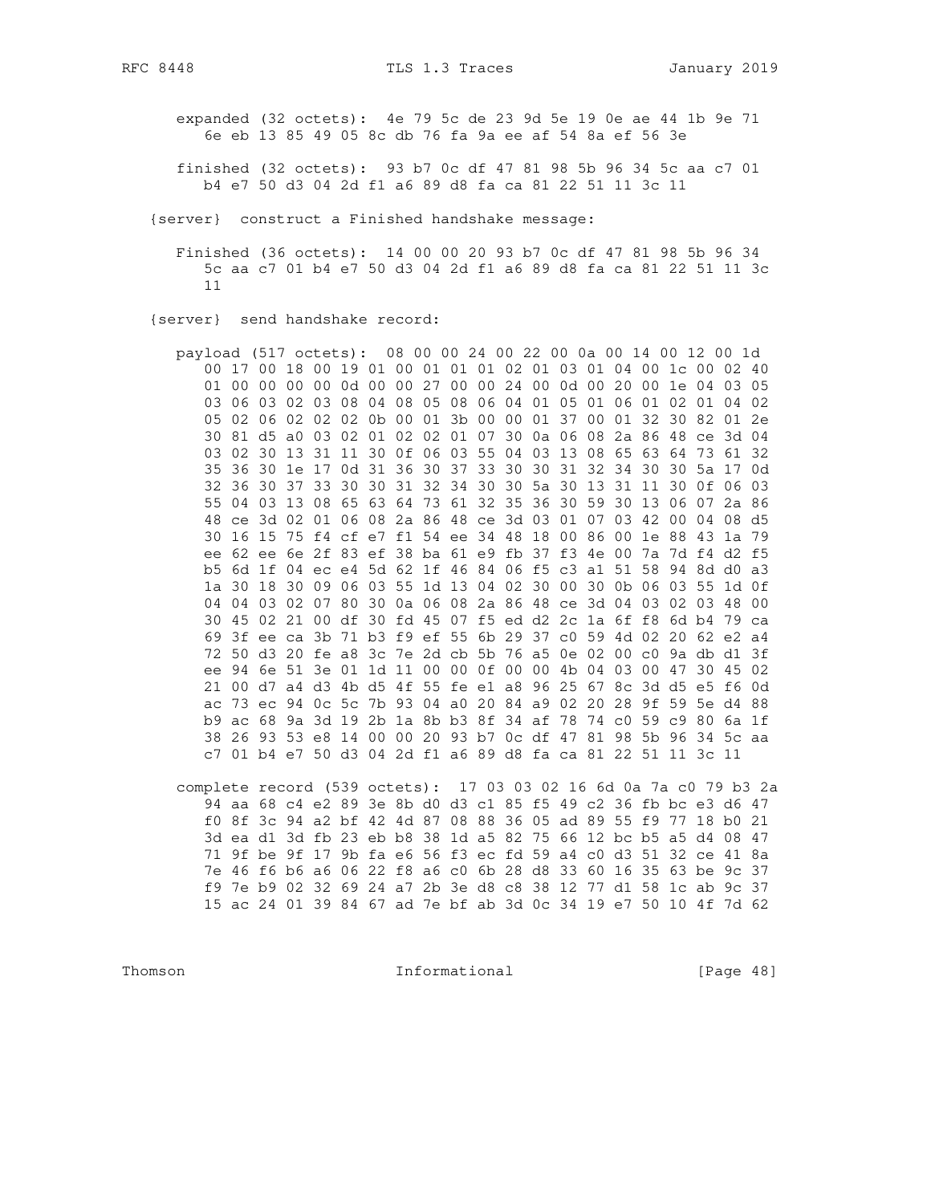```
      expanded (32 octets):  4e 79 5c de 23 9d 5e 19 0e ae 44 1b 9e 71
         6e eb 13 85 49 05 8c db 76 fa 9a ee af 54 8a ef 56 3e

      finished (32 octets):  93 b7 0c df 47 81 98 5b 96 34 5c aa c7 01
         b4 e7 50 d3 04 2d f1 a6 89 d8 fa ca 81 22 51 11 3c 11

   {server}  construct a Finished handshake message:

      Finished (36 octets):  14 00 00 20 93 b7 0c df 47 81 98 5b 96 34
         5c aa c7 01 b4 e7 50 d3 04 2d f1 a6 89 d8 fa ca 81 22 51 11 3c
         11

   {server}  send handshake record:

      payload (517 octets):  08 00 00 24 00 22 00 0a 00 14 00 12 00 1d
         00 17 00 18 00 19 01 00 01 01 01 02 01 03 01 04 00 1c 00 02 40
         01 00 00 00 00 0d 00 00 27 00 00 24 00 0d 00 20 00 1e 04 03 05
         03 06 03 02 03 08 04 08 05 08 06 04 01 05 01 06 01 02 01 04 02
         05 02 06 02 02 02 0b 00 01 3b 00 00 01 37 00 01 32 30 82 01 2e
         30 81 d5 a0 03 02 01 02 02 01 07 30 0a 06 08 2a 86 48 ce 3d 04
         03 02 30 13 31 11 30 0f 06 03 55 04 03 13 08 65 63 64 73 61 32
         35 36 30 1e 17 0d 31 36 30 37 33 30 30 31 32 34 30 30 5a 17 0d
         32 36 30 37 33 30 30 31 32 34 30 30 5a 30 13 31 11 30 0f 06 03
         55 04 03 13 08 65 63 64 73 61 32 35 36 30 59 30 13 06 07 2a 86
         48 ce 3d 02 01 06 08 2a 86 48 ce 3d 03 01 07 03 42 00 04 08 d5
         30 16 15 75 f4 cf e7 f1 54 ee 34 48 18 00 86 00 1e 88 43 1a 79
         ee 62 ee 6e 2f 83 ef 38 ba 61 e9 fb 37 f3 4e 00 7a 7d f4 d2 f5
         b5 6d 1f 04 ec e4 5d 62 1f 46 84 06 f5 c3 a1 51 58 94 8d d0 a3
         1a 30 18 30 09 06 03 55 1d 13 04 02 30 00 30 0b 06 03 55 1d 0f
         04 04 03 02 07 80 30 0a 06 08 2a 86 48 ce 3d 04 03 02 03 48 00
         30 45 02 21 00 df 30 fd 45 07 f5 ed d2 2c 1a 6f f8 6d b4 79 ca
         69 3f ee ca 3b 71 b3 f9 ef 55 6b 29 37 c0 59 4d 02 20 62 e2 a4
         72 50 d3 20 fe a8 3c 7e 2d cb 5b 76 a5 0e 02 00 c0 9a db d1 3f
         ee 94 6e 51 3e 01 1d 11 00 00 0f 00 00 4b 04 03 00 47 30 45 02
         21 00 d7 a4 d3 4b d5 4f 55 fe e1 a8 96 25 67 8c 3d d5 e5 f6 0d
         ac 73 ec 94 0c 5c 7b 93 04 a0 20 84 a9 02 20 28 9f 59 5e d4 88
         b9 ac 68 9a 3d 19 2b 1a 8b b3 8f 34 af 78 74 c0 59 c9 80 6a 1f
         38 26 93 53 e8 14 00 00 20 93 b7 0c df 47 81 98 5b 96 34 5c aa
         c7 01 b4 e7 50 d3 04 2d f1 a6 89 d8 fa ca 81 22 51 11 3c 11

      complete record (539 octets):  17 03 03 02 16 6d 0a 7a c0 79 b3 2a
         94 aa 68 c4 e2 89 3e 8b d0 d3 c1 85 f5 49 c2 36 fb bc e3 d6 47
         f0 8f 3c 94 a2 bf 42 4d 87 08 88 36 05 ad 89 55 f9 77 18 b0 21
         3d ea d1 3d fb 23 eb b8 38 1d a5 82 75 66 12 bc b5 a5 d4 08 47
         71 9f be 9f 17 9b fa e6 56 f3 ec fd 59 a4 c0 d3 51 32 ce 41 8a
         7e 46 f6 b6 a6 06 22 f8 a6 c0 6b 28 d8 33 60 16 35 63 be 9c 37
         f9 7e b9 02 32 69 24 a7 2b 3e d8 c8 38 12 77 d1 58 1c ab 9c 37
         15 ac 24 01 39 84 67 ad 7e bf ab 3d 0c 34 19 e7 50 10 4f 7d 62
```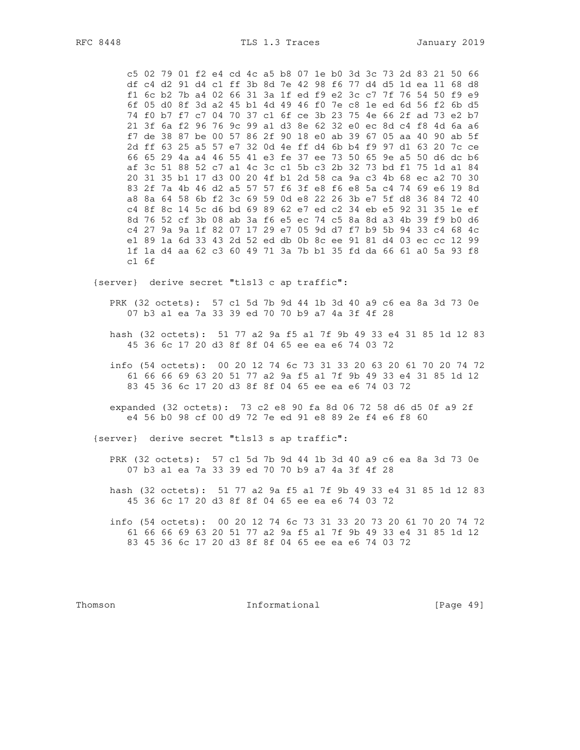```
      c5 02 79 01 f2 e4 cd 4c a5 b8 07 1e b0 3d 3c 73 2d 83 21 50 66
      df c4 d2 91 d4 c1 ff 3b 8d 7e 42 98 f6 77 d4 d5 1d ea 11 68 d8
      f1 6c b2 7b a4 02 66 31 3a 1f ed f9 e2 3c c7 7f 76 54 50 f9 e9
      6f 05 d0 8f 3d a2 45 b1 4d 49 46 f0 7e c8 1e ed 6d 56 f2 6b d5
      74 f0 b7 f7 c7 04 70 37 c1 6f ce 3b 23 75 4e 66 2f ad 73 e2 b7
      21 3f 6a f2 96 76 9c 99 a1 d3 8e 62 32 e0 ec 8d c4 f8 4d 6a a6
      f7 de 38 87 be 00 57 86 2f 90 18 e0 ab 39 67 05 aa 40 90 ab 5f
      2d ff 63 25 a5 57 e7 32 0d 4e ff d4 6b b4 f9 97 d1 63 20 7c ce
      66 65 29 4a a4 46 55 41 e3 fe 37 ee 73 50 65 9e a5 50 d6 dc b6
      af 3c 51 88 52 c7 a1 4c 3c c1 5b c3 2b 32 73 bd f1 75 1d a1 84
      20 31 35 b1 17 d3 00 20 4f b1 2d 58 ca 9a c3 4b 68 ec a2 70 30
      83 2f 7a 4b 46 d2 a5 57 57 f6 3f e8 f6 e8 5a c4 74 69 e6 19 8d
      a8 8a 64 58 6b f2 3c 69 59 0d e8 22 26 3b e7 5f d8 36 84 72 40
      c4 8f 8c 14 5c d6 bd 69 89 62 e7 ed c2 34 eb e5 92 31 35 1e ef
      8d 76 52 cf 3b 08 ab 3a f6 e5 ec 74 c5 8a 8d a3 4b 39 f9 b0 d6
      c4 27 9a 9a 1f 82 07 17 29 e7 05 9d d7 f7 b9 5b 94 33 c4 68 4c
      e1 89 1a 6d 33 43 2d 52 ed db 0b 8c ee 91 81 d4 03 ec cc 12 99
      1f 1a d4 aa 62 c3 60 49 71 3a 7b b1 35 fd da 66 61 a0 5a 93 f8
      c1 6f

  {server}  derive secret "tls13 c ap traffic":

     PRK (32 octets):  57 c1 5d 7b 9d 44 1b 3d 40 a9 c6 ea 8a 3d 73 0e
        07 b3 a1 ea 7a 33 39 ed 70 70 b9 a7 4a 3f 4f 28

     hash (32 octets):  51 77 a2 9a f5 a1 7f 9b 49 33 e4 31 85 1d 12 83
        45 36 6c 17 20 d3 8f 8f 04 65 ee ea e6 74 03 72

     info (54 octets):  00 20 12 74 6c 73 31 33 20 63 20 61 70 20 74 72
        61 66 66 69 63 20 51 77 a2 9a f5 a1 7f 9b 49 33 e4 31 85 1d 12
        83 45 36 6c 17 20 d3 8f 8f 04 65 ee ea e6 74 03 72

     expanded (32 octets):  73 c2 e8 90 fa 8d 06 72 58 d6 d5 0f a9 2f
        e4 56 b0 98 cf 00 d9 72 7e ed 91 e8 89 2e f4 e6 f8 60

  {server}  derive secret "tls13 s ap traffic":

     PRK (32 octets):  57 c1 5d 7b 9d 44 1b 3d 40 a9 c6 ea 8a 3d 73 0e
        07 b3 a1 ea 7a 33 39 ed 70 70 b9 a7 4a 3f 4f 28

     hash (32 octets):  51 77 a2 9a f5 a1 7f 9b 49 33 e4 31 85 1d 12 83
        45 36 6c 17 20 d3 8f 8f 04 65 ee ea e6 74 03 72

     info (54 octets):  00 20 12 74 6c 73 31 33 20 73 20 61 70 20 74 72
        61 66 66 69 63 20 51 77 a2 9a f5 a1 7f 9b 49 33 e4 31 85 1d 12
        83 45 36 6c 17 20 d3 8f 8f 04 65 ee ea e6 74 03 72
```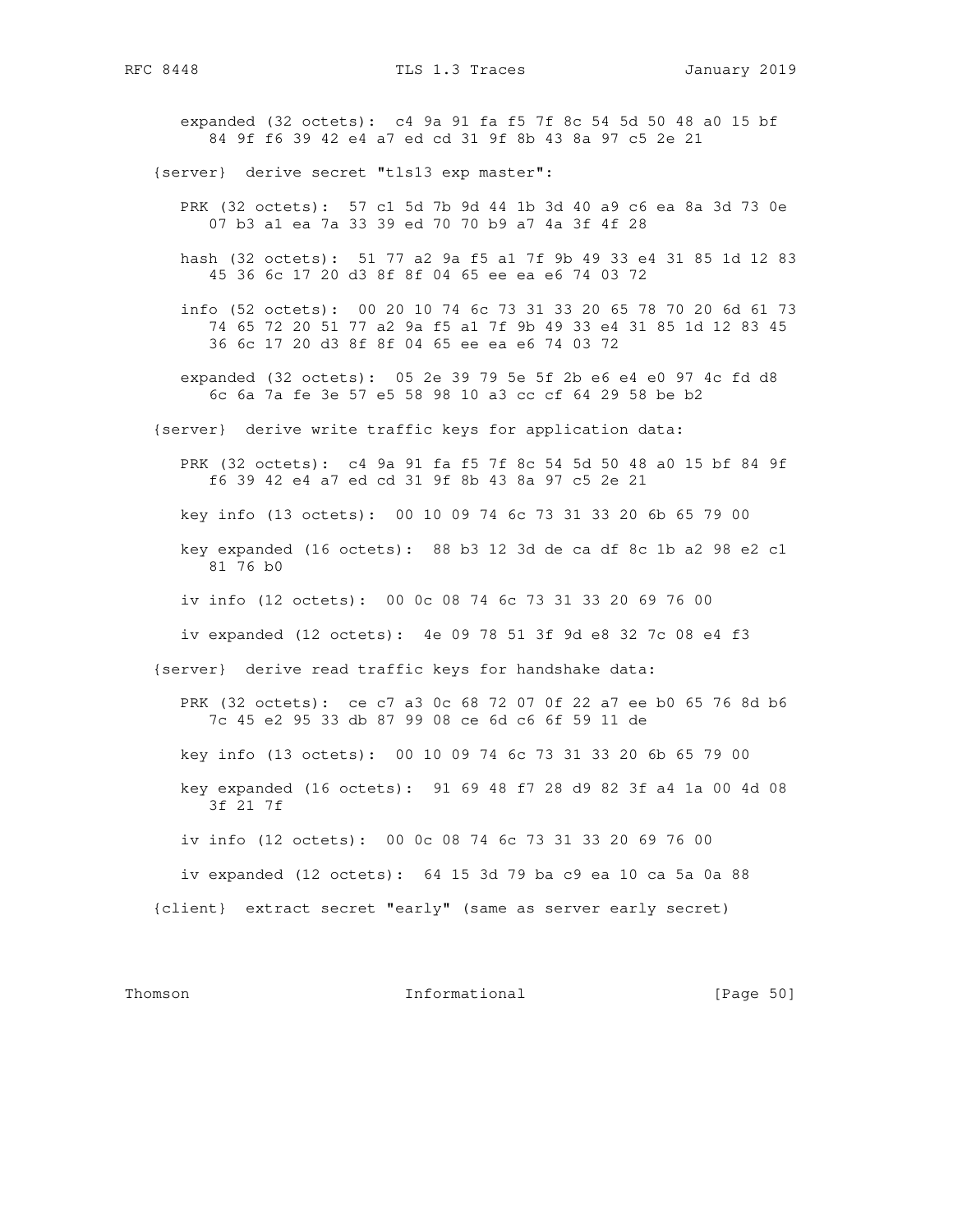```
      expanded (32 octets):  c4 9a 91 fa f5 7f 8c 54 5d 50 48 a0 15 bf
         84 9f f6 39 42 e4 a7 ed cd 31 9f 8b 43 8a 97 c5 2e 21

   {server}  derive secret "tls13 exp master":

      PRK (32 octets):  57 c1 5d 7b 9d 44 1b 3d 40 a9 c6 ea 8a 3d 73 0e
         07 b3 a1 ea 7a 33 39 ed 70 70 b9 a7 4a 3f 4f 28

      hash (32 octets):  51 77 a2 9a f5 a1 7f 9b 49 33 e4 31 85 1d 12 83
         45 36 6c 17 20 d3 8f 8f 04 65 ee ea e6 74 03 72

      info (52 octets):  00 20 10 74 6c 73 31 33 20 65 78 70 20 6d 61 73
         74 65 72 20 51 77 a2 9a f5 a1 7f 9b 49 33 e4 31 85 1d 12 83 45
         36 6c 17 20 d3 8f 8f 04 65 ee ea e6 74 03 72

      expanded (32 octets):  05 2e 39 79 5e 5f 2b e6 e4 e0 97 4c fd d8
         6c 6a 7a fe 3e 57 e5 58 98 10 a3 cc cf 64 29 58 be b2

   {server}  derive write traffic keys for application data:

      PRK (32 octets):  c4 9a 91 fa f5 7f 8c 54 5d 50 48 a0 15 bf 84 9f
         f6 39 42 e4 a7 ed cd 31 9f 8b 43 8a 97 c5 2e 21

      key info (13 octets):  00 10 09 74 6c 73 31 33 20 6b 65 79 00

      key expanded (16 octets):  88 b3 12 3d de ca df 8c 1b a2 98 e2 c1
         81 76 b0

      iv info (12 octets):  00 0c 08 74 6c 73 31 33 20 69 76 00

      iv expanded (12 octets):  4e 09 78 51 3f 9d e8 32 7c 08 e4 f3

   {server}  derive read traffic keys for handshake data:

      PRK (32 octets):  ce c7 a3 0c 68 72 07 0f 22 a7 ee b0 65 76 8d b6
         7c 45 e2 95 33 db 87 99 08 ce 6d c6 6f 59 11 de

      key info (13 octets):  00 10 09 74 6c 73 31 33 20 6b 65 79 00

      key expanded (16 octets):  91 69 48 f7 28 d9 82 3f a4 1a 00 4d 08
         3f 21 7f

      iv info (12 octets):  00 0c 08 74 6c 73 31 33 20 69 76 00

      iv expanded (12 octets):  64 15 3d 79 ba c9 ea 10 ca 5a 0a 88

   {client}  extract secret "early" (same as server early secret)
```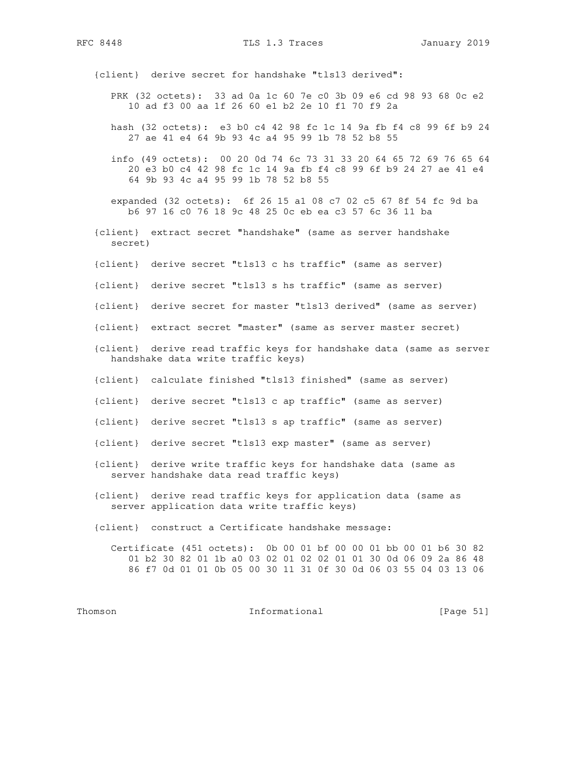{client}  derive secret for handshake "tls13 derived":

```
   PRK (32 octets):  33 ad 0a 1c 60 7e c0 3b 09 e6 cd 98 93 68 0c e2
      10 ad f3 00 aa 1f 26 60 e1 b2 2e 10 f1 70 f9 2a

   hash (32 octets):  e3 b0 c4 42 98 fc 1c 14 9a fb f4 c8 99 6f b9 24
      27 ae 41 e4 64 9b 93 4c a4 95 99 1b 78 52 b8 55

   info (49 octets):  00 20 0d 74 6c 73 31 33 20 64 65 72 69 76 65 64
      20 e3 b0 c4 42 98 fc 1c 14 9a fb f4 c8 99 6f b9 24 27 ae 41 e4
      64 9b 93 4c a4 95 99 1b 78 52 b8 55

   expanded (32 octets):  6f 26 15 a1 08 c7 02 c5 67 8f 54 fc 9d ba
      b6 97 16 c0 76 18 9c 48 25 0c eb ea c3 57 6c 36 11 ba
```

{client}  extract secret "handshake" (same as server handshake secret)

{client}  derive secret "tls13 c hs traffic" (same as server)

{client}  derive secret "tls13 s hs traffic" (same as server)

{client}  derive secret for master "tls13 derived" (same as server)

{client}  extract secret "master" (same as server master secret)

{client}  derive read traffic keys for handshake data (same as server handshake data write traffic keys)

{client}  calculate finished "tls13 finished" (same as server)

{client}  derive secret "tls13 c ap traffic" (same as server)

{client}  derive secret "tls13 s ap traffic" (same as server)

{client}  derive secret "tls13 exp master" (same as server)

{client}  derive write traffic keys for handshake data (same as server handshake data read traffic keys)

{client}  derive read traffic keys for application data (same as server application data write traffic keys)

{client}  construct a Certificate handshake message:

```
   Certificate (451 octets):  0b 00 01 bf 00 00 01 bb 00 01 b6 30 82
      01 b2 30 82 01 1b a0 03 02 01 02 02 01 01 30 0d 06 09 2a 86 48
      86 f7 0d 01 01 0b 05 00 30 11 31 0f 30 0d 06 03 55 04 03 13 06
```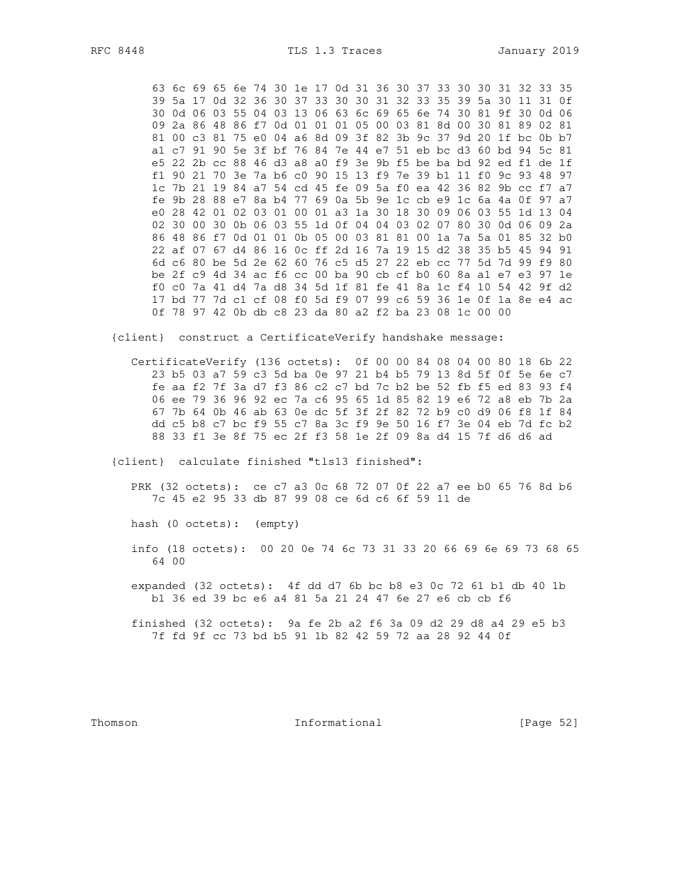```
      63 6c 69 65 6e 74 30 1e 17 0d 31 36 30 37 33 30 30 31 32 33 35
      39 5a 17 0d 32 36 30 37 33 30 30 31 32 33 35 39 5a 30 11 31 0f
      30 0d 06 03 55 04 03 13 06 63 6c 69 65 6e 74 30 81 9f 30 0d 06
      09 2a 86 48 86 f7 0d 01 01 01 05 00 03 81 8d 00 30 81 89 02 81
      81 00 c3 81 75 e0 04 a6 8d 09 3f 82 3b 9c 37 9d 20 1f bc 0b b7
      a1 c7 91 90 5e 3f bf 76 84 7e 44 e7 51 eb bc d3 60 bd 94 5c 81
      e5 22 2b cc 88 46 d3 a8 a0 f9 3e 9b f5 be ba bd 92 ed f1 de 1f
      f1 90 21 70 3e 7a b6 c0 90 15 13 f9 7e 39 b1 11 f0 9c 93 48 97
      1c 7b 21 19 84 a7 54 cd 45 fe 09 5a f0 ea 42 36 82 9b cc f7 a7
      fe 9b 28 88 e7 8a b4 77 69 0a 5b 9e 1c cb e9 1c 6a 4a 0f 97 a7
      e0 28 42 01 02 03 01 00 01 a3 1a 30 18 30 09 06 03 55 1d 13 04
      02 30 00 30 0b 06 03 55 1d 0f 04 04 03 02 07 80 30 0d 06 09 2a
      86 48 86 f7 0d 01 01 0b 05 00 03 81 81 00 1a 7a 5a 01 85 32 b0
      22 af 07 67 d4 86 16 0c ff 2d 16 7a 19 15 d2 38 35 b5 45 94 91
      6d c6 80 be 5d 2e 62 60 76 c5 d5 27 22 eb cc 77 5d 7d 99 f9 80
      be 2f c9 4d 34 ac f6 cc 00 ba 90 cb cf b0 60 8a a1 e7 e3 97 1e
      f0 c0 7a 41 d4 7a d8 34 5d 1f 81 fe 41 8a 1c f4 10 54 42 9f d2
      17 bd 77 7d c1 cf 08 f0 5d f9 07 99 c6 59 36 1e 0f 1a 8e e4 ac
      0f 78 97 42 0b db c8 23 da 80 a2 f2 ba 23 08 1c 00 00

   {client}  construct a CertificateVerify handshake message:

      CertificateVerify (136 octets):  0f 00 00 84 08 04 00 80 18 6b 22
         23 b5 03 a7 59 c3 5d ba 0e 97 21 b4 b5 79 13 8d 5f 0f 5e 6e c7
         fe aa f2 7f 3a d7 f3 86 c2 c7 bd 7c b2 be 52 fb f5 ed 83 93 f4
         06 ee 79 36 96 92 ec 7a c6 95 65 1d 85 82 19 e6 72 a8 eb 7b 2a
         67 7b 64 0b 46 ab 63 0e dc 5f 3f 2f 82 72 b9 c0 d9 06 f8 1f 84
         dd c5 b8 c7 bc f9 55 c7 8a 3c f9 9e 50 16 f7 3e 04 eb 7d fc b2
         88 33 f1 3e 8f 75 ec 2f f3 58 1e 2f 09 8a d4 15 7f d6 d6 ad

   {client}  calculate finished "tls13 finished":

      PRK (32 octets):  ce c7 a3 0c 68 72 07 0f 22 a7 ee b0 65 76 8d b6
         7c 45 e2 95 33 db 87 99 08 ce 6d c6 6f 59 11 de

      hash (0 octets):  (empty)

      info (18 octets):  00 20 0e 74 6c 73 31 33 20 66 69 6e 69 73 68 65
         64 00

      expanded (32 octets):  4f dd d7 6b bc b8 e3 0c 72 61 b1 db 40 1b
         b1 36 ed 39 bc e6 a4 81 5a 21 24 47 6e 27 e6 cb cb f6

      finished (32 octets):  9a fe 2b a2 f6 3a 09 d2 29 d8 a4 29 e5 b3
         7f fd 9f cc 73 bd b5 91 1b 82 42 59 72 aa 28 92 44 0f
```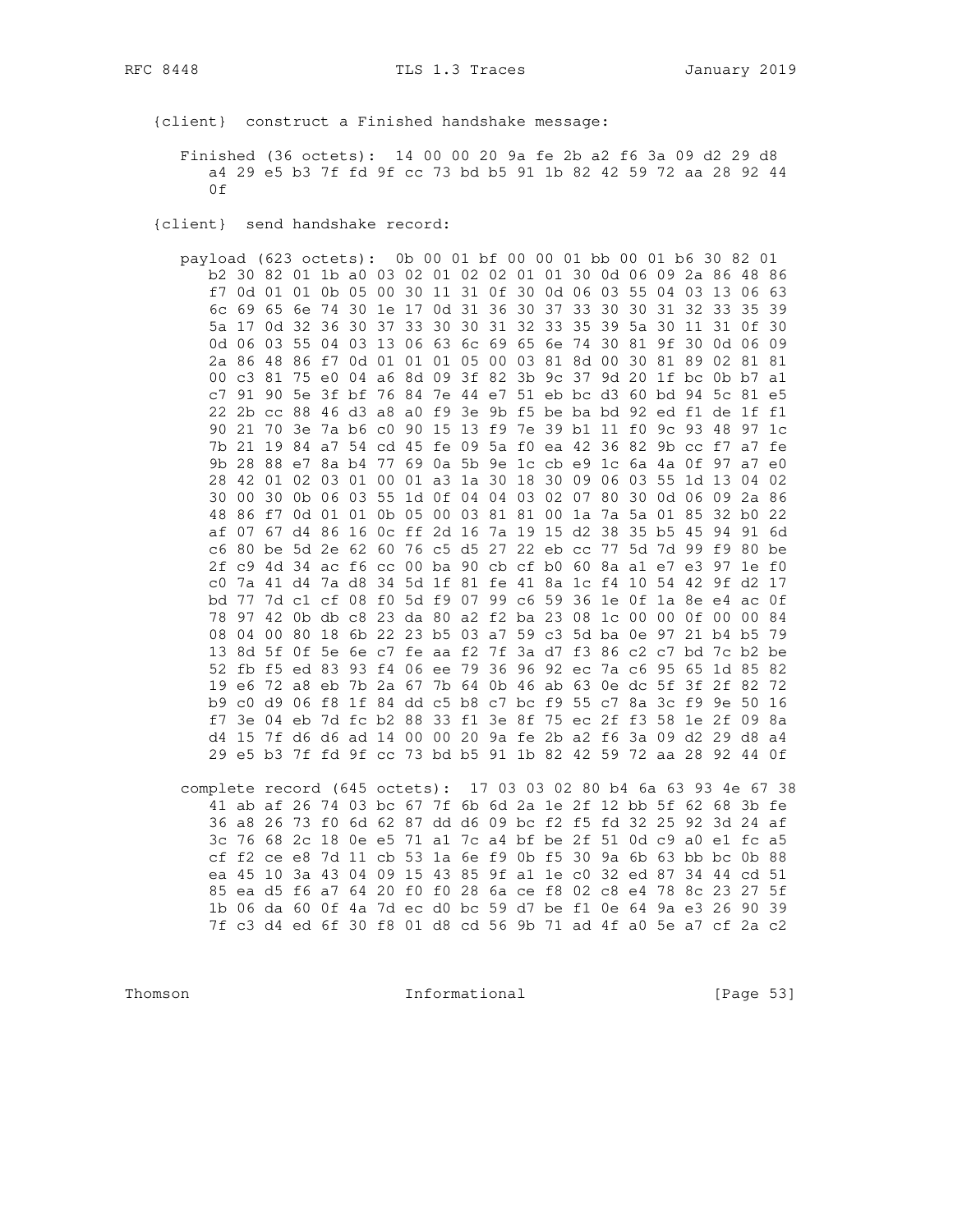{client}  construct a Finished handshake message:

```
   Finished (36 octets):  14 00 00 20 9a fe 2b a2 f6 3a 09 d2 29 d8
      a4 29 e5 b3 7f fd 9f cc 73 bd b5 91 1b 82 42 59 72 aa 28 92 44
      0f
```

{client}  send handshake record:

```
   payload (623 octets):  0b 00 01 bf 00 00 01 bb 00 01 b6 30 82 01
      b2 30 82 01 1b a0 03 02 01 02 02 01 01 30 0d 06 09 2a 86 48 86
      f7 0d 01 01 0b 05 00 30 11 31 0f 30 0d 06 03 55 04 03 13 06 63
      6c 69 65 6e 74 30 1e 17 0d 31 36 30 37 33 30 30 31 32 33 35 39
      5a 17 0d 32 36 30 37 33 30 30 31 32 33 35 39 5a 30 11 31 0f 30
      0d 06 03 55 04 03 13 06 63 6c 69 65 6e 74 30 81 9f 30 0d 06 09
      2a 86 48 86 f7 0d 01 01 01 05 00 03 81 8d 00 30 81 89 02 81 81
      00 c3 81 75 e0 04 a6 8d 09 3f 82 3b 9c 37 9d 20 1f bc 0b b7 a1
      c7 91 90 5e 3f bf 76 84 7e 44 e7 51 eb bc d3 60 bd 94 5c 81 e5
      22 2b cc 88 46 d3 a8 a0 f9 3e 9b f5 be ba bd 92 ed f1 de 1f f1
      90 21 70 3e 7a b6 c0 90 15 13 f9 7e 39 b1 11 f0 9c 93 48 97 1c
      7b 21 19 84 a7 54 cd 45 fe 09 5a f0 ea 42 36 82 9b cc f7 a7 fe
      9b 28 88 e7 8a b4 77 69 0a 5b 9e 1c cb e9 1c 6a 4a 0f 97 a7 e0
      28 42 01 02 03 01 00 01 a3 1a 30 18 30 09 06 03 55 1d 13 04 02
      30 00 30 0b 06 03 55 1d 0f 04 04 03 02 07 80 30 0d 06 09 2a 86
      48 86 f7 0d 01 01 0b 05 00 03 81 81 00 1a 7a 5a 01 85 32 b0 22
      af 07 67 d4 86 16 0c ff 2d 16 7a 19 15 d2 38 35 b5 45 94 91 6d
      c6 80 be 5d 2e 62 60 76 c5 d5 27 22 eb cc 77 5d 7d 99 f9 80 be
      2f c9 4d 34 ac f6 cc 00 ba 90 cb cf b0 60 8a a1 e7 e3 97 1e f0
      c0 7a 41 d4 7a d8 34 5d 1f 81 fe 41 8a 1c f4 10 54 42 9f d2 17
      bd 77 7d c1 cf 08 f0 5d f9 07 99 c6 59 36 1e 0f 1a 8e e4 ac 0f
      78 97 42 0b db c8 23 da 80 a2 f2 ba 23 08 1c 00 00 0f 00 00 84
      08 04 00 80 18 6b 22 23 b5 03 a7 59 c3 5d ba 0e 97 21 b4 b5 79
      13 8d 5f 0f 5e 6e c7 fe aa f2 7f 3a d7 f3 86 c2 c7 bd 7c b2 be
      52 fb f5 ed 83 93 f4 06 ee 79 36 96 92 ec 7a c6 95 65 1d 85 82
      19 e6 72 a8 eb 7b 2a 67 7b 64 0b 46 ab 63 0e dc 5f 3f 2f 82 72
      b9 c0 d9 06 f8 1f 84 dd c5 b8 c7 bc f9 55 c7 8a 3c f9 9e 50 16
      f7 3e 04 eb 7d fc b2 88 33 f1 3e 8f 75 ec 2f f3 58 1e 2f 09 8a
      d4 15 7f d6 d6 ad 14 00 00 20 9a fe 2b a2 f6 3a 09 d2 29 d8 a4
      29 e5 b3 7f fd 9f cc 73 bd b5 91 1b 82 42 59 72 aa 28 92 44 0f

   complete record (645 octets):  17 03 03 02 80 b4 6a 63 93 4e 67 38
      41 ab af 26 74 03 bc 67 7f 6b 6d 2a 1e 2f 12 bb 5f 62 68 3b fe
      36 a8 26 73 f0 6d 62 87 dd d6 09 bc f2 f5 fd 32 25 92 3d 24 af
      3c 76 68 2c 18 0e e5 71 a1 7c a4 bf be 2f 51 0d c9 a0 e1 fc a5
      cf f2 ce e8 7d 11 cb 53 1a 6e f9 0b f5 30 9a 6b 63 bb bc 0b 88
      ea 45 10 3a 43 04 09 15 43 85 9f a1 1e c0 32 ed 87 34 44 cd 51
      85 ea d5 f6 a7 64 20 f0 f0 28 6a ce f8 02 c8 e4 78 8c 23 27 5f
      1b 06 da 60 0f 4a 7d ec d0 bc 59 d7 be f1 0e 64 9a e3 26 90 39
      7f c3 d4 ed 6f 30 f8 01 d8 cd 56 9b 71 ad 4f a0 5e a7 cf 2a c2
```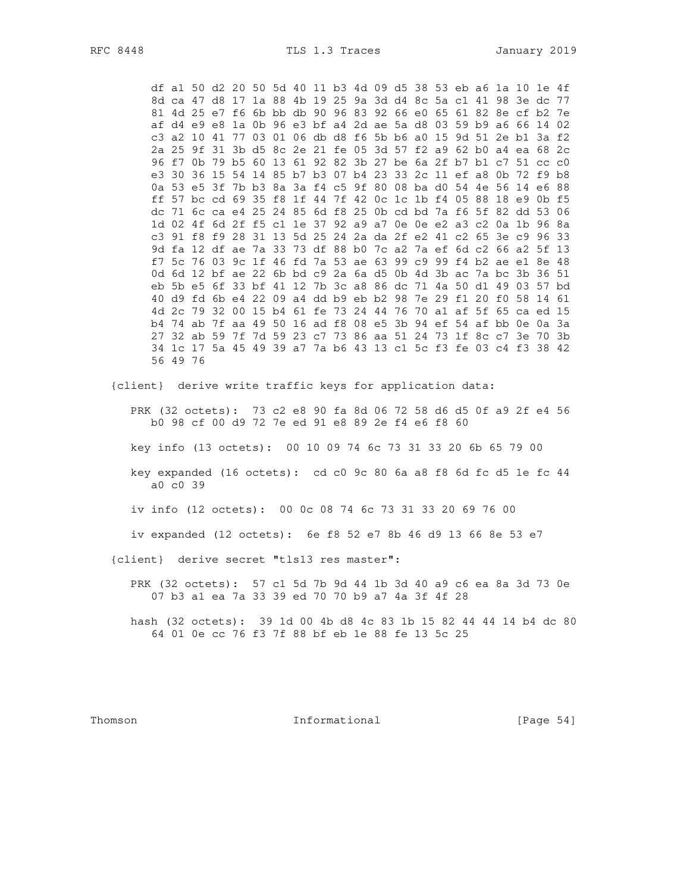```
      df a1 50 d2 20 50 5d 40 11 b3 4d 09 d5 38 53 eb a6 1a 10 1e 4f
      8d ca 47 d8 17 1a 88 4b 19 25 9a 3d d4 8c 5a c1 41 98 3e dc 77
      81 4d 25 e7 f6 6b bb db 90 96 83 92 66 e0 65 61 82 8e cf b2 7e
      af d4 e9 e8 1a 0b 96 e3 bf a4 2d ae 5a d8 03 59 b9 a6 66 14 02
      c3 a2 10 41 77 03 01 06 db d8 f6 5b b6 a0 15 9d 51 2e b1 3a f2
      2a 25 9f 31 3b d5 8c 2e 21 fe 05 3d 57 f2 a9 62 b0 a4 ea 68 2c
      96 f7 0b 79 b5 60 13 61 92 82 3b 27 be 6a 2f b7 b1 c7 51 cc c0
      e3 30 36 15 54 14 85 b7 b3 07 b4 23 33 2c 11 ef a8 0b 72 f9 b8
      0a 53 e5 3f 7b b3 8a 3a f4 c5 9f 80 08 ba d0 54 4e 56 14 e6 88
      ff 57 bc cd 69 35 f8 1f 44 7f 42 0c 1c 1b f4 05 88 18 e9 0b f5
      dc 71 6c ca e4 25 24 85 6d f8 25 0b cd bd 7a f6 5f 82 dd 53 06
      1d 02 4f 6d 2f f5 c1 1e 37 92 a9 a7 0e 0e e2 a3 c2 0a 1b 96 8a
      c3 91 f8 f9 28 31 13 5d 25 24 2a da 2f e2 41 c2 65 3e c9 96 33
      9d fa 12 df ae 7a 33 73 df 88 b0 7c a2 7a ef 6d c2 66 a2 5f 13
      f7 5c 76 03 9c 1f 46 fd 7a 53 ae 63 99 c9 99 f4 b2 ae e1 8e 48
      0d 6d 12 bf ae 22 6b bd c9 2a 6a d5 0b 4d 3b ac 7a bc 3b 36 51
      eb 5b e5 6f 33 bf 41 12 7b 3c a8 86 dc 71 4a 50 d1 49 03 57 bd
      40 d9 fd 6b e4 22 09 a4 dd b9 eb b2 98 7e 29 f1 20 f0 58 14 61
      4d 2c 79 32 00 15 b4 61 fe 73 24 44 76 70 a1 af 5f 65 ca ed 15
      b4 74 ab 7f aa 49 50 16 ad f8 08 e5 3b 94 ef 54 af bb 0e 0a 3a
      27 32 ab 59 7f 7d 59 23 c7 73 86 aa 51 24 73 1f 8c c7 3e 70 3b
      34 1c 17 5a 45 49 39 a7 7a b6 43 13 c1 5c f3 fe 03 c4 f3 38 42
      56 49 76

   {client}  derive write traffic keys for application data:

      PRK (32 octets):  73 c2 e8 90 fa 8d 06 72 58 d6 d5 0f a9 2f e4 56
         b0 98 cf 00 d9 72 7e ed 91 e8 89 2e f4 e6 f8 60

      key info (13 octets):  00 10 09 74 6c 73 31 33 20 6b 65 79 00

      key expanded (16 octets):  cd c0 9c 80 6a a8 f8 6d fc d5 1e fc 44
         a0 c0 39

      iv info (12 octets):  00 0c 08 74 6c 73 31 33 20 69 76 00

      iv expanded (12 octets):  6e f8 52 e7 8b 46 d9 13 66 8e 53 e7

   {client}  derive secret "tls13 res master":

      PRK (32 octets):  57 c1 5d 7b 9d 44 1b 3d 40 a9 c6 ea 8a 3d 73 0e
         07 b3 a1 ea 7a 33 39 ed 70 70 b9 a7 4a 3f 4f 28

      hash (32 octets):  39 1d 00 4b d8 4c 83 1b 15 82 44 44 14 b4 dc 80
         64 01 0e cc 76 f3 7f 88 bf eb 1e 88 fe 13 5c 25
```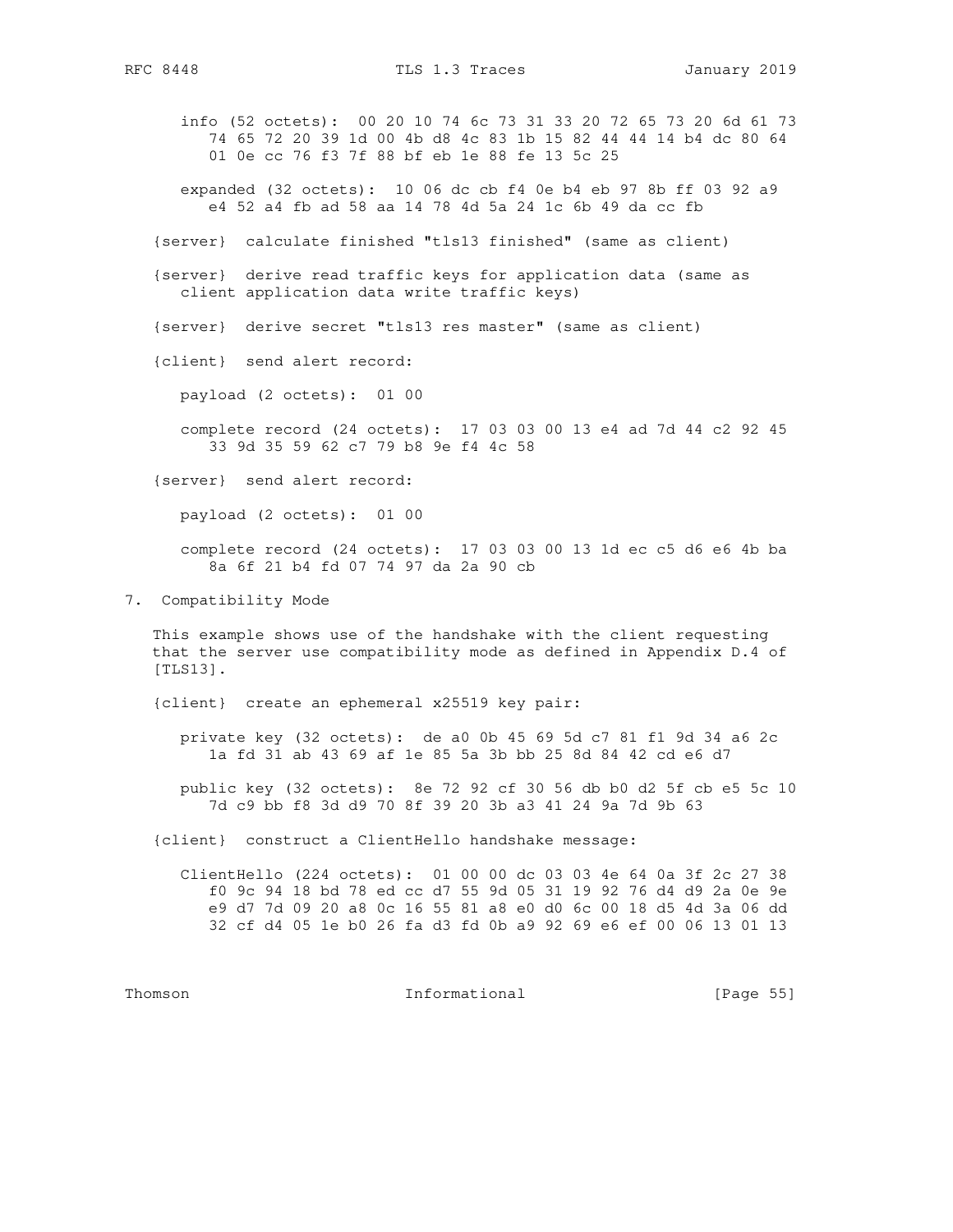info (52 octets): 00 20 10 74 6c 73 31 33 20 72 65 73 20 6d 61 73 74 65 72 20 39 1d 00 4b d8 4c 83 1b 15 82 44 44 14 b4 dc 80 64 01 0e cc 76 f3 7f 88 bf eb 1e 88 fe 13 5c 25

expanded (32 octets): 10 06 dc cb f4 0e b4 eb 97 8b ff 03 92 a9 e4 52 a4 fb ad 58 aa 14 78 4d 5a 24 1c 6b 49 da cc fb

{server} calculate finished "tls13 finished" (same as client)

{server} derive read traffic keys for application data (same as client application data write traffic keys)

{server} derive secret "tls13 res master" (same as client)

{client} send alert record:

payload (2 octets): 01 00

complete record (24 octets): 17 03 03 00 13 e4 ad 7d 44 c2 92 45 33 9d 35 59 62 c7 79 b8 9e f4 4c 58

{server} send alert record:

payload (2 octets): 01 00

complete record (24 octets): 17 03 03 00 13 1d ec c5 d6 e6 4b ba 8a 6f 21 b4 fd 07 74 97 da 2a 90 cb

## 7. Compatibility Mode

This example shows use of the handshake with the client requesting that the server use compatibility mode as defined in Appendix D.4 of [TLS13].

{client} create an ephemeral x25519 key pair:

private key (32 octets): de a0 0b 45 69 5d c7 81 f1 9d 34 a6 2c 1a fd 31 ab 43 69 af 1e 85 5a 3b bb 25 8d 84 42 cd e6 d7

public key (32 octets): 8e 72 92 cf 30 56 db b0 d2 5f cb e5 5c 10 7d c9 bb f8 3d d9 70 8f 39 20 3b a3 41 24 9a 7d 9b 63

{client} construct a ClientHello handshake message:

ClientHello (224 octets): 01 00 00 dc 03 03 4e 64 0a 3f 2c 27 38 f0 9c 94 18 bd 78 ed cc d7 55 9d 05 31 19 92 76 d4 d9 2a 0e 9e e9 d7 7d 09 20 a8 0c 16 55 81 a8 e0 d0 6c 00 18 d5 4d 3a 06 dd 32 cf d4 05 1e b0 26 fa d3 fd 0b a9 92 69 e6 ef 00 06 13 01 13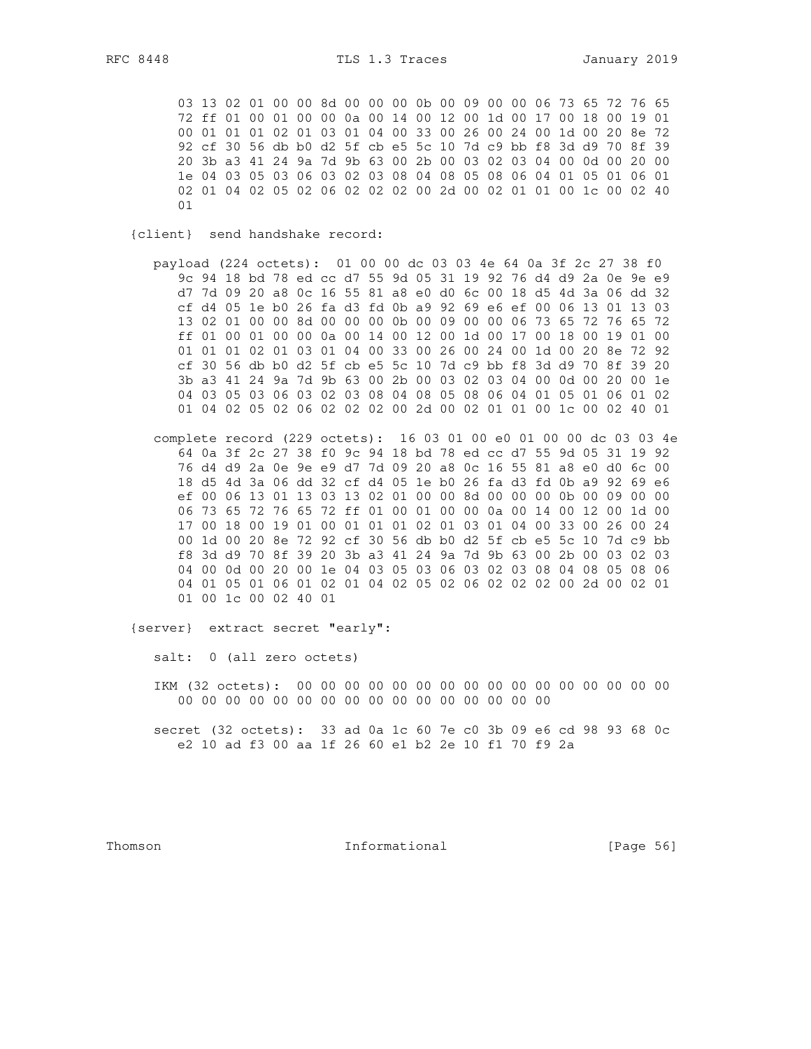```
         03 13 02 01 00 00 8d 00 00 00 0b 00 09 00 00 06 73 65 72 76 65
         72 ff 01 00 01 00 00 0a 00 14 00 12 00 1d 00 17 00 18 00 19 01
         00 01 01 01 02 01 03 01 04 00 33 00 26 00 24 00 1d 00 20 8e 72
         92 cf 30 56 db b0 d2 5f cb e5 5c 10 7d c9 bb f8 3d d9 70 8f 39
         20 3b a3 41 24 9a 7d 9b 63 00 2b 00 03 02 03 04 00 0d 00 20 00
         1e 04 03 05 03 06 03 02 03 08 04 08 05 08 06 04 01 05 01 06 01
         02 01 04 02 05 02 06 02 02 02 00 2d 00 02 01 01 00 1c 00 02 40
         01

   {client}  send handshake record:

      payload (224 octets):  01 00 00 dc 03 03 4e 64 0a 3f 2c 27 38 f0
         9c 94 18 bd 78 ed cc d7 55 9d 05 31 19 92 76 d4 d9 2a 0e 9e e9
         d7 7d 09 20 a8 0c 16 55 81 a8 e0 d0 6c 00 18 d5 4d 3a 06 dd 32
         cf d4 05 1e b0 26 fa d3 fd 0b a9 92 69 e6 ef 00 06 13 01 13 03
         13 02 01 00 00 8d 00 00 00 0b 00 09 00 00 06 73 65 72 76 65 72
         ff 01 00 01 00 00 0a 00 14 00 12 00 1d 00 17 00 18 00 19 01 00
         01 01 01 02 01 03 01 04 00 33 00 26 00 24 00 1d 00 20 8e 72 92
         cf 30 56 db b0 d2 5f cb e5 5c 10 7d c9 bb f8 3d d9 70 8f 39 20
         3b a3 41 24 9a 7d 9b 63 00 2b 00 03 02 03 04 00 0d 00 20 00 1e
         04 03 05 03 06 03 02 03 08 04 08 05 08 06 04 01 05 01 06 01 02
         01 04 02 05 02 06 02 02 02 00 2d 00 02 01 01 00 1c 00 02 40 01

      complete record (229 octets):  16 03 01 00 e0 01 00 00 dc 03 03 4e
         64 0a 3f 2c 27 38 f0 9c 94 18 bd 78 ed cc d7 55 9d 05 31 19 92
         76 d4 d9 2a 0e 9e e9 d7 7d 09 20 a8 0c 16 55 81 a8 e0 d0 6c 00
         18 d5 4d 3a 06 dd 32 cf d4 05 1e b0 26 fa d3 fd 0b a9 92 69 e6
         ef 00 06 13 01 13 03 13 02 01 00 00 8d 00 00 00 0b 00 09 00 00
         06 73 65 72 76 65 72 ff 01 00 01 00 00 0a 00 14 00 12 00 1d 00
         17 00 18 00 19 01 00 01 01 01 02 01 03 01 04 00 33 00 26 00 24
         00 1d 00 20 8e 72 92 cf 30 56 db b0 d2 5f cb e5 5c 10 7d c9 bb
         f8 3d d9 70 8f 39 20 3b a3 41 24 9a 7d 9b 63 00 2b 00 03 02 03
         04 00 0d 00 20 00 1e 04 03 05 03 06 03 02 03 08 04 08 05 08 06
         04 01 05 01 06 01 02 01 04 02 05 02 06 02 02 02 00 2d 00 02 01
         01 00 1c 00 02 40 01

   {server}  extract secret "early":

      salt:  0 (all zero octets)

      IKM (32 octets):  00 00 00 00 00 00 00 00 00 00 00 00 00 00 00 00
         00 00 00 00 00 00 00 00 00 00 00 00 00 00 00 00

      secret (32 octets):  33 ad 0a 1c 60 7e c0 3b 09 e6 cd 98 93 68 0c
         e2 10 ad f3 00 aa 1f 26 60 e1 b2 2e 10 f1 70 f9 2a
```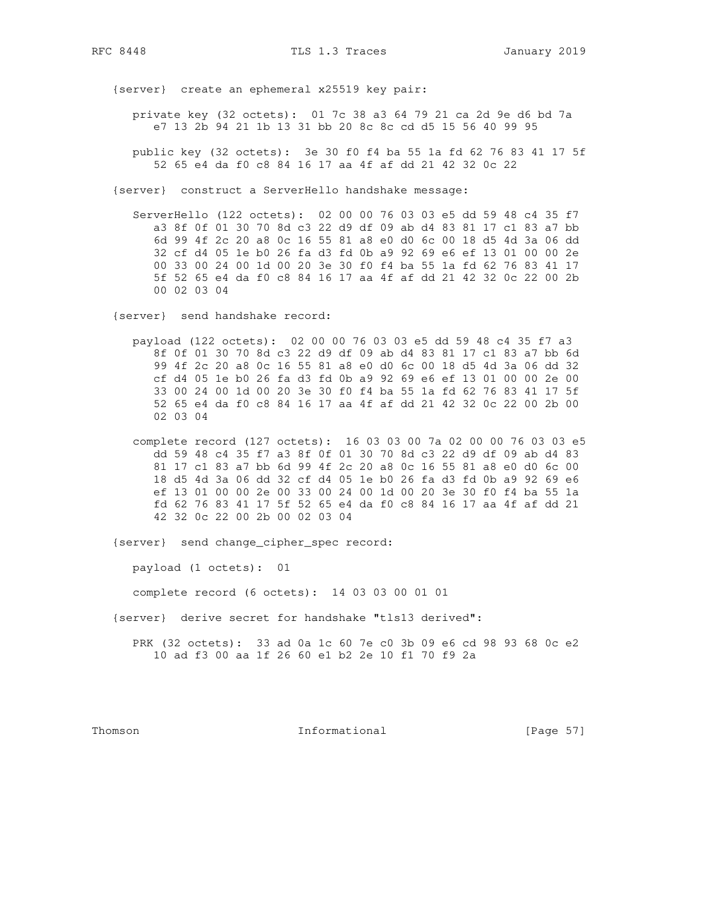```
   {server}  create an ephemeral x25519 key pair:

      private key (32 octets):  01 7c 38 a3 64 79 21 ca 2d 9e d6 bd 7a
         e7 13 2b 94 21 1b 13 31 bb 20 8c 8c cd d5 15 56 40 99 95

      public key (32 octets):  3e 30 f0 f4 ba 55 1a fd 62 76 83 41 17 5f
         52 65 e4 da f0 c8 84 16 17 aa 4f af dd 21 42 32 0c 22

   {server}  construct a ServerHello handshake message:

      ServerHello (122 octets):  02 00 00 76 03 03 e5 dd 59 48 c4 35 f7
         a3 8f 0f 01 30 70 8d c3 22 d9 df 09 ab d4 83 81 17 c1 83 a7 bb
         6d 99 4f 2c 20 a8 0c 16 55 81 a8 e0 d0 6c 00 18 d5 4d 3a 06 dd
         32 cf d4 05 1e b0 26 fa d3 fd 0b a9 92 69 e6 ef 13 01 00 00 2e
         00 33 00 24 00 1d 00 20 3e 30 f0 f4 ba 55 1a fd 62 76 83 41 17
         5f 52 65 e4 da f0 c8 84 16 17 aa 4f af dd 21 42 32 0c 22 00 2b
         00 02 03 04

   {server}  send handshake record:

      payload (122 octets):  02 00 00 76 03 03 e5 dd 59 48 c4 35 f7 a3
         8f 0f 01 30 70 8d c3 22 d9 df 09 ab d4 83 81 17 c1 83 a7 bb 6d
         99 4f 2c 20 a8 0c 16 55 81 a8 e0 d0 6c 00 18 d5 4d 3a 06 dd 32
         cf d4 05 1e b0 26 fa d3 fd 0b a9 92 69 e6 ef 13 01 00 00 2e 00
         33 00 24 00 1d 00 20 3e 30 f0 f4 ba 55 1a fd 62 76 83 41 17 5f
         52 65 e4 da f0 c8 84 16 17 aa 4f af dd 21 42 32 0c 22 00 2b 00
         02 03 04

      complete record (127 octets):  16 03 03 00 7a 02 00 00 76 03 03 e5
         dd 59 48 c4 35 f7 a3 8f 0f 01 30 70 8d c3 22 d9 df 09 ab d4 83
         81 17 c1 83 a7 bb 6d 99 4f 2c 20 a8 0c 16 55 81 a8 e0 d0 6c 00
         18 d5 4d 3a 06 dd 32 cf d4 05 1e b0 26 fa d3 fd 0b a9 92 69 e6
         ef 13 01 00 00 2e 00 33 00 24 00 1d 00 20 3e 30 f0 f4 ba 55 1a
         fd 62 76 83 41 17 5f 52 65 e4 da f0 c8 84 16 17 aa 4f af dd 21
         42 32 0c 22 00 2b 00 02 03 04

   {server}  send change_cipher_spec record:

      payload (1 octets):  01

      complete record (6 octets):  14 03 03 00 01 01

   {server}  derive secret for handshake "tls13 derived":

      PRK (32 octets):  33 ad 0a 1c 60 7e c0 3b 09 e6 cd 98 93 68 0c e2
         10 ad f3 00 aa 1f 26 60 e1 b2 2e 10 f1 70 f9 2a
```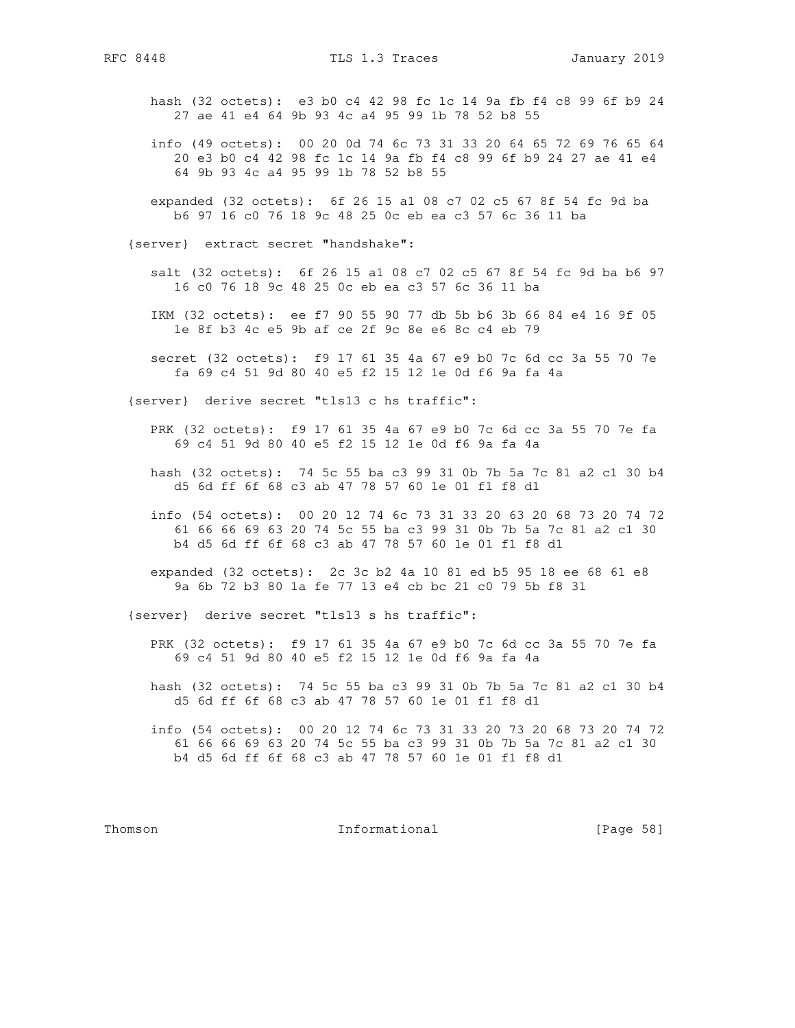```
      hash (32 octets):  e3 b0 c4 42 98 fc 1c 14 9a fb f4 c8 99 6f b9 24
         27 ae 41 e4 64 9b 93 4c a4 95 99 1b 78 52 b8 55

      info (49 octets):  00 20 0d 74 6c 73 31 33 20 64 65 72 69 76 65 64
         20 e3 b0 c4 42 98 fc 1c 14 9a fb f4 c8 99 6f b9 24 27 ae 41 e4
         64 9b 93 4c a4 95 99 1b 78 52 b8 55

      expanded (32 octets):  6f 26 15 a1 08 c7 02 c5 67 8f 54 fc 9d ba
         b6 97 16 c0 76 18 9c 48 25 0c eb ea c3 57 6c 36 11 ba

   {server}  extract secret "handshake":

      salt (32 octets):  6f 26 15 a1 08 c7 02 c5 67 8f 54 fc 9d ba b6 97
         16 c0 76 18 9c 48 25 0c eb ea c3 57 6c 36 11 ba

      IKM (32 octets):  ee f7 90 55 90 77 db 5b b6 3b 66 84 e4 16 9f 05
         1e 8f b3 4c e5 9b af ce 2f 9c 8e e6 8c c4 eb 79

      secret (32 octets):  f9 17 61 35 4a 67 e9 b0 7c 6d cc 3a 55 70 7e
         fa 69 c4 51 9d 80 40 e5 f2 15 12 1e 0d f6 9a fa 4a

   {server}  derive secret "tls13 c hs traffic":

      PRK (32 octets):  f9 17 61 35 4a 67 e9 b0 7c 6d cc 3a 55 70 7e fa
         69 c4 51 9d 80 40 e5 f2 15 12 1e 0d f6 9a fa 4a

      hash (32 octets):  74 5c 55 ba c3 99 31 0b 7b 5a 7c 81 a2 c1 30 b4
         d5 6d ff 6f 68 c3 ab 47 78 57 60 1e 01 f1 f8 d1

      info (54 octets):  00 20 12 74 6c 73 31 33 20 63 20 68 73 20 74 72
         61 66 66 69 63 20 74 5c 55 ba c3 99 31 0b 7b 5a 7c 81 a2 c1 30
         b4 d5 6d ff 6f 68 c3 ab 47 78 57 60 1e 01 f1 f8 d1

      expanded (32 octets):  2c 3c b2 4a 10 81 ed b5 95 18 ee 68 61 e8
         9a 6b 72 b3 80 1a fe 77 13 e4 cb bc 21 c0 79 5b f8 31

   {server}  derive secret "tls13 s hs traffic":

      PRK (32 octets):  f9 17 61 35 4a 67 e9 b0 7c 6d cc 3a 55 70 7e fa
         69 c4 51 9d 80 40 e5 f2 15 12 1e 0d f6 9a fa 4a

      hash (32 octets):  74 5c 55 ba c3 99 31 0b 7b 5a 7c 81 a2 c1 30 b4
         d5 6d ff 6f 68 c3 ab 47 78 57 60 1e 01 f1 f8 d1

      info (54 octets):  00 20 12 74 6c 73 31 33 20 73 20 68 73 20 74 72
         61 66 66 69 63 20 74 5c 55 ba c3 99 31 0b 7b 5a 7c 81 a2 c1 30
         b4 d5 6d ff 6f 68 c3 ab 47 78 57 60 1e 01 f1 f8 d1
```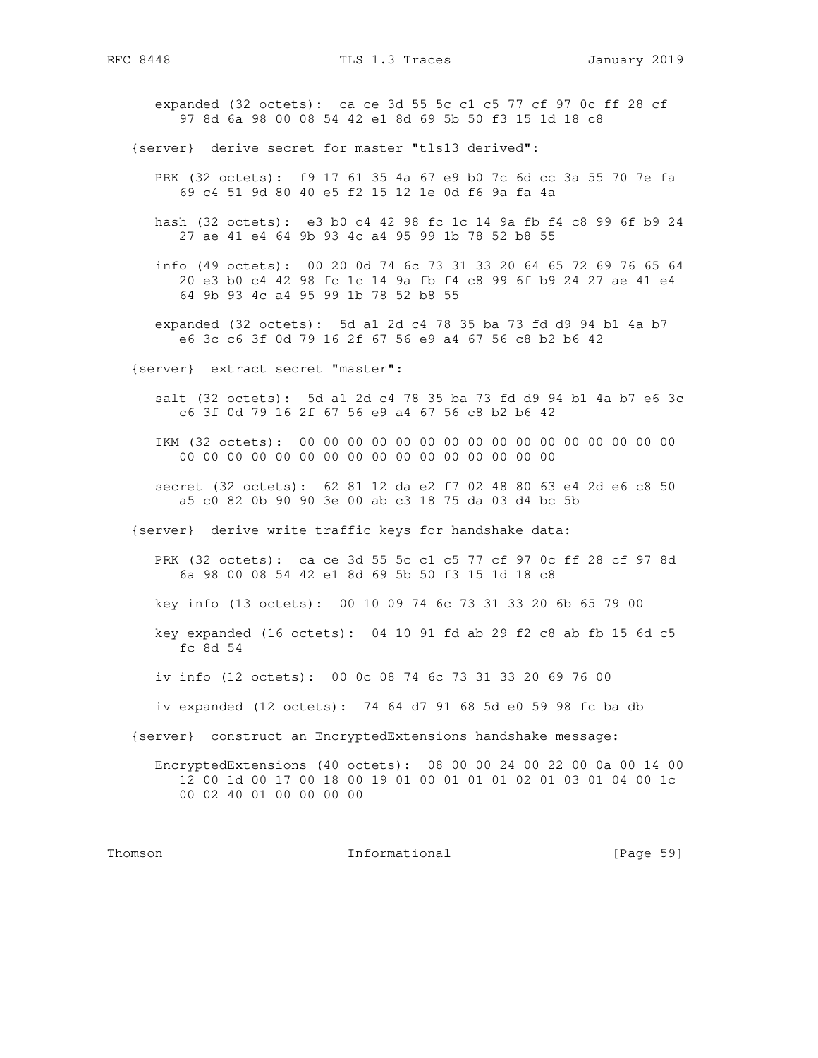```
      expanded (32 octets):  ca ce 3d 55 5c c1 c5 77 cf 97 0c ff 28 cf
         97 8d 6a 98 00 08 54 42 e1 8d 69 5b 50 f3 15 1d 18 c8

   {server}  derive secret for master "tls13 derived":

      PRK (32 octets):  f9 17 61 35 4a 67 e9 b0 7c 6d cc 3a 55 70 7e fa
         69 c4 51 9d 80 40 e5 f2 15 12 1e 0d f6 9a fa 4a

      hash (32 octets):  e3 b0 c4 42 98 fc 1c 14 9a fb f4 c8 99 6f b9 24
         27 ae 41 e4 64 9b 93 4c a4 95 99 1b 78 52 b8 55

      info (49 octets):  00 20 0d 74 6c 73 31 33 20 64 65 72 69 76 65 64
         20 e3 b0 c4 42 98 fc 1c 14 9a fb f4 c8 99 6f b9 24 27 ae 41 e4
         64 9b 93 4c a4 95 99 1b 78 52 b8 55

      expanded (32 octets):  5d a1 2d c4 78 35 ba 73 fd d9 94 b1 4a b7
         e6 3c c6 3f 0d 79 16 2f 67 56 e9 a4 67 56 c8 b2 b6 42

   {server}  extract secret "master":

      salt (32 octets):  5d a1 2d c4 78 35 ba 73 fd d9 94 b1 4a b7 e6 3c
         c6 3f 0d 79 16 2f 67 56 e9 a4 67 56 c8 b2 b6 42

      IKM (32 octets):  00 00 00 00 00 00 00 00 00 00 00 00 00 00 00 00
         00 00 00 00 00 00 00 00 00 00 00 00 00 00 00 00

      secret (32 octets):  62 81 12 da e2 f7 02 48 80 63 e4 2d e6 c8 50
         a5 c0 82 0b 90 90 3e 00 ab c3 18 75 da 03 d4 bc 5b

   {server}  derive write traffic keys for handshake data:

      PRK (32 octets):  ca ce 3d 55 5c c1 c5 77 cf 97 0c ff 28 cf 97 8d
         6a 98 00 08 54 42 e1 8d 69 5b 50 f3 15 1d 18 c8

      key info (13 octets):  00 10 09 74 6c 73 31 33 20 6b 65 79 00

      key expanded (16 octets):  04 10 91 fd ab 29 f2 c8 ab fb 15 6d c5
         fc 8d 54

      iv info (12 octets):  00 0c 08 74 6c 73 31 33 20 69 76 00

      iv expanded (12 octets):  74 64 d7 91 68 5d e0 59 98 fc ba db

   {server}  construct an EncryptedExtensions handshake message:

      EncryptedExtensions (40 octets):  08 00 00 24 00 22 00 0a 00 14 00
         12 00 1d 00 17 00 18 00 19 01 00 01 01 01 02 01 03 01 04 00 1c
         00 02 40 01 00 00 00 00
```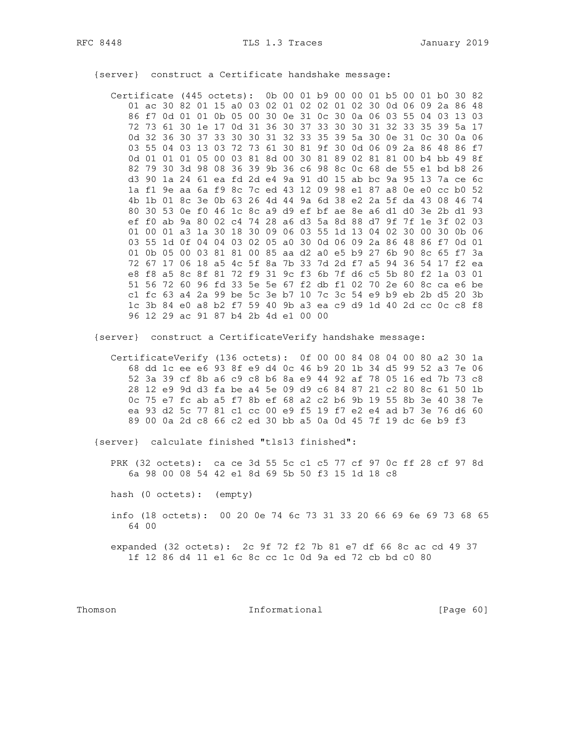{server}  construct a Certificate handshake message:

```
   Certificate (445 octets):  0b 00 01 b9 00 00 01 b5 00 01 b0 30 82
      01 ac 30 82 01 15 a0 03 02 01 02 02 01 02 30 0d 06 09 2a 86 48
      86 f7 0d 01 01 0b 05 00 30 0e 31 0c 30 0a 06 03 55 04 03 13 03
      72 73 61 30 1e 17 0d 31 36 30 37 33 30 30 31 32 33 35 39 5a 17
      0d 32 36 30 37 33 30 30 31 32 33 35 39 5a 30 0e 31 0c 30 0a 06
      03 55 04 03 13 03 72 73 61 30 81 9f 30 0d 06 09 2a 86 48 86 f7
      0d 01 01 01 05 00 03 81 8d 00 30 81 89 02 81 81 00 b4 bb 49 8f
      82 79 30 3d 98 08 36 39 9b 36 c6 98 8c 0c 68 de 55 e1 bd b8 26
      d3 90 1a 24 61 ea fd 2d e4 9a 91 d0 15 ab bc 9a 95 13 7a ce 6c
      1a f1 9e aa 6a f9 8c 7c ed 43 12 09 98 e1 87 a8 0e e0 cc b0 52
      4b 1b 01 8c 3e 0b 63 26 4d 44 9a 6d 38 e2 2a 5f da 43 08 46 74
      80 30 53 0e f0 46 1c 8c a9 d9 ef bf ae 8e a6 d1 d0 3e 2b d1 93
      ef f0 ab 9a 80 02 c4 74 28 a6 d3 5a 8d 88 d7 9f 7f 1e 3f 02 03
      01 00 01 a3 1a 30 18 30 09 06 03 55 1d 13 04 02 30 00 30 0b 06
      03 55 1d 0f 04 04 03 02 05 a0 30 0d 06 09 2a 86 48 86 f7 0d 01
      01 0b 05 00 03 81 81 00 85 aa d2 a0 e5 b9 27 6b 90 8c 65 f7 3a
      72 67 17 06 18 a5 4c 5f 8a 7b 33 7d 2d f7 a5 94 36 54 17 f2 ea
      e8 f8 a5 8c 8f 81 72 f9 31 9c f3 6b 7f d6 c5 5b 80 f2 1a 03 01
      51 56 72 60 96 fd 33 5e 5e 67 f2 db f1 02 70 2e 60 8c ca e6 be
      c1 fc 63 a4 2a 99 be 5c 3e b7 10 7c 3c 54 e9 b9 eb 2b d5 20 3b
      1c 3b 84 e0 a8 b2 f7 59 40 9b a3 ea c9 d9 1d 40 2d cc 0c c8 f8
      96 12 29 ac 91 87 b4 2b 4d e1 00 00
```

{server}  construct a CertificateVerify handshake message:

```
   CertificateVerify (136 octets):  0f 00 00 84 08 04 00 80 a2 30 1a
      68 dd 1c ee e6 93 8f e9 d4 0c 46 b9 20 1b 34 d5 99 52 a3 7e 06
      52 3a 39 cf 8b a6 c9 c8 b6 8a e9 44 92 af 78 05 16 ed 7b 73 c8
      28 12 e9 9d d3 fa be a4 5e 09 d9 c6 84 87 21 c2 80 8c 61 50 1b
      0c 75 e7 fc ab a5 f7 8b ef 68 a2 c2 b6 9b 19 55 8b 3e 40 38 7e
      ea 93 d2 5c 77 81 c1 cc 00 e9 f5 19 f7 e2 e4 ad b7 3e 76 d6 60
      89 00 0a 2d c8 66 c2 ed 30 bb a5 0a 0d 45 7f 19 dc 6e b9 f3
```

{server}  calculate finished "tls13 finished":

```
   PRK (32 octets):  ca ce 3d 55 5c c1 c5 77 cf 97 0c ff 28 cf 97 8d
      6a 98 00 08 54 42 e1 8d 69 5b 50 f3 15 1d 18 c8

   hash (0 octets):  (empty)

   info (18 octets):  00 20 0e 74 6c 73 31 33 20 66 69 6e 69 73 68 65
      64 00

   expanded (32 octets):  2c 9f 72 f2 7b 81 e7 df 66 8c ac cd 49 37
      1f 12 86 d4 11 e1 6c 8c cc 1c 0d 9a ed 72 cb bd c0 80
```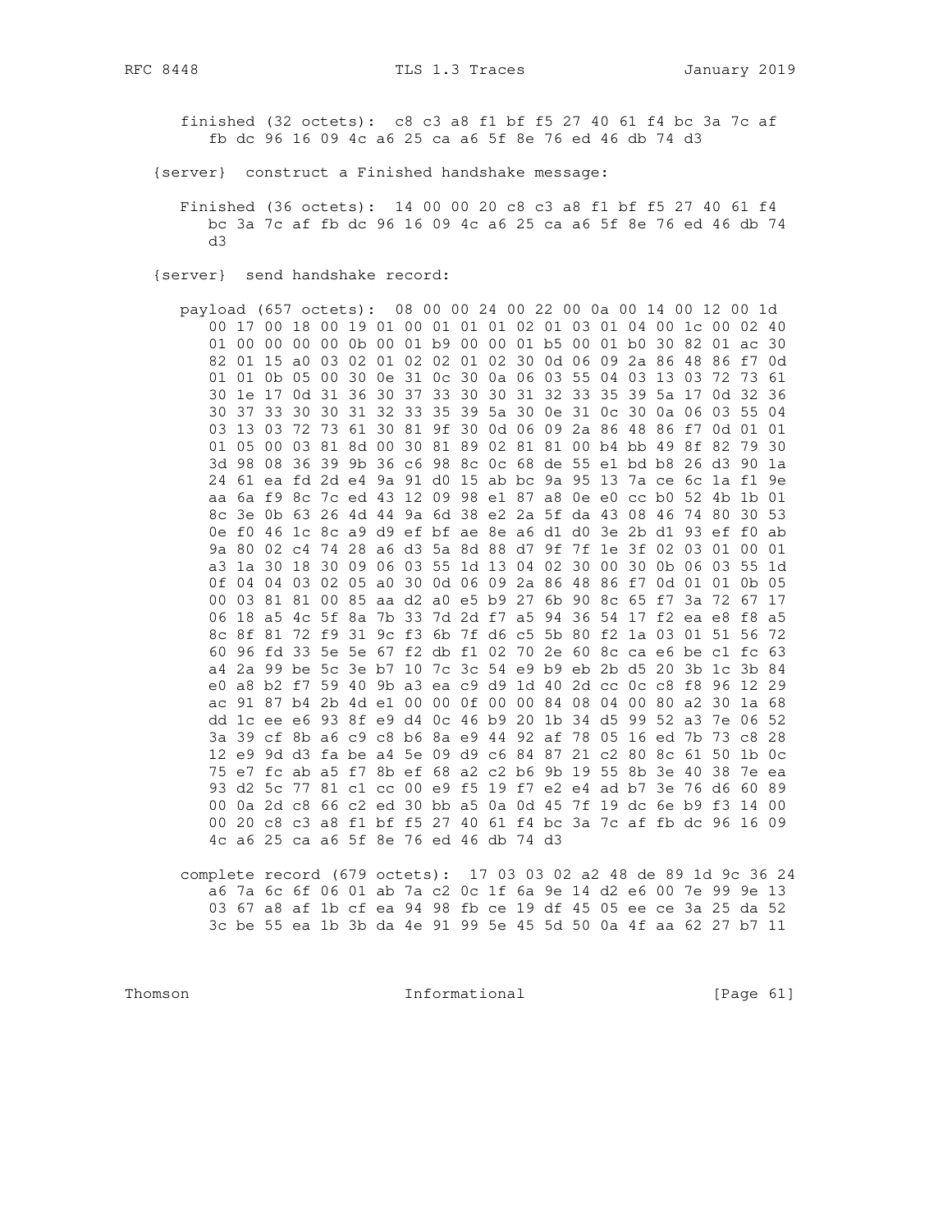```
      finished (32 octets):  c8 c3 a8 f1 bf f5 27 40 61 f4 bc 3a 7c af
         fb dc 96 16 09 4c a6 25 ca a6 5f 8e 76 ed 46 db 74 d3

   {server}  construct a Finished handshake message:

      Finished (36 octets):  14 00 00 20 c8 c3 a8 f1 bf f5 27 40 61 f4
         bc 3a 7c af fb dc 96 16 09 4c a6 25 ca a6 5f 8e 76 ed 46 db 74
         d3

   {server}  send handshake record:

      payload (657 octets):  08 00 00 24 00 22 00 0a 00 14 00 12 00 1d
         00 17 00 18 00 19 01 00 01 01 01 02 01 03 01 04 00 1c 00 02 40
         01 00 00 00 00 0b 00 01 b9 00 00 01 b5 00 01 b0 30 82 01 ac 30
         82 01 15 a0 03 02 01 02 02 01 02 30 0d 06 09 2a 86 48 86 f7 0d
         01 01 0b 05 00 30 0e 31 0c 30 0a 06 03 55 04 03 13 03 72 73 61
         30 1e 17 0d 31 36 30 37 33 30 30 31 32 33 35 39 5a 17 0d 32 36
         30 37 33 30 30 31 32 33 35 39 5a 30 0e 31 0c 30 0a 06 03 55 04
         03 13 03 72 73 61 30 81 9f 30 0d 06 09 2a 86 48 86 f7 0d 01 01
         01 05 00 03 81 8d 00 30 81 89 02 81 81 00 b4 bb 49 8f 82 79 30
         3d 98 08 36 39 9b 36 c6 98 8c 0c 68 de 55 e1 bd b8 26 d3 90 1a
         24 61 ea fd 2d e4 9a 91 d0 15 ab bc 9a 95 13 7a ce 6c 1a f1 9e
         aa 6a f9 8c 7c ed 43 12 09 98 e1 87 a8 0e e0 cc b0 52 4b 1b 01
         8c 3e 0b 63 26 4d 44 9a 6d 38 e2 2a 5f da 43 08 46 74 80 30 53
         0e f0 46 1c 8c a9 d9 ef bf ae 8e a6 d1 d0 3e 2b d1 93 ef f0 ab
         9a 80 02 c4 74 28 a6 d3 5a 8d 88 d7 9f 7f 1e 3f 02 03 01 00 01
         a3 1a 30 18 30 09 06 03 55 1d 13 04 02 30 00 30 0b 06 03 55 1d
         0f 04 04 03 02 05 a0 30 0d 06 09 2a 86 48 86 f7 0d 01 01 0b 05
         00 03 81 81 00 85 aa d2 a0 e5 b9 27 6b 90 8c 65 f7 3a 72 67 17
         06 18 a5 4c 5f 8a 7b 33 7d 2d f7 a5 94 36 54 17 f2 ea e8 f8 a5
         8c 8f 81 72 f9 31 9c f3 6b 7f d6 c5 5b 80 f2 1a 03 01 51 56 72
         60 96 fd 33 5e 5e 67 f2 db f1 02 70 2e 60 8c ca e6 be c1 fc 63
         a4 2a 99 be 5c 3e b7 10 7c 3c 54 e9 b9 eb 2b d5 20 3b 1c 3b 84
         e0 a8 b2 f7 59 40 9b a3 ea c9 d9 1d 40 2d cc 0c c8 f8 96 12 29
         ac 91 87 b4 2b 4d e1 00 00 0f 00 00 84 08 04 00 80 a2 30 1a 68
         dd 1c ee e6 93 8f e9 d4 0c 46 b9 20 1b 34 d5 99 52 a3 7e 06 52
         3a 39 cf 8b a6 c9 c8 b6 8a e9 44 92 af 78 05 16 ed 7b 73 c8 28
         12 e9 9d d3 fa be a4 5e 09 d9 c6 84 87 21 c2 80 8c 61 50 1b 0c
         75 e7 fc ab a5 f7 8b ef 68 a2 c2 b6 9b 19 55 8b 3e 40 38 7e ea
         93 d2 5c 77 81 c1 cc 00 e9 f5 19 f7 e2 e4 ad b7 3e 76 d6 60 89
         00 0a 2d c8 66 c2 ed 30 bb a5 0a 0d 45 7f 19 dc 6e b9 f3 14 00
         00 20 c8 c3 a8 f1 bf f5 27 40 61 f4 bc 3a 7c af fb dc 96 16 09
         4c a6 25 ca a6 5f 8e 76 ed 46 db 74 d3

      complete record (679 octets):  17 03 03 02 a2 48 de 89 1d 9c 36 24
         a6 7a 6c 6f 06 01 ab 7a c2 0c 1f 6a 9e 14 d2 e6 00 7e 99 9e 13
         03 67 a8 af 1b cf ea 94 98 fb ce 19 df 45 05 ee ce 3a 25 da 52
         3c be 55 ea 1b 3b da 4e 91 99 5e 45 5d 50 0a 4f aa 62 27 b7 11
```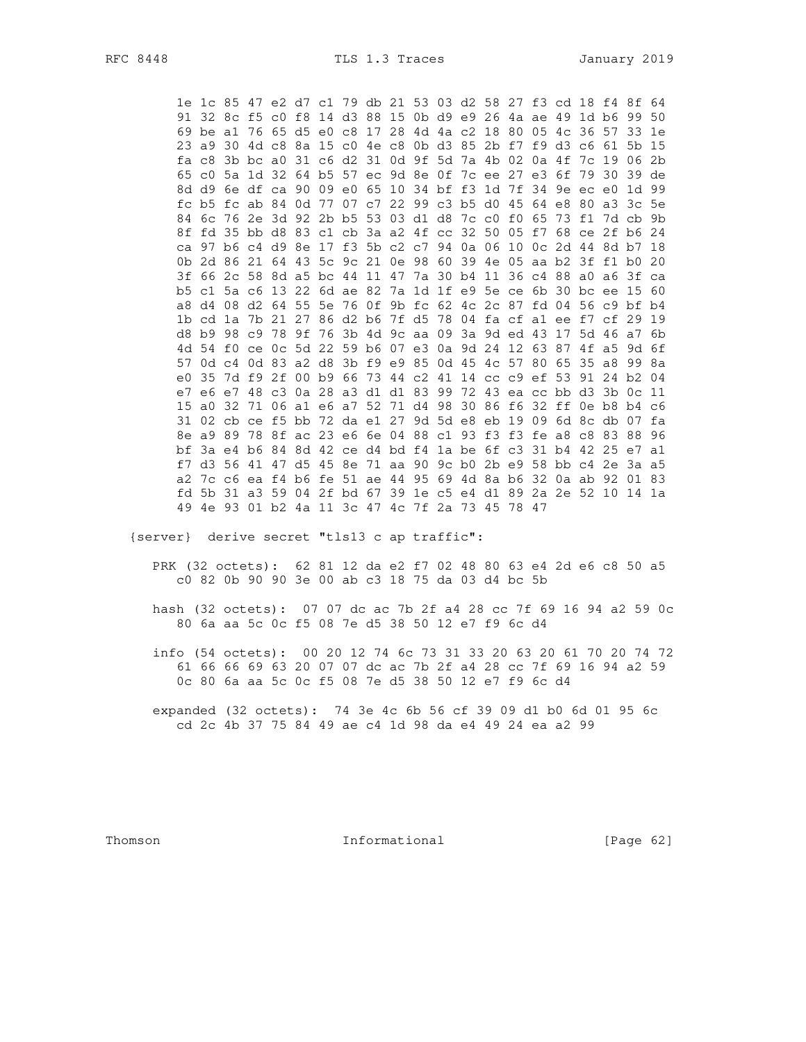```
      1e 1c 85 47 e2 d7 c1 79 db 21 53 03 d2 58 27 f3 cd 18 f4 8f 64
      91 32 8c f5 c0 f8 14 d3 88 15 0b d9 e9 26 4a ae 49 1d b6 99 50
      69 be a1 76 65 d5 e0 c8 17 28 4d 4a c2 18 80 05 4c 36 57 33 1e
      23 a9 30 4d c8 8a 15 c0 4e c8 0b d3 85 2b f7 f9 d3 c6 61 5b 15
      fa c8 3b bc a0 31 c6 d2 31 0d 9f 5d 7a 4b 02 0a 4f 7c 19 06 2b
      65 c0 5a 1d 32 64 b5 57 ec 9d 8e 0f 7c ee 27 e3 6f 79 30 39 de
      8d d9 6e df ca 90 09 e0 65 10 34 bf f3 1d 7f 34 9e ec e0 1d 99
      fc b5 fc ab 84 0d 77 07 c7 22 99 c3 b5 d0 45 64 e8 80 a3 3c 5e
      84 6c 76 2e 3d 92 2b b5 53 03 d1 d8 7c c0 f0 65 73 f1 7d cb 9b
      8f fd 35 bb d8 83 c1 cb 3a a2 4f cc 32 50 05 f7 68 ce 2f b6 24
      ca 97 b6 c4 d9 8e 17 f3 5b c2 c7 94 0a 06 10 0c 2d 44 8d b7 18
      0b 2d 86 21 64 43 5c 9c 21 0e 98 60 39 4e 05 aa b2 3f f1 b0 20
      3f 66 2c 58 8d a5 bc 44 11 47 7a 30 b4 11 36 c4 88 a0 a6 3f ca
      b5 c1 5a c6 13 22 6d ae 82 7a 1d 1f e9 5e ce 6b 30 bc ee 15 60
      a8 d4 08 d2 64 55 5e 76 0f 9b fc 62 4c 2c 87 fd 04 56 c9 bf b4
      1b cd 1a 7b 21 27 86 d2 b6 7f d5 78 04 fa cf a1 ee f7 cf 29 19
      d8 b9 98 c9 78 9f 76 3b 4d 9c aa 09 3a 9d ed 43 17 5d 46 a7 6b
      4d 54 f0 ce 0c 5d 22 59 b6 07 e3 0a 9d 24 12 63 87 4f a5 9d 6f
      57 0d c4 0d 83 a2 d8 3b f9 e9 85 0d 45 4c 57 80 65 35 a8 99 8a
      e0 35 7d f9 2f 00 b9 66 73 44 c2 41 14 cc c9 ef 53 91 24 b2 04
      e7 e6 e7 48 c3 0a 28 a3 d1 d1 83 99 72 43 ea cc bb d3 3b 0c 11
      15 a0 32 71 06 a1 e6 a7 52 71 d4 98 30 86 f6 32 ff 0e b8 b4 c6
      31 02 cb ce f5 bb 72 da e1 27 9d 5d e8 eb 19 09 6d 8c db 07 fa
      8e a9 89 78 8f ac 23 e6 6e 04 88 c1 93 f3 f3 fe a8 c8 83 88 96
      bf 3a e4 b6 84 8d 42 ce d4 bd f4 1a be 6f c3 31 b4 42 25 e7 a1
      f7 d3 56 41 47 d5 45 8e 71 aa 90 9c b0 2b e9 58 bb c4 2e 3a a5
      a2 7c c6 ea f4 b6 fe 51 ae 44 95 69 4d 8a b6 32 0a ab 92 01 83
      fd 5b 31 a3 59 04 2f bd 67 39 1e c5 e4 d1 89 2a 2e 52 10 14 1a
      49 4e 93 01 b2 4a 11 3c 47 4c 7f 2a 73 45 78 47

   {server}  derive secret "tls13 c ap traffic":

      PRK (32 octets):  62 81 12 da e2 f7 02 48 80 63 e4 2d e6 c8 50 a5
         c0 82 0b 90 90 3e 00 ab c3 18 75 da 03 d4 bc 5b

      hash (32 octets):  07 07 dc ac 7b 2f a4 28 cc 7f 69 16 94 a2 59 0c
         80 6a aa 5c 0c f5 08 7e d5 38 50 12 e7 f9 6c d4

      info (54 octets):  00 20 12 74 6c 73 31 33 20 63 20 61 70 20 74 72
         61 66 66 69 63 20 07 07 dc ac 7b 2f a4 28 cc 7f 69 16 94 a2 59
         0c 80 6a aa 5c 0c f5 08 7e d5 38 50 12 e7 f9 6c d4

      expanded (32 octets):  74 3e 4c 6b 56 cf 39 09 d1 b0 6d 01 95 6c
         cd 2c 4b 37 75 84 49 ae c4 1d 98 da e4 49 24 ea a2 99
```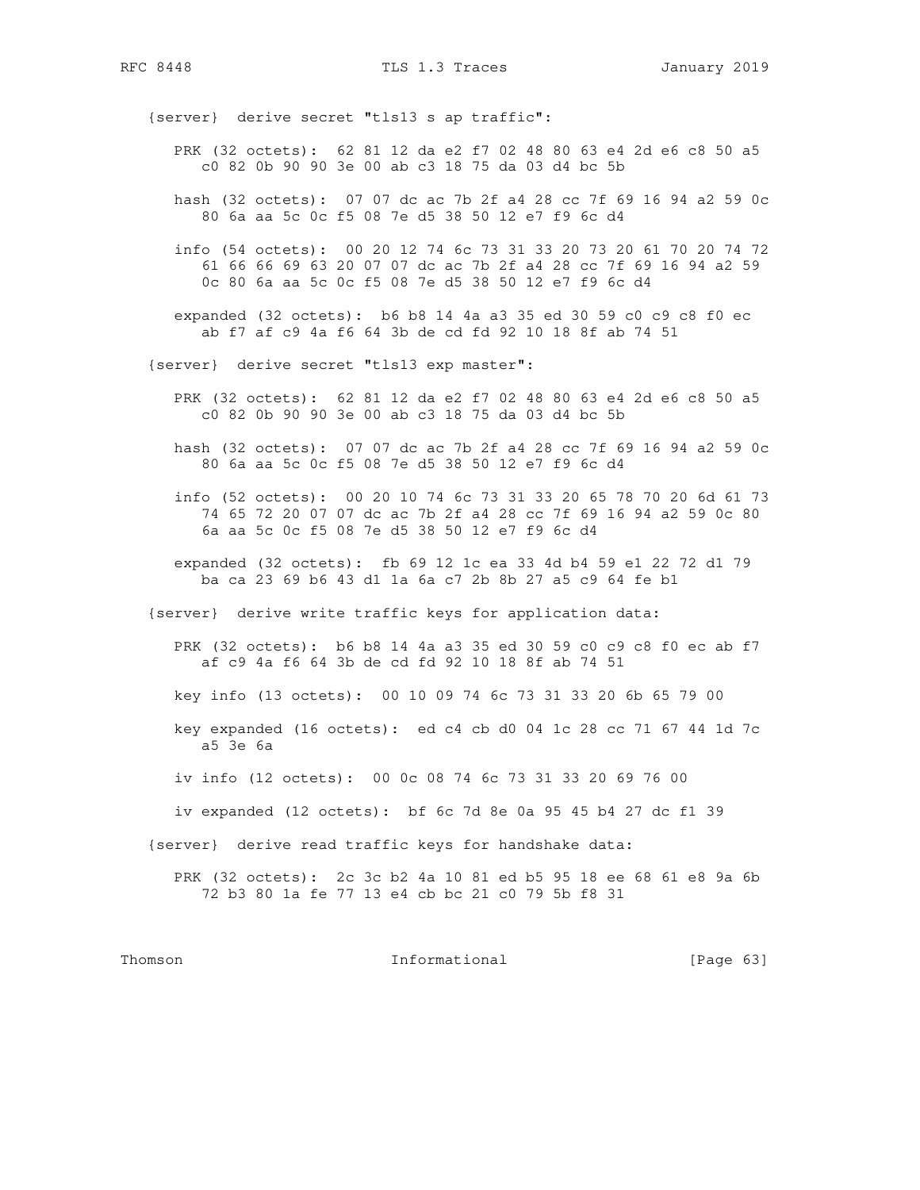```
   {server}  derive secret "tls13 s ap traffic":

      PRK (32 octets):  62 81 12 da e2 f7 02 48 80 63 e4 2d e6 c8 50 a5
         c0 82 0b 90 90 3e 00 ab c3 18 75 da 03 d4 bc 5b

      hash (32 octets):  07 07 dc ac 7b 2f a4 28 cc 7f 69 16 94 a2 59 0c
         80 6a aa 5c 0c f5 08 7e d5 38 50 12 e7 f9 6c d4

      info (54 octets):  00 20 12 74 6c 73 31 33 20 73 20 61 70 20 74 72
         61 66 66 69 63 20 07 07 dc ac 7b 2f a4 28 cc 7f 69 16 94 a2 59
         0c 80 6a aa 5c 0c f5 08 7e d5 38 50 12 e7 f9 6c d4

      expanded (32 octets):  b6 b8 14 4a a3 35 ed 30 59 c0 c9 c8 f0 ec
         ab f7 af c9 4a f6 64 3b de cd fd 92 10 18 8f ab 74 51

   {server}  derive secret "tls13 exp master":

      PRK (32 octets):  62 81 12 da e2 f7 02 48 80 63 e4 2d e6 c8 50 a5
         c0 82 0b 90 90 3e 00 ab c3 18 75 da 03 d4 bc 5b

      hash (32 octets):  07 07 dc ac 7b 2f a4 28 cc 7f 69 16 94 a2 59 0c
         80 6a aa 5c 0c f5 08 7e d5 38 50 12 e7 f9 6c d4

      info (52 octets):  00 20 10 74 6c 73 31 33 20 65 78 70 20 6d 61 73
         74 65 72 20 07 07 dc ac 7b 2f a4 28 cc 7f 69 16 94 a2 59 0c 80
         6a aa 5c 0c f5 08 7e d5 38 50 12 e7 f9 6c d4

      expanded (32 octets):  fb 69 12 1c ea 33 4d b4 59 e1 22 72 d1 79
         ba ca 23 69 b6 43 d1 1a 6a c7 2b 8b 27 a5 c9 64 fe b1

   {server}  derive write traffic keys for application data:

      PRK (32 octets):  b6 b8 14 4a a3 35 ed 30 59 c0 c9 c8 f0 ec ab f7
         af c9 4a f6 64 3b de cd fd 92 10 18 8f ab 74 51

      key info (13 octets):  00 10 09 74 6c 73 31 33 20 6b 65 79 00

      key expanded (16 octets):  ed c4 cb d0 04 1c 28 cc 71 67 44 1d 7c
         a5 3e 6a

      iv info (12 octets):  00 0c 08 74 6c 73 31 33 20 69 76 00

      iv expanded (12 octets):  bf 6c 7d 8e 0a 95 45 b4 27 dc f1 39

   {server}  derive read traffic keys for handshake data:

      PRK (32 octets):  2c 3c b2 4a 10 81 ed b5 95 18 ee 68 61 e8 9a 6b
         72 b3 80 1a fe 77 13 e4 cb bc 21 c0 79 5b f8 31
```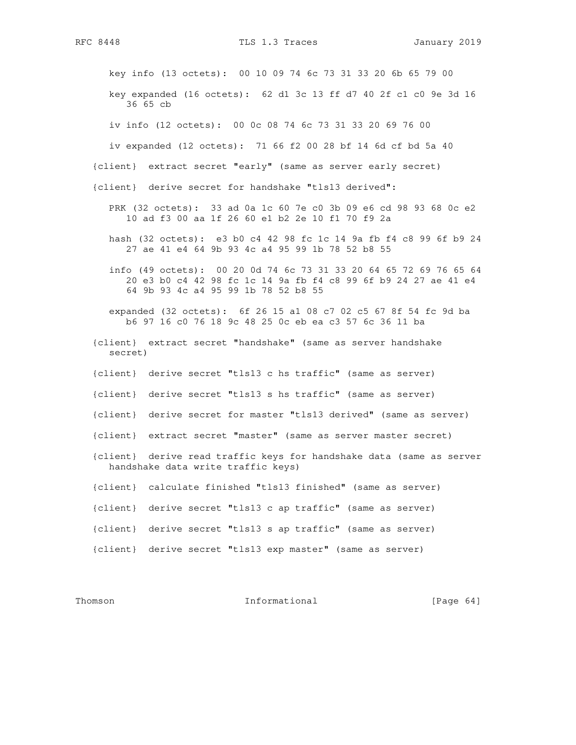```
      key info (13 octets):  00 10 09 74 6c 73 31 33 20 6b 65 79 00

      key expanded (16 octets):  62 d1 3c 13 ff d7 40 2f c1 c0 9e 3d 16
         36 65 cb

      iv info (12 octets):  00 0c 08 74 6c 73 31 33 20 69 76 00

      iv expanded (12 octets):  71 66 f2 00 28 bf 14 6d cf bd 5a 40

   {client}  extract secret "early" (same as server early secret)

   {client}  derive secret for handshake "tls13 derived":

      PRK (32 octets):  33 ad 0a 1c 60 7e c0 3b 09 e6 cd 98 93 68 0c e2
         10 ad f3 00 aa 1f 26 60 e1 b2 2e 10 f1 70 f9 2a

      hash (32 octets):  e3 b0 c4 42 98 fc 1c 14 9a fb f4 c8 99 6f b9 24
         27 ae 41 e4 64 9b 93 4c a4 95 99 1b 78 52 b8 55

      info (49 octets):  00 20 0d 74 6c 73 31 33 20 64 65 72 69 76 65 64
         20 e3 b0 c4 42 98 fc 1c 14 9a fb f4 c8 99 6f b9 24 27 ae 41 e4
         64 9b 93 4c a4 95 99 1b 78 52 b8 55

      expanded (32 octets):  6f 26 15 a1 08 c7 02 c5 67 8f 54 fc 9d ba
         b6 97 16 c0 76 18 9c 48 25 0c eb ea c3 57 6c 36 11 ba

   {client}  extract secret "handshake" (same as server handshake
      secret)

   {client}  derive secret "tls13 c hs traffic" (same as server)

   {client}  derive secret "tls13 s hs traffic" (same as server)

   {client}  derive secret for master "tls13 derived" (same as server)

   {client}  extract secret "master" (same as server master secret)

   {client}  derive read traffic keys for handshake data (same as server
      handshake data write traffic keys)

   {client}  calculate finished "tls13 finished" (same as server)

   {client}  derive secret "tls13 c ap traffic" (same as server)

   {client}  derive secret "tls13 s ap traffic" (same as server)

   {client}  derive secret "tls13 exp master" (same as server)
```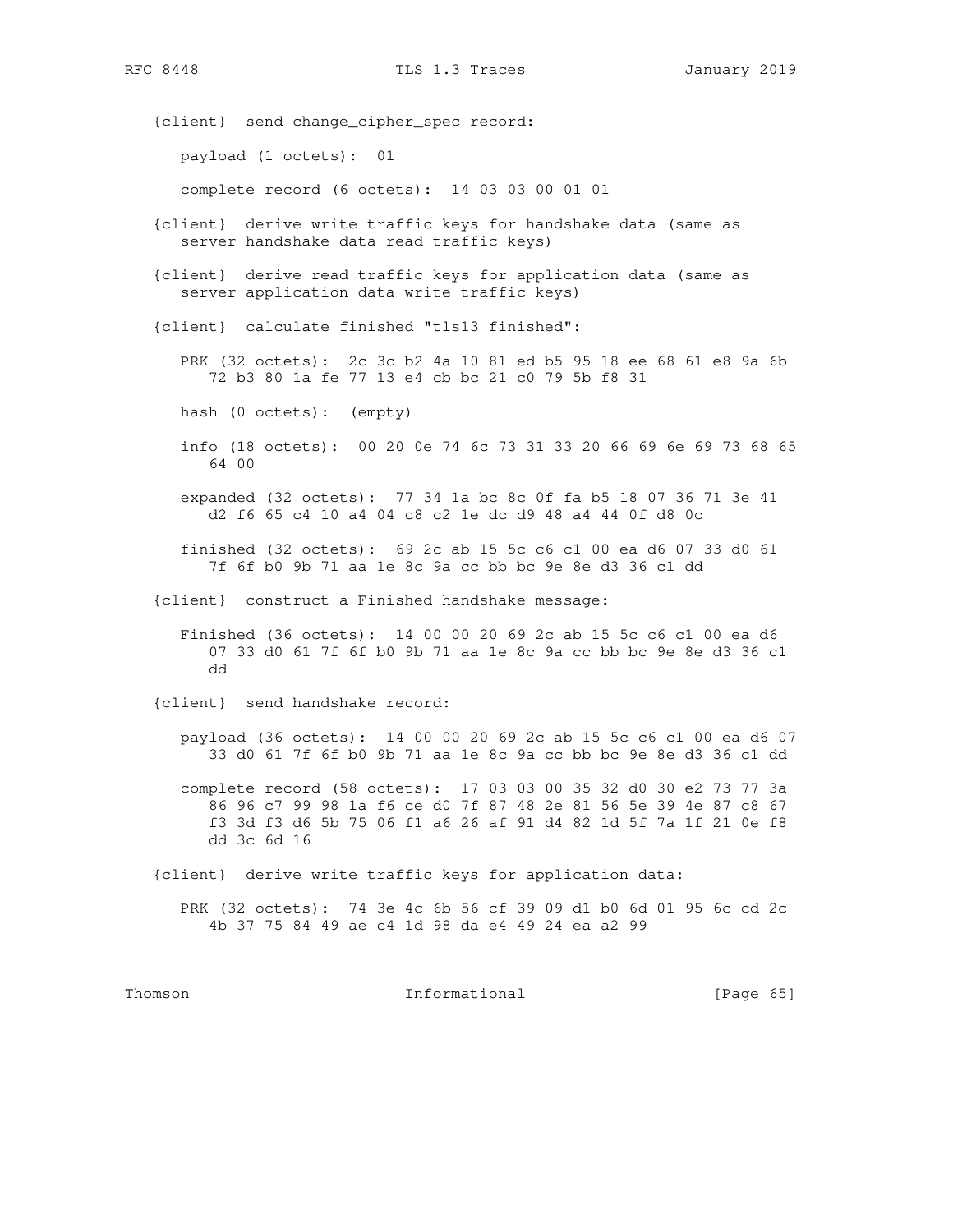```
   {client}  send change_cipher_spec record:

      payload (1 octets):  01

      complete record (6 octets):  14 03 03 00 01 01

   {client}  derive write traffic keys for handshake data (same as
      server handshake data read traffic keys)

   {client}  derive read traffic keys for application data (same as
      server application data write traffic keys)

   {client}  calculate finished "tls13 finished":

      PRK (32 octets):  2c 3c b2 4a 10 81 ed b5 95 18 ee 68 61 e8 9a 6b
         72 b3 80 1a fe 77 13 e4 cb bc 21 c0 79 5b f8 31

      hash (0 octets):  (empty)

      info (18 octets):  00 20 0e 74 6c 73 31 33 20 66 69 6e 69 73 68 65
         64 00

      expanded (32 octets):  77 34 1a bc 8c 0f fa b5 18 07 36 71 3e 41
         d2 f6 65 c4 10 a4 04 c8 c2 1e dc d9 48 a4 44 0f d8 0c

      finished (32 octets):  69 2c ab 15 5c c6 c1 00 ea d6 07 33 d0 61
         7f 6f b0 9b 71 aa 1e 8c 9a cc bb bc 9e 8e d3 36 c1 dd

   {client}  construct a Finished handshake message:

      Finished (36 octets):  14 00 00 20 69 2c ab 15 5c c6 c1 00 ea d6
         07 33 d0 61 7f 6f b0 9b 71 aa 1e 8c 9a cc bb bc 9e 8e d3 36 c1
         dd

   {client}  send handshake record:

      payload (36 octets):  14 00 00 20 69 2c ab 15 5c c6 c1 00 ea d6 07
         33 d0 61 7f 6f b0 9b 71 aa 1e 8c 9a cc bb bc 9e 8e d3 36 c1 dd

      complete record (58 octets):  17 03 03 00 35 32 d0 30 e2 73 77 3a
         86 96 c7 99 98 1a f6 ce d0 7f 87 48 2e 81 56 5e 39 4e 87 c8 67
         f3 3d f3 d6 5b 75 06 f1 a6 26 af 91 d4 82 1d 5f 7a 1f 21 0e f8
         dd 3c 6d 16

   {client}  derive write traffic keys for application data:

      PRK (32 octets):  74 3e 4c 6b 56 cf 39 09 d1 b0 6d 01 95 6c cd 2c
         4b 37 75 84 49 ae c4 1d 98 da e4 49 24 ea a2 99
```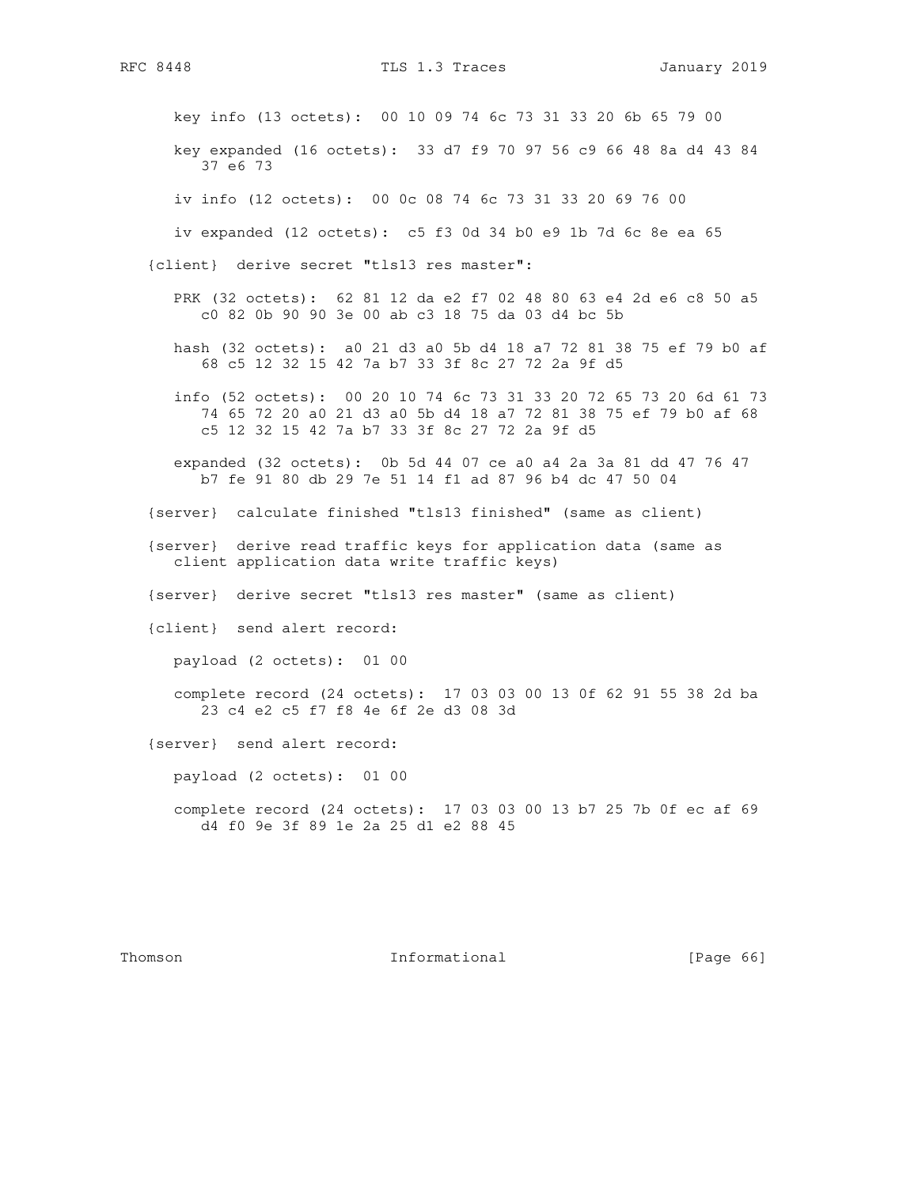```
      key info (13 octets):  00 10 09 74 6c 73 31 33 20 6b 65 79 00

      key expanded (16 octets):  33 d7 f9 70 97 56 c9 66 48 8a d4 43 84
         37 e6 73

      iv info (12 octets):  00 0c 08 74 6c 73 31 33 20 69 76 00

      iv expanded (12 octets):  c5 f3 0d 34 b0 e9 1b 7d 6c 8e ea 65

   {client}  derive secret "tls13 res master":

      PRK (32 octets):  62 81 12 da e2 f7 02 48 80 63 e4 2d e6 c8 50 a5
         c0 82 0b 90 90 3e 00 ab c3 18 75 da 03 d4 bc 5b

      hash (32 octets):  a0 21 d3 a0 5b d4 18 a7 72 81 38 75 ef 79 b0 af
         68 c5 12 32 15 42 7a b7 33 3f 8c 27 72 2a 9f d5

      info (52 octets):  00 20 10 74 6c 73 31 33 20 72 65 73 20 6d 61 73
         74 65 72 20 a0 21 d3 a0 5b d4 18 a7 72 81 38 75 ef 79 b0 af 68
         c5 12 32 15 42 7a b7 33 3f 8c 27 72 2a 9f d5

      expanded (32 octets):  0b 5d 44 07 ce a0 a4 2a 3a 81 dd 47 76 47
         b7 fe 91 80 db 29 7e 51 14 f1 ad 87 96 b4 dc 47 50 04

   {server}  calculate finished "tls13 finished" (same as client)

   {server}  derive read traffic keys for application data (same as
      client application data write traffic keys)

   {server}  derive secret "tls13 res master" (same as client)

   {client}  send alert record:

      payload (2 octets):  01 00

      complete record (24 octets):  17 03 03 00 13 0f 62 91 55 38 2d ba
         23 c4 e2 c5 f7 f8 4e 6f 2e d3 08 3d

   {server}  send alert record:

      payload (2 octets):  01 00

      complete record (24 octets):  17 03 03 00 13 b7 25 7b 0f ec af 69
         d4 f0 9e 3f 89 1e 2a 25 d1 e2 88 45
```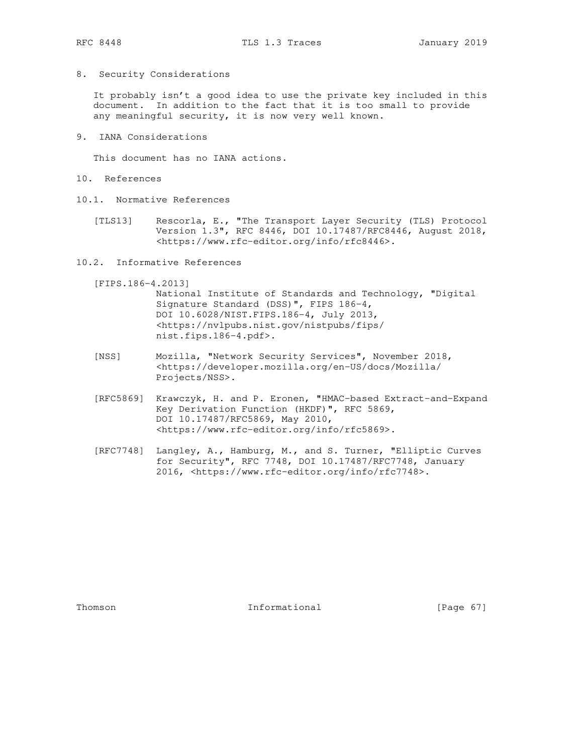## 8. Security Considerations

It probably isn't a good idea to use the private key included in this document. In addition to the fact that it is too small to provide any meaningful security, it is now very well known.

## 9. IANA Considerations

This document has no IANA actions.

## 10. References

### 10.1. Normative References

[TLS13] Rescorla, E., "The Transport Layer Security (TLS) Protocol Version 1.3", RFC 8446, DOI 10.17487/RFC8446, August 2018, <https://www.rfc-editor.org/info/rfc8446>.

### 10.2. Informative References

[FIPS.186-4.2013] National Institute of Standards and Technology, "Digital Signature Standard (DSS)", FIPS 186-4, DOI 10.6028/NIST.FIPS.186-4, July 2013, <https://nvlpubs.nist.gov/nistpubs/fips/nist.fips.186-4.pdf>.

[NSS] Mozilla, "Network Security Services", November 2018, <https://developer.mozilla.org/en-US/docs/Mozilla/Projects/NSS>.

[RFC5869] Krawczyk, H. and P. Eronen, "HMAC-based Extract-and-Expand Key Derivation Function (HKDF)", RFC 5869, DOI 10.17487/RFC5869, May 2010, <https://www.rfc-editor.org/info/rfc5869>.

[RFC7748] Langley, A., Hamburg, M., and S. Turner, "Elliptic Curves for Security", RFC 7748, DOI 10.17487/RFC7748, January 2016, <https://www.rfc-editor.org/info/rfc7748>.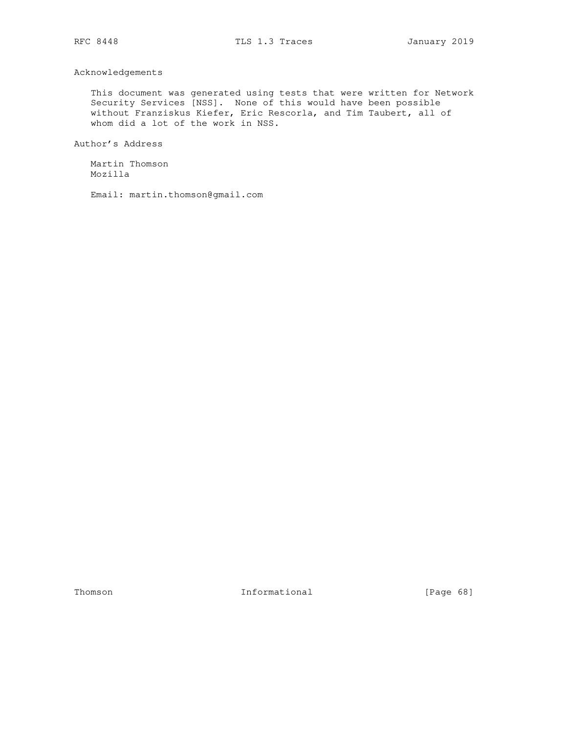## Acknowledgements

This document was generated using tests that were written for Network Security Services [NSS]. None of this would have been possible without Franziskus Kiefer, Eric Rescorla, and Tim Taubert, all of whom did a lot of the work in NSS.

## Author's Address

Martin Thomson
Mozilla

Email: martin.thomson@gmail.com